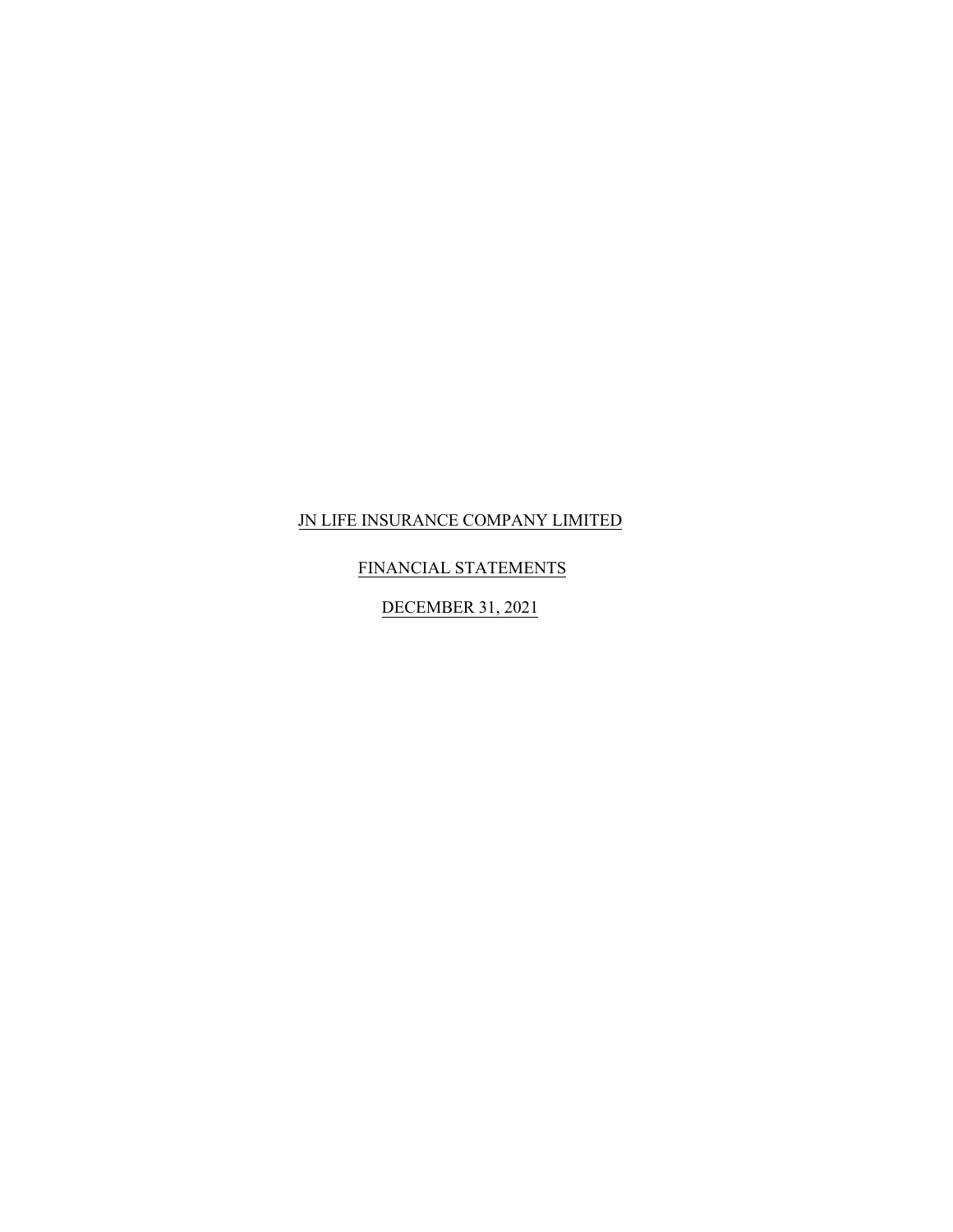# JN LIFE INSURANCE COMPANY LIMITED

## FINANCIAL STATEMENTS

## DECEMBER 31, 2021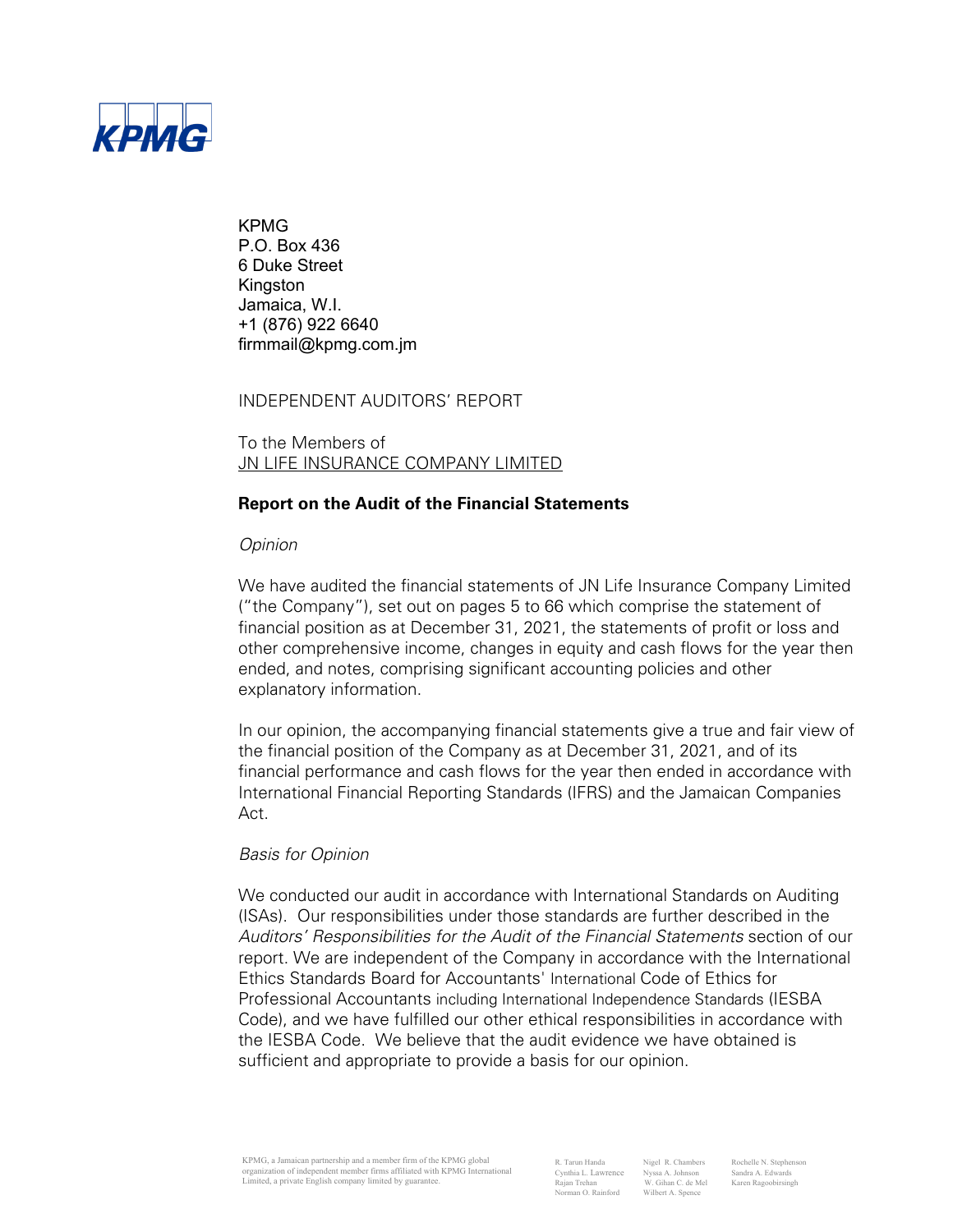KPMG
P.O. Box 436
6 Duke Street
Kingston
Jamaica, W.I.
+1 (876) 922 6640
firmmail@kpmg.com.jm

INDEPENDENT AUDITORS' REPORT

To the Members of
JN LIFE INSURANCE COMPANY LIMITED

## Report on the Audit of the Financial Statements

*Opinion*

We have audited the financial statements of JN Life Insurance Company Limited ("the Company"), set out on pages 5 to 66 which comprise the statement of financial position as at December 31, 2021, the statements of profit or loss and other comprehensive income, changes in equity and cash flows for the year then ended, and notes, comprising significant accounting policies and other explanatory information.

In our opinion, the accompanying financial statements give a true and fair view of the financial position of the Company as at December 31, 2021, and of its financial performance and cash flows for the year then ended in accordance with International Financial Reporting Standards (IFRS) and the Jamaican Companies Act.

*Basis for Opinion*

We conducted our audit in accordance with International Standards on Auditing (ISAs). Our responsibilities under those standards are further described in the *Auditors' Responsibilities for the Audit of the Financial Statements* section of our report. We are independent of the Company in accordance with the International Ethics Standards Board for Accountants' International Code of Ethics for Professional Accountants including International Independence Standards (IESBA Code), and we have fulfilled our other ethical responsibilities in accordance with the IESBA Code. We believe that the audit evidence we have obtained is sufficient and appropriate to provide a basis for our opinion.

KPMG, a Jamaican partnership and a member firm of the KPMG global organization of independent member firms affiliated with KPMG International Limited, a private English company limited by guarantee.

R. Tarun Handa
Cynthia L. Lawrence
Rajan Trehan
Norman O. Rainford
Nigel R. Chambers
Nyssa A. Johnson
W. Gihan C. de Mel
Wilbert A. Spence
Rochelle N. Stephenson
Sandra A. Edwards
Karen Ragoobirsingh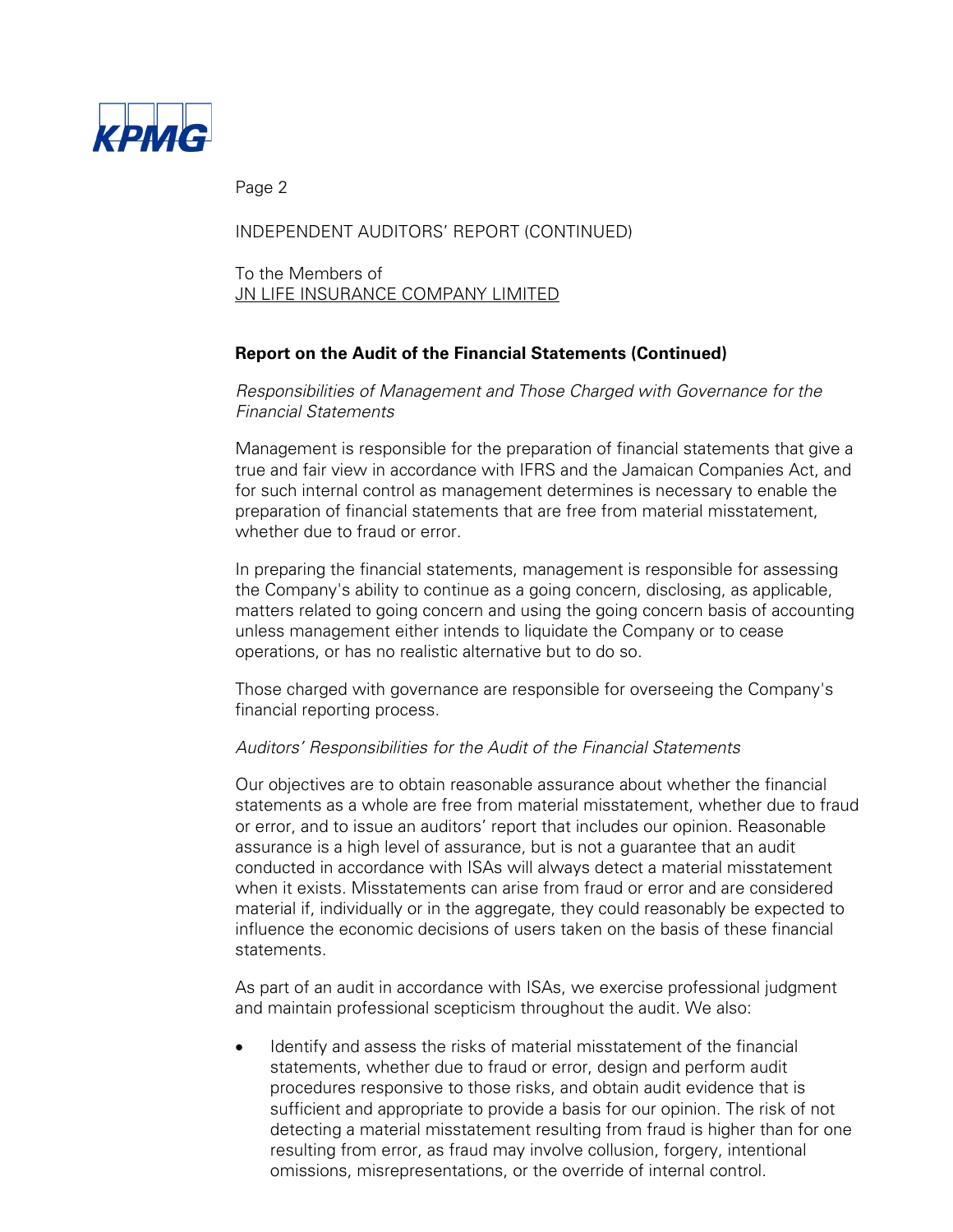INDEPENDENT AUDITORS' REPORT (CONTINUED)

To the Members of
JN LIFE INSURANCE COMPANY LIMITED

**Report on the Audit of the Financial Statements (Continued)**

*Responsibilities of Management and Those Charged with Governance for the Financial Statements*

Management is responsible for the preparation of financial statements that give a true and fair view in accordance with IFRS and the Jamaican Companies Act, and for such internal control as management determines is necessary to enable the preparation of financial statements that are free from material misstatement, whether due to fraud or error.

In preparing the financial statements, management is responsible for assessing the Company's ability to continue as a going concern, disclosing, as applicable, matters related to going concern and using the going concern basis of accounting unless management either intends to liquidate the Company or to cease operations, or has no realistic alternative but to do so.

Those charged with governance are responsible for overseeing the Company's financial reporting process.

*Auditors' Responsibilities for the Audit of the Financial Statements*

Our objectives are to obtain reasonable assurance about whether the financial statements as a whole are free from material misstatement, whether due to fraud or error, and to issue an auditors' report that includes our opinion. Reasonable assurance is a high level of assurance, but is not a guarantee that an audit conducted in accordance with ISAs will always detect a material misstatement when it exists. Misstatements can arise from fraud or error and are considered material if, individually or in the aggregate, they could reasonably be expected to influence the economic decisions of users taken on the basis of these financial statements.

As part of an audit in accordance with ISAs, we exercise professional judgment and maintain professional scepticism throughout the audit. We also:

- Identify and assess the risks of material misstatement of the financial statements, whether due to fraud or error, design and perform audit procedures responsive to those risks, and obtain audit evidence that is sufficient and appropriate to provide a basis for our opinion. The risk of not detecting a material misstatement resulting from fraud is higher than for one resulting from error, as fraud may involve collusion, forgery, intentional omissions, misrepresentations, or the override of internal control.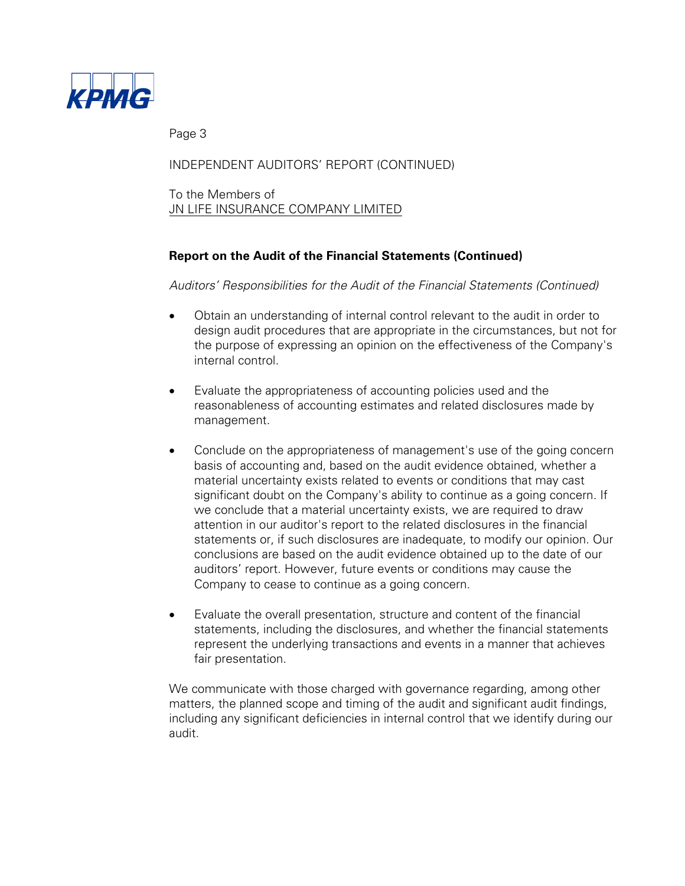INDEPENDENT AUDITORS' REPORT (CONTINUED)

To the Members of
JN LIFE INSURANCE COMPANY LIMITED

## Report on the Audit of the Financial Statements (Continued)

*Auditors' Responsibilities for the Audit of the Financial Statements (Continued)*

- Obtain an understanding of internal control relevant to the audit in order to design audit procedures that are appropriate in the circumstances, but not for the purpose of expressing an opinion on the effectiveness of the Company's internal control.

- Evaluate the appropriateness of accounting policies used and the reasonableness of accounting estimates and related disclosures made by management.

- Conclude on the appropriateness of management's use of the going concern basis of accounting and, based on the audit evidence obtained, whether a material uncertainty exists related to events or conditions that may cast significant doubt on the Company's ability to continue as a going concern. If we conclude that a material uncertainty exists, we are required to draw attention in our auditor's report to the related disclosures in the financial statements or, if such disclosures are inadequate, to modify our opinion. Our conclusions are based on the audit evidence obtained up to the date of our auditors' report. However, future events or conditions may cause the Company to cease to continue as a going concern.

- Evaluate the overall presentation, structure and content of the financial statements, including the disclosures, and whether the financial statements represent the underlying transactions and events in a manner that achieves fair presentation.

We communicate with those charged with governance regarding, among other matters, the planned scope and timing of the audit and significant audit findings, including any significant deficiencies in internal control that we identify during our audit.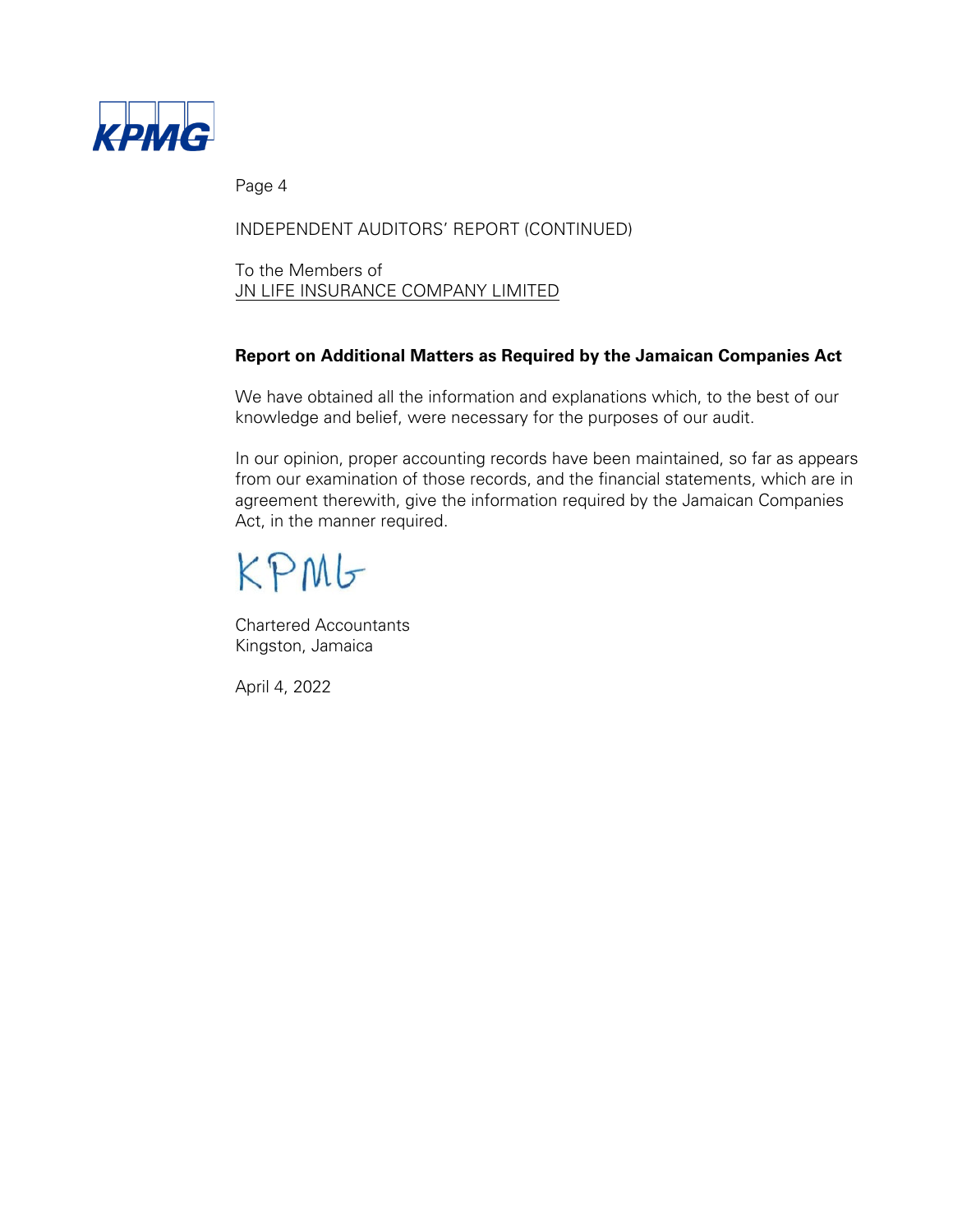INDEPENDENT AUDITORS' REPORT (CONTINUED)

To the Members of
JN LIFE INSURANCE COMPANY LIMITED

**Report on Additional Matters as Required by the Jamaican Companies Act**

We have obtained all the information and explanations which, to the best of our knowledge and belief, were necessary for the purposes of our audit.

In our opinion, proper accounting records have been maintained, so far as appears from our examination of those records, and the financial statements, which are in agreement therewith, give the information required by the Jamaican Companies Act, in the manner required.

KPMG

Chartered Accountants
Kingston, Jamaica

April 4, 2022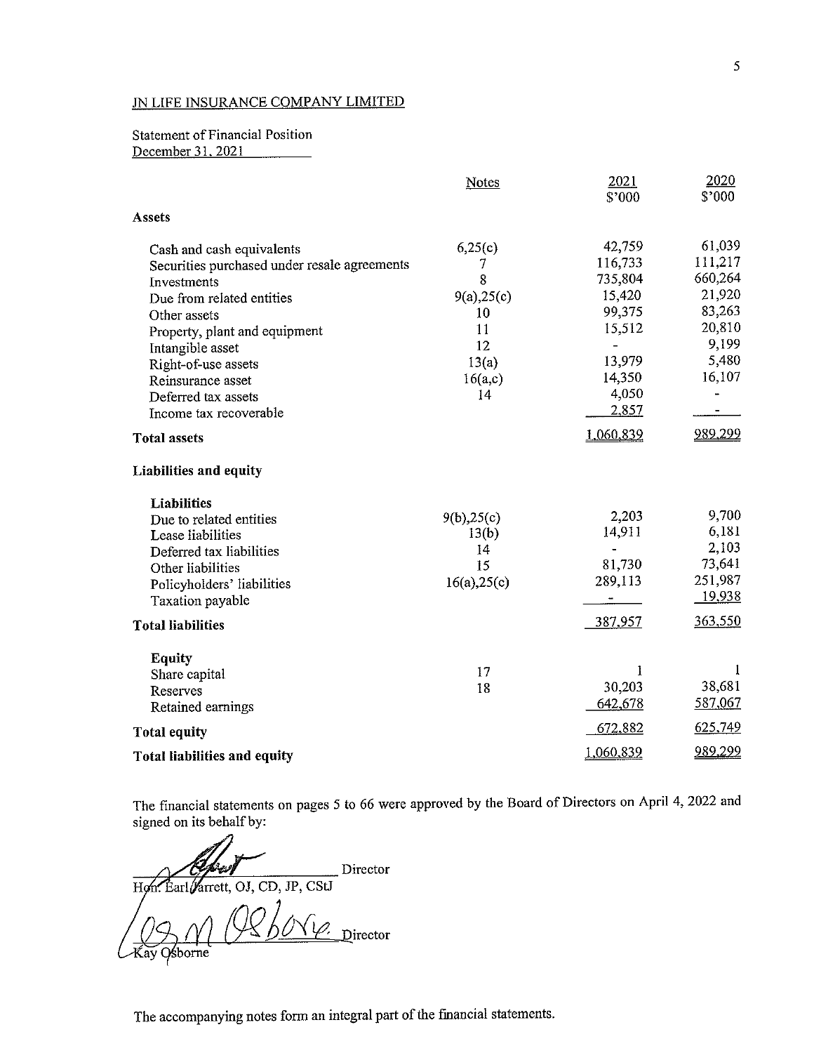JN LIFE INSURANCE COMPANY LIMITED

Statement of Financial Position
December 31, 2021

| | Notes | 2021 $'000 | 2020 $'000 |
|---|---|---|---|
| **Assets** | | | |
| Cash and cash equivalents | 6,25(c) | 42,759 | 61,039 |
| Securities purchased under resale agreements | 7 | 116,733 | 111,217 |
| Investments | 8 | 735,804 | 660,264 |
| Due from related entities | 9(a),25(c) | 15,420 | 21,920 |
| Other assets | 10 | 99,375 | 83,263 |
| Property, plant and equipment | 11 | 15,512 | 20,810 |
| Intangible asset | 12 | - | 9,199 |
| Right-of-use assets | 13(a) | 13,979 | 5,480 |
| Reinsurance asset | 16(a,c) | 14,350 | 16,107 |
| Deferred tax assets | 14 | 4,050 | - |
| Income tax recoverable | | 2,857 | - |
| **Total assets** | | 1,060,839 | 989,299 |
| **Liabilities and equity** | | | |
| **Liabilities** | | | |
| Due to related entities | 9(b),25(c) | 2,203 | 9,700 |
| Lease liabilities | 13(b) | 14,911 | 6,181 |
| Deferred tax liabilities | 14 | - | 2,103 |
| Other liabilities | 15 | 81,730 | 73,641 |
| Policyholders' liabilities | 16(a),25(c) | 289,113 | 251,987 |
| Taxation payable | | - | 19,938 |
| **Total liabilities** | | 387,957 | 363,550 |
| **Equity** | | | |
| Share capital | 17 | 1 | 1 |
| Reserves | 18 | 30,203 | 38,681 |
| Retained earnings | | 642,678 | 587,067 |
| **Total equity** | | 672,882 | 625,749 |
| **Total liabilities and equity** | | 1,060,839 | 989,299 |

The financial statements on pages 5 to 66 were approved by the Board of Directors on April 4, 2022 and signed on its behalf by:

Hon. Earl Jarrett, OJ, CD, JP, CStJ — Director

Kay Osborne — Director

The accompanying notes form an integral part of the financial statements.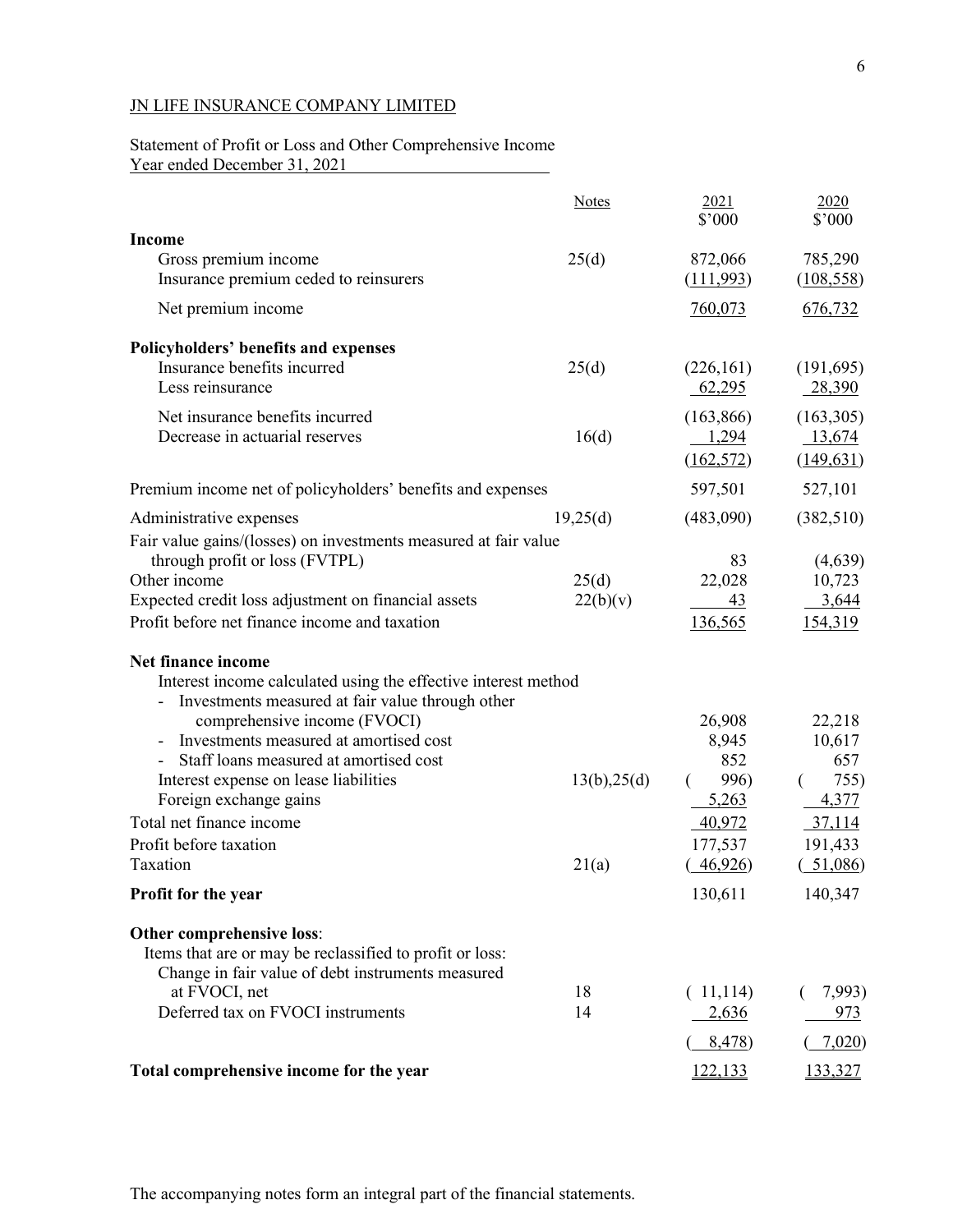JN LIFE INSURANCE COMPANY LIMITED

Statement of Profit or Loss and Other Comprehensive Income
Year ended December 31, 2021

| | Notes | 2021 $'000 | 2020 $'000 |
|---|---|---|---|
| **Income** | | | |
| Gross premium income | 25(d) | 872,066 | 785,290 |
| Insurance premium ceded to reinsurers | | (111,993) | (108,558) |
| Net premium income | | 760,073 | 676,732 |
| **Policyholders' benefits and expenses** | | | |
| Insurance benefits incurred | 25(d) | (226,161) | (191,695) |
| Less reinsurance | | 62,295 | 28,390 |
| Net insurance benefits incurred | | (163,866) | (163,305) |
| Decrease in actuarial reserves | 16(d) | 1,294 | 13,674 |
| | | (162,572) | (149,631) |
| Premium income net of policyholders' benefits and expenses | | 597,501 | 527,101 |
| Administrative expenses | 19,25(d) | (483,090) | (382,510) |
| Fair value gains/(losses) on investments measured at fair value through profit or loss (FVTPL) | | 83 | (4,639) |
| Other income | 25(d) | 22,028 | 10,723 |
| Expected credit loss adjustment on financial assets | 22(b)(v) | 43 | 3,644 |
| Profit before net finance income and taxation | | 136,565 | 154,319 |
| **Net finance income** | | | |
| Interest income calculated using the effective interest method | | | |
| - Investments measured at fair value through other comprehensive income (FVOCI) | | 26,908 | 22,218 |
| - Investments measured at amortised cost | | 8,945 | 10,617 |
| - Staff loans measured at amortised cost | | 852 | 657 |
| Interest expense on lease liabilities | 13(b),25(d) | ( 996) | ( 755) |
| Foreign exchange gains | | 5,263 | 4,377 |
| Total net finance income | | 40,972 | 37,114 |
| Profit before taxation | | 177,537 | 191,433 |
| Taxation | 21(a) | ( 46,926) | ( 51,086) |
| **Profit for the year** | | 130,611 | 140,347 |
| **Other comprehensive loss**: | | | |
| Items that are or may be reclassified to profit or loss: | | | |
| Change in fair value of debt instruments measured at FVOCI, net | 18 | ( 11,114) | ( 7,993) |
| Deferred tax on FVOCI instruments | 14 | 2,636 | 973 |
| | | ( 8,478) | ( 7,020) |
| **Total comprehensive income for the year** | | 122,133 | 133,327 |

The accompanying notes form an integral part of the financial statements.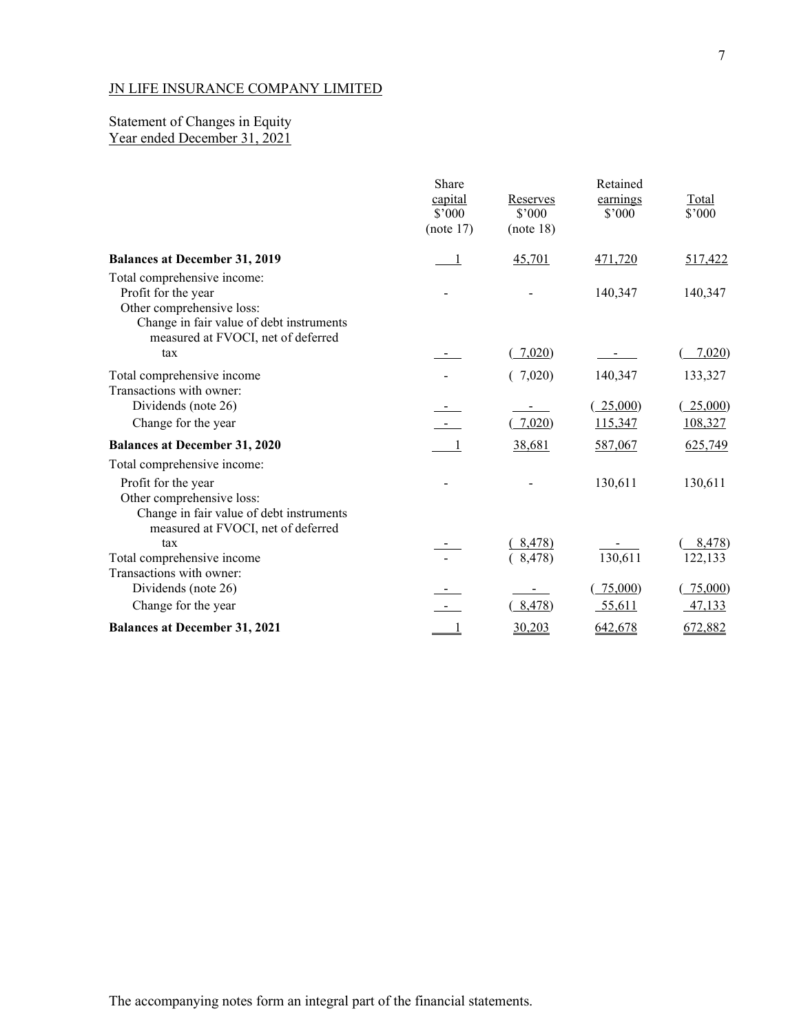JN LIFE INSURANCE COMPANY LIMITED

Statement of Changes in Equity
Year ended December 31, 2021

| | Share capital \$'000 (note 17) | Reserves \$'000 (note 18) | Retained earnings \$'000 | Total \$'000 |
|---|---|---|---|---|
| **Balances at December 31, 2019** | 1 | 45,701 | 471,720 | 517,422 |
| Total comprehensive income: | | | | |
| Profit for the year | - | - | 140,347 | 140,347 |
| Other comprehensive loss: | | | | |
| Change in fair value of debt instruments measured at FVOCI, net of deferred tax | - | ( 7,020) | - | ( 7,020) |
| Total comprehensive income | - | ( 7,020) | 140,347 | 133,327 |
| Transactions with owner: | | | | |
| Dividends (note 26) | - | - | ( 25,000) | ( 25,000) |
| Change for the year | - | ( 7,020) | 115,347 | 108,327 |
| **Balances at December 31, 2020** | 1 | 38,681 | 587,067 | 625,749 |
| Total comprehensive income: | | | | |
| Profit for the year | - | - | 130,611 | 130,611 |
| Other comprehensive loss: | | | | |
| Change in fair value of debt instruments measured at FVOCI, net of deferred tax | - | ( 8,478) | - | ( 8,478) |
| Total comprehensive income | - | ( 8,478) | 130,611 | 122,133 |
| Transactions with owner: | | | | |
| Dividends (note 26) | - | - | ( 75,000) | ( 75,000) |
| Change for the year | - | ( 8,478) | 55,611 | 47,133 |
| **Balances at December 31, 2021** | 1 | 30,203 | 642,678 | 672,882 |

The accompanying notes form an integral part of the financial statements.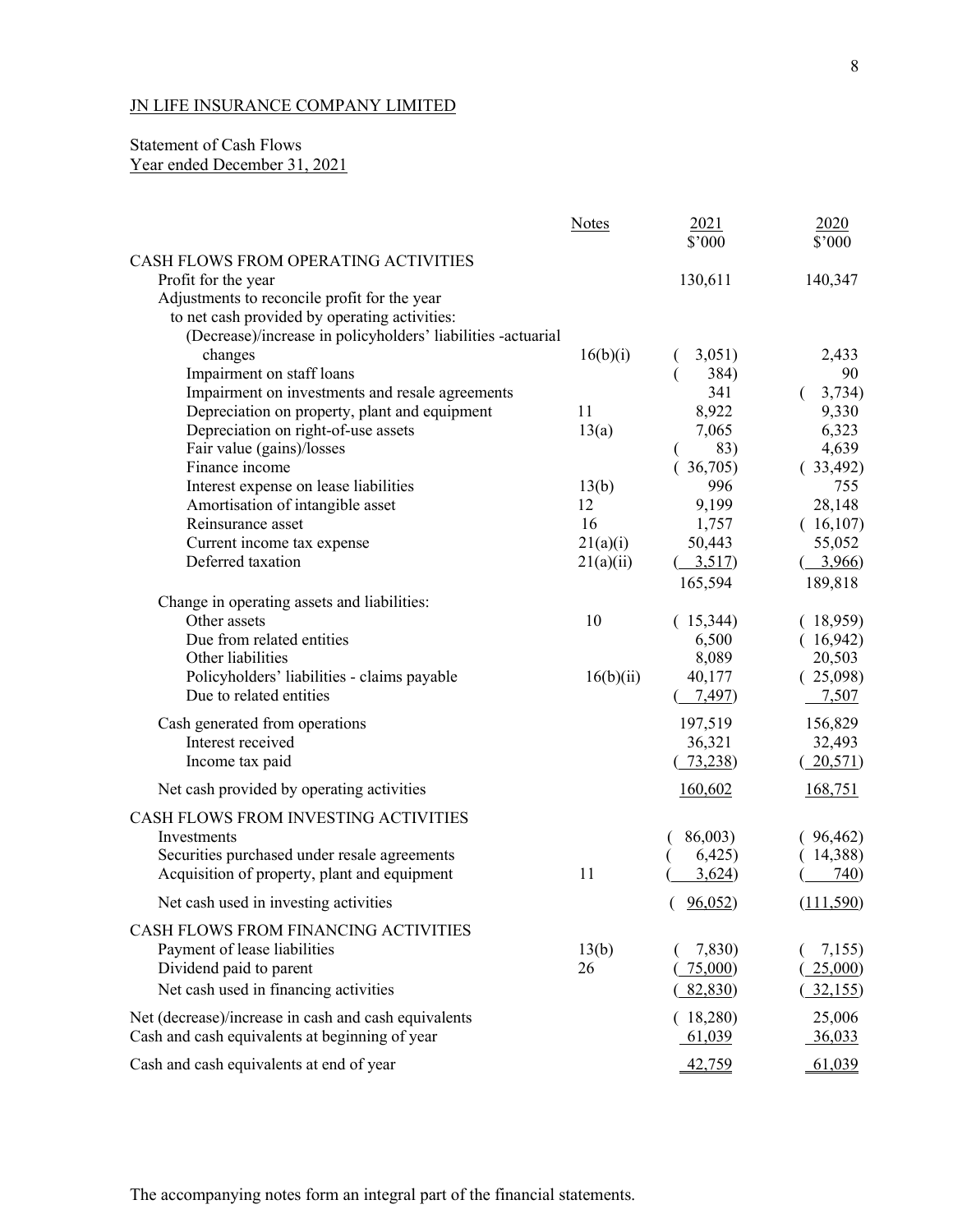JN LIFE INSURANCE COMPANY LIMITED

Statement of Cash Flows
Year ended December 31, 2021

| | Notes | 2021 $'000 | 2020 $'000 |
|---|---|---|---|
| **CASH FLOWS FROM OPERATING ACTIVITIES** | | | |
| Profit for the year | | 130,611 | 140,347 |
| Adjustments to reconcile profit for the year to net cash provided by operating activities: | | | |
| (Decrease)/increase in policyholders' liabilities -actuarial changes | 16(b)(i) | ( 3,051) | 2,433 |
| Impairment on staff loans | | ( 384) | 90 |
| Impairment on investments and resale agreements | | 341 | ( 3,734) |
| Depreciation on property, plant and equipment | 11 | 8,922 | 9,330 |
| Depreciation on right-of-use assets | 13(a) | 7,065 | 6,323 |
| Fair value (gains)/losses | | ( 83) | 4,639 |
| Finance income | | ( 36,705) | ( 33,492) |
| Interest expense on lease liabilities | 13(b) | 996 | 755 |
| Amortisation of intangible asset | 12 | 9,199 | 28,148 |
| Reinsurance asset | 16 | 1,757 | ( 16,107) |
| Current income tax expense | 21(a)(i) | 50,443 | 55,052 |
| Deferred taxation | 21(a)(ii) | ( 3,517) | ( 3,966) |
| | | 165,594 | 189,818 |
| Change in operating assets and liabilities: | | | |
| Other assets | 10 | ( 15,344) | ( 18,959) |
| Due from related entities | | 6,500 | ( 16,942) |
| Other liabilities | | 8,089 | 20,503 |
| Policyholders' liabilities - claims payable | 16(b)(ii) | 40,177 | ( 25,098) |
| Due to related entities | | ( 7,497) | 7,507 |
| Cash generated from operations | | 197,519 | 156,829 |
| Interest received | | 36,321 | 32,493 |
| Income tax paid | | ( 73,238) | ( 20,571) |
| Net cash provided by operating activities | | 160,602 | 168,751 |
| **CASH FLOWS FROM INVESTING ACTIVITIES** | | | |
| Investments | | ( 86,003) | ( 96,462) |
| Securities purchased under resale agreements | | ( 6,425) | ( 14,388) |
| Acquisition of property, plant and equipment | 11 | ( 3,624) | ( 740) |
| Net cash used in investing activities | | ( 96,052) | (111,590) |
| **CASH FLOWS FROM FINANCING ACTIVITIES** | | | |
| Payment of lease liabilities | 13(b) | ( 7,830) | ( 7,155) |
| Dividend paid to parent | 26 | ( 75,000) | ( 25,000) |
| Net cash used in financing activities | | ( 82,830) | ( 32,155) |
| Net (decrease)/increase in cash and cash equivalents | | ( 18,280) | 25,006 |
| Cash and cash equivalents at beginning of year | | 61,039 | 36,033 |
| Cash and cash equivalents at end of year | | 42,759 | 61,039 |

The accompanying notes form an integral part of the financial statements.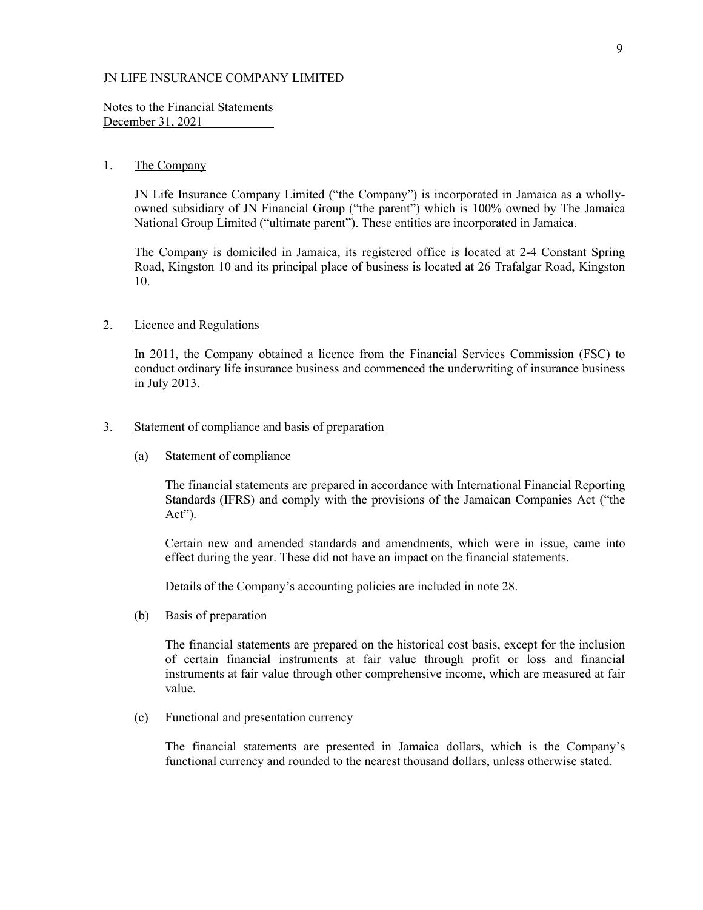JN LIFE INSURANCE COMPANY LIMITED

Notes to the Financial Statements
December 31, 2021

## 1. The Company

JN Life Insurance Company Limited ("the Company") is incorporated in Jamaica as a wholly-owned subsidiary of JN Financial Group ("the parent") which is 100% owned by The Jamaica National Group Limited ("ultimate parent"). These entities are incorporated in Jamaica.

The Company is domiciled in Jamaica, its registered office is located at 2-4 Constant Spring Road, Kingston 10 and its principal place of business is located at 26 Trafalgar Road, Kingston 10.

## 2. Licence and Regulations

In 2011, the Company obtained a licence from the Financial Services Commission (FSC) to conduct ordinary life insurance business and commenced the underwriting of insurance business in July 2013.

## 3. Statement of compliance and basis of preparation

### (a) Statement of compliance

The financial statements are prepared in accordance with International Financial Reporting Standards (IFRS) and comply with the provisions of the Jamaican Companies Act ("the Act").

Certain new and amended standards and amendments, which were in issue, came into effect during the year. These did not have an impact on the financial statements.

Details of the Company's accounting policies are included in note 28.

### (b) Basis of preparation

The financial statements are prepared on the historical cost basis, except for the inclusion of certain financial instruments at fair value through profit or loss and financial instruments at fair value through other comprehensive income, which are measured at fair value.

### (c) Functional and presentation currency

The financial statements are presented in Jamaica dollars, which is the Company's functional currency and rounded to the nearest thousand dollars, unless otherwise stated.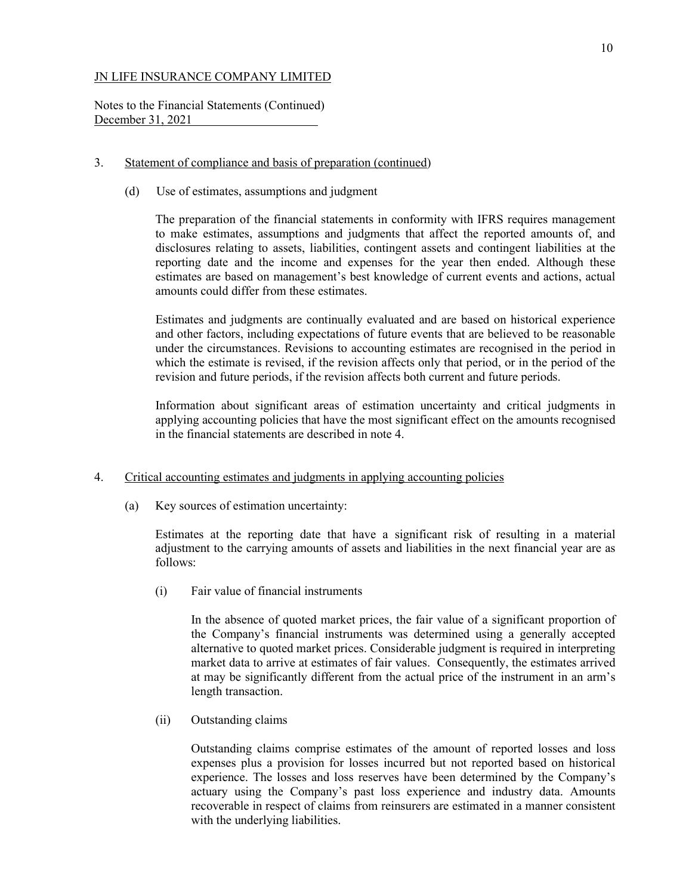JN LIFE INSURANCE COMPANY LIMITED

Notes to the Financial Statements (Continued)
December 31, 2021

3. Statement of compliance and basis of preparation (continued)

(d) Use of estimates, assumptions and judgment

The preparation of the financial statements in conformity with IFRS requires management to make estimates, assumptions and judgments that affect the reported amounts of, and disclosures relating to assets, liabilities, contingent assets and contingent liabilities at the reporting date and the income and expenses for the year then ended. Although these estimates are based on management's best knowledge of current events and actions, actual amounts could differ from these estimates.

Estimates and judgments are continually evaluated and are based on historical experience and other factors, including expectations of future events that are believed to be reasonable under the circumstances. Revisions to accounting estimates are recognised in the period in which the estimate is revised, if the revision affects only that period, or in the period of the revision and future periods, if the revision affects both current and future periods.

Information about significant areas of estimation uncertainty and critical judgments in applying accounting policies that have the most significant effect on the amounts recognised in the financial statements are described in note 4.

4. Critical accounting estimates and judgments in applying accounting policies

(a) Key sources of estimation uncertainty:

Estimates at the reporting date that have a significant risk of resulting in a material adjustment to the carrying amounts of assets and liabilities in the next financial year are as follows:

(i) Fair value of financial instruments

In the absence of quoted market prices, the fair value of a significant proportion of the Company's financial instruments was determined using a generally accepted alternative to quoted market prices. Considerable judgment is required in interpreting market data to arrive at estimates of fair values. Consequently, the estimates arrived at may be significantly different from the actual price of the instrument in an arm's length transaction.

(ii) Outstanding claims

Outstanding claims comprise estimates of the amount of reported losses and loss expenses plus a provision for losses incurred but not reported based on historical experience. The losses and loss reserves have been determined by the Company's actuary using the Company's past loss experience and industry data. Amounts recoverable in respect of claims from reinsurers are estimated in a manner consistent with the underlying liabilities.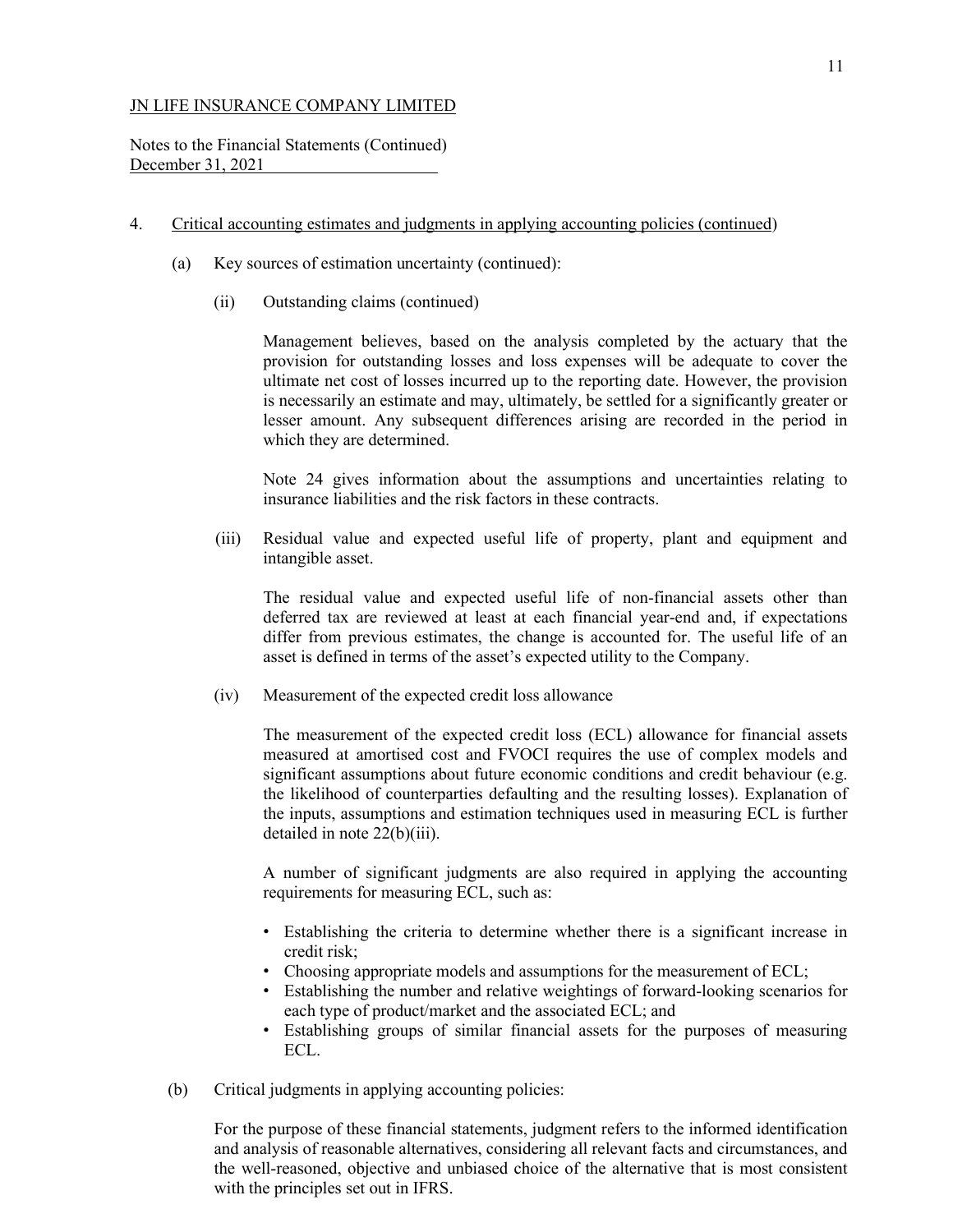JN LIFE INSURANCE COMPANY LIMITED

Notes to the Financial Statements (Continued)
December 31, 2021

4. Critical accounting estimates and judgments in applying accounting policies (continued)

(a) Key sources of estimation uncertainty (continued):

(ii) Outstanding claims (continued)

Management believes, based on the analysis completed by the actuary that the provision for outstanding losses and loss expenses will be adequate to cover the ultimate net cost of losses incurred up to the reporting date. However, the provision is necessarily an estimate and may, ultimately, be settled for a significantly greater or lesser amount. Any subsequent differences arising are recorded in the period in which they are determined.

Note 24 gives information about the assumptions and uncertainties relating to insurance liabilities and the risk factors in these contracts.

(iii) Residual value and expected useful life of property, plant and equipment and intangible asset.

The residual value and expected useful life of non-financial assets other than deferred tax are reviewed at least at each financial year-end and, if expectations differ from previous estimates, the change is accounted for. The useful life of an asset is defined in terms of the asset's expected utility to the Company.

(iv) Measurement of the expected credit loss allowance

The measurement of the expected credit loss (ECL) allowance for financial assets measured at amortised cost and FVOCI requires the use of complex models and significant assumptions about future economic conditions and credit behaviour (e.g. the likelihood of counterparties defaulting and the resulting losses). Explanation of the inputs, assumptions and estimation techniques used in measuring ECL is further detailed in note 22(b)(iii).

A number of significant judgments are also required in applying the accounting requirements for measuring ECL, such as:

- Establishing the criteria to determine whether there is a significant increase in credit risk;
- Choosing appropriate models and assumptions for the measurement of ECL;
- Establishing the number and relative weightings of forward-looking scenarios for each type of product/market and the associated ECL; and
- Establishing groups of similar financial assets for the purposes of measuring ECL.

(b) Critical judgments in applying accounting policies:

For the purpose of these financial statements, judgment refers to the informed identification and analysis of reasonable alternatives, considering all relevant facts and circumstances, and the well-reasoned, objective and unbiased choice of the alternative that is most consistent with the principles set out in IFRS.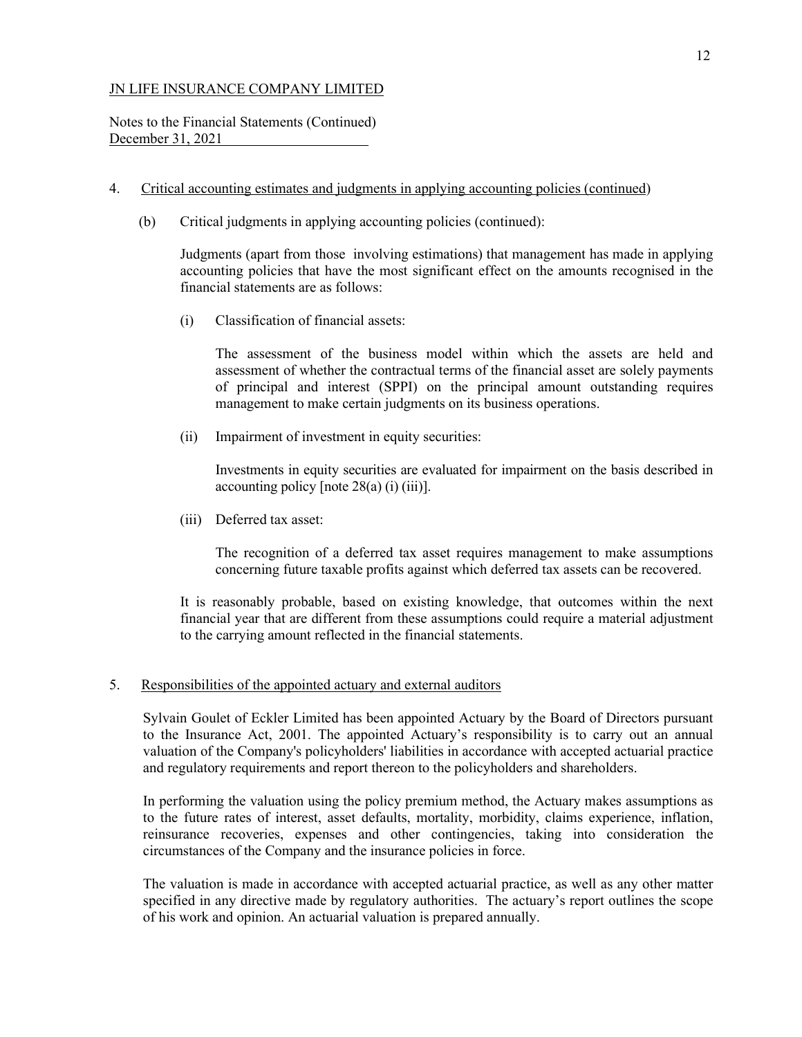JN LIFE INSURANCE COMPANY LIMITED

Notes to the Financial Statements (Continued)
December 31, 2021

4. Critical accounting estimates and judgments in applying accounting policies (continued)

   (b) Critical judgments in applying accounting policies (continued):

   Judgments (apart from those involving estimations) that management has made in applying accounting policies that have the most significant effect on the amounts recognised in the financial statements are as follows:

   (i) Classification of financial assets:

   The assessment of the business model within which the assets are held and assessment of whether the contractual terms of the financial asset are solely payments of principal and interest (SPPI) on the principal amount outstanding requires management to make certain judgments on its business operations.

   (ii) Impairment of investment in equity securities:

   Investments in equity securities are evaluated for impairment on the basis described in accounting policy [note 28(a) (i) (iii)].

   (iii) Deferred tax asset:

   The recognition of a deferred tax asset requires management to make assumptions concerning future taxable profits against which deferred tax assets can be recovered.

   It is reasonably probable, based on existing knowledge, that outcomes within the next financial year that are different from these assumptions could require a material adjustment to the carrying amount reflected in the financial statements.

5. Responsibilities of the appointed actuary and external auditors

Sylvain Goulet of Eckler Limited has been appointed Actuary by the Board of Directors pursuant to the Insurance Act, 2001. The appointed Actuary's responsibility is to carry out an annual valuation of the Company's policyholders' liabilities in accordance with accepted actuarial practice and regulatory requirements and report thereon to the policyholders and shareholders.

In performing the valuation using the policy premium method, the Actuary makes assumptions as to the future rates of interest, asset defaults, mortality, morbidity, claims experience, inflation, reinsurance recoveries, expenses and other contingencies, taking into consideration the circumstances of the Company and the insurance policies in force.

The valuation is made in accordance with accepted actuarial practice, as well as any other matter specified in any directive made by regulatory authorities. The actuary's report outlines the scope of his work and opinion. An actuarial valuation is prepared annually.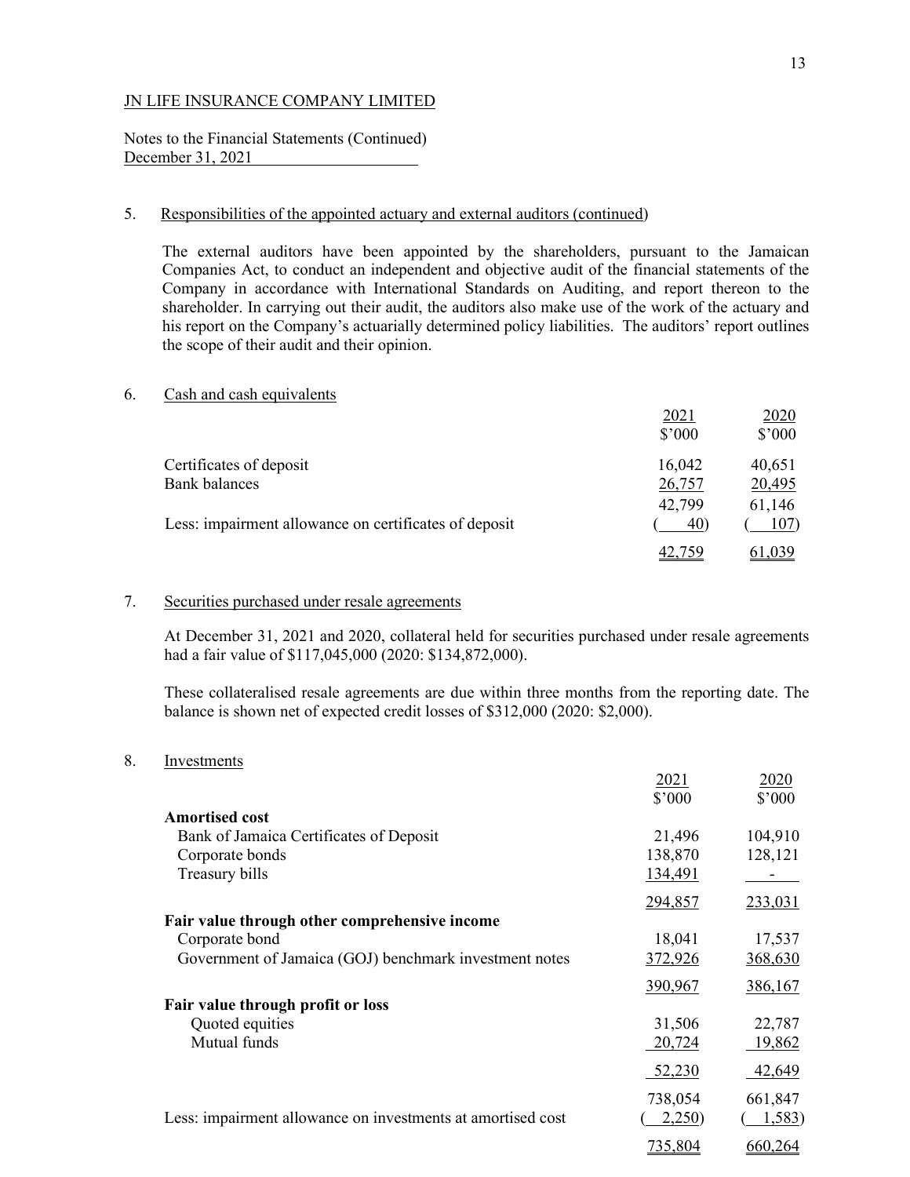JN LIFE INSURANCE COMPANY LIMITED

Notes to the Financial Statements (Continued)
December 31, 2021

5. Responsibilities of the appointed actuary and external auditors (continued)

The external auditors have been appointed by the shareholders, pursuant to the Jamaican Companies Act, to conduct an independent and objective audit of the financial statements of the Company in accordance with International Standards on Auditing, and report thereon to the shareholder. In carrying out their audit, the auditors also make use of the work of the actuary and his report on the Company's actuarially determined policy liabilities. The auditors' report outlines the scope of their audit and their opinion.

6. Cash and cash equivalents

| | 2021<br>$'000 | 2020<br>$'000 |
|---|---|---|
| Certificates of deposit | 16,042 | 40,651 |
| Bank balances | 26,757 | 20,495 |
| | 42,799 | 61,146 |
| Less: impairment allowance on certificates of deposit | ( 40) | ( 107) |
| | 42,759 | 61,039 |

7. Securities purchased under resale agreements

At December 31, 2021 and 2020, collateral held for securities purchased under resale agreements had a fair value of $117,045,000 (2020: $134,872,000).

These collateralised resale agreements are due within three months from the reporting date. The balance is shown net of expected credit losses of $312,000 (2020: $2,000).

8. Investments

| | 2021<br>$'000 | 2020<br>$'000 |
|---|---|---|
| **Amortised cost** | | |
| Bank of Jamaica Certificates of Deposit | 21,496 | 104,910 |
| Corporate bonds | 138,870 | 128,121 |
| Treasury bills | 134,491 | - |
| | 294,857 | 233,031 |
| **Fair value through other comprehensive income** | | |
| Corporate bond | 18,041 | 17,537 |
| Government of Jamaica (GOJ) benchmark investment notes | 372,926 | 368,630 |
| | 390,967 | 386,167 |
| **Fair value through profit or loss** | | |
| Quoted equities | 31,506 | 22,787 |
| Mutual funds | 20,724 | 19,862 |
| | 52,230 | 42,649 |
| | 738,054 | 661,847 |
| Less: impairment allowance on investments at amortised cost | ( 2,250) | ( 1,583) |
| | 735,804 | 660,264 |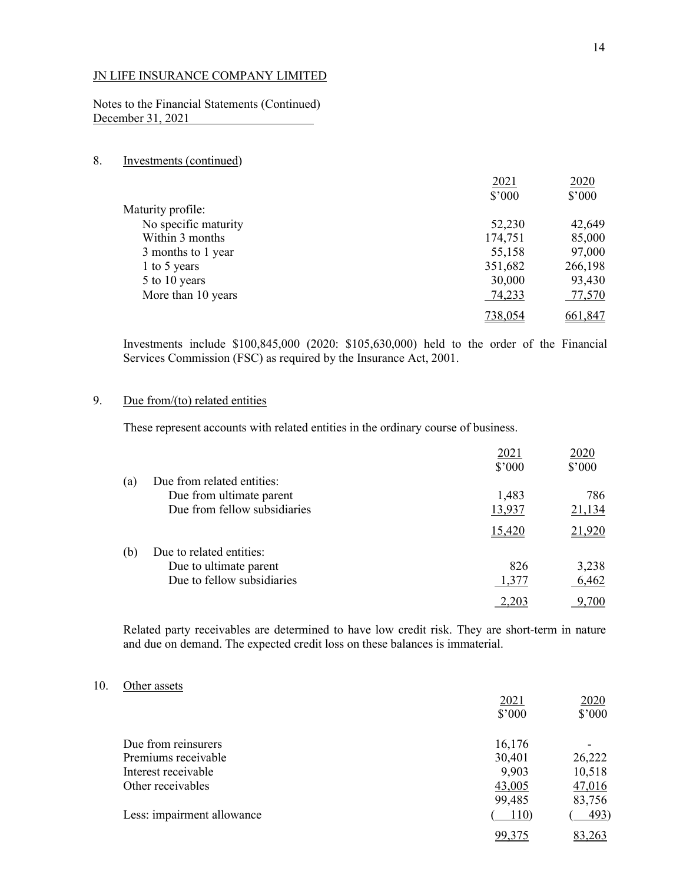JN LIFE INSURANCE COMPANY LIMITED

Notes to the Financial Statements (Continued)
December 31, 2021

## 8. Investments (continued)

| | 2021 $'000 | 2020 $'000 |
|---|---|---|
| Maturity profile: | | |
| No specific maturity | 52,230 | 42,649 |
| Within 3 months | 174,751 | 85,000 |
| 3 months to 1 year | 55,158 | 97,000 |
| 1 to 5 years | 351,682 | 266,198 |
| 5 to 10 years | 30,000 | 93,430 |
| More than 10 years | 74,233 | 77,570 |
| | 738,054 | 661,847 |

Investments include $100,845,000 (2020: $105,630,000) held to the order of the Financial Services Commission (FSC) as required by the Insurance Act, 2001.

## 9. Due from/(to) related entities

These represent accounts with related entities in the ordinary course of business.

| | 2021 $'000 | 2020 $'000 |
|---|---|---|
| (a) Due from related entities: | | |
| Due from ultimate parent | 1,483 | 786 |
| Due from fellow subsidiaries | 13,937 | 21,134 |
| | 15,420 | 21,920 |
| (b) Due to related entities: | | |
| Due to ultimate parent | 826 | 3,238 |
| Due to fellow subsidiaries | 1,377 | 6,462 |
| | 2,203 | 9,700 |

Related party receivables are determined to have low credit risk. They are short-term in nature and due on demand. The expected credit loss on these balances is immaterial.

## 10. Other assets

| | 2021 $'000 | 2020 $'000 |
|---|---|---|
| Due from reinsurers | 16,176 | - |
| Premiums receivable | 30,401 | 26,222 |
| Interest receivable | 9,903 | 10,518 |
| Other receivables | 43,005 | 47,016 |
| | 99,485 | 83,756 |
| Less: impairment allowance | ( 110) | ( 493) |
| | 99,375 | 83,263 |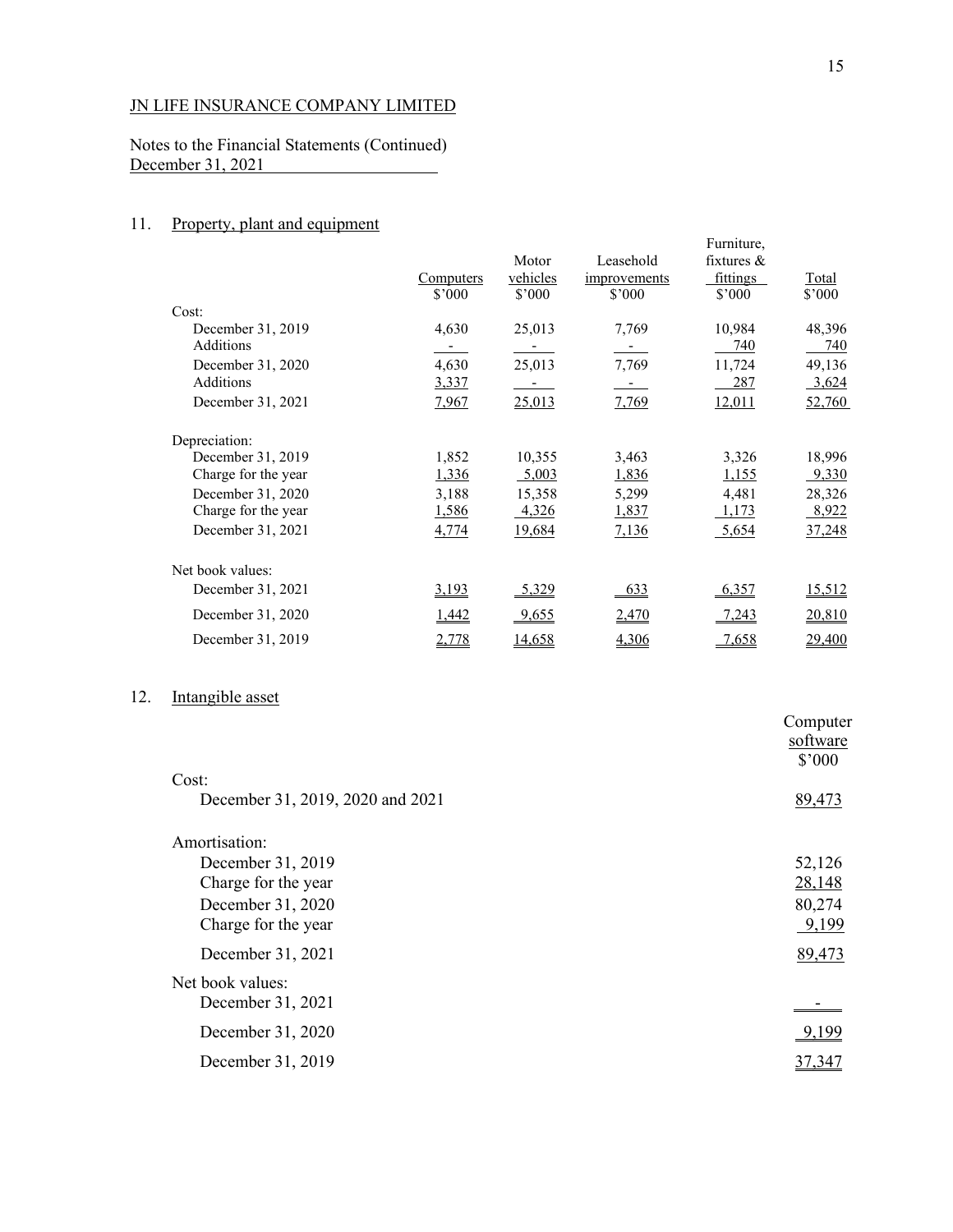JN LIFE INSURANCE COMPANY LIMITED

Notes to the Financial Statements (Continued)
December 31, 2021

## 11. Property, plant and equipment

| | Computers | Motor vehicles | Leasehold improvements | Furniture, fixtures & fittings | Total |
|---|---|---|---|---|---|
| | $'000 | $'000 | $'000 | $'000 | $'000 |
| Cost: | | | | | |
| December 31, 2019 | 4,630 | 25,013 | 7,769 | 10,984 | 48,396 |
| Additions | - | - | - | 740 | 740 |
| December 31, 2020 | 4,630 | 25,013 | 7,769 | 11,724 | 49,136 |
| Additions | 3,337 | - | - | 287 | 3,624 |
| December 31, 2021 | 7,967 | 25,013 | 7,769 | 12,011 | 52,760 |
| Depreciation: | | | | | |
| December 31, 2019 | 1,852 | 10,355 | 3,463 | 3,326 | 18,996 |
| Charge for the year | 1,336 | 5,003 | 1,836 | 1,155 | 9,330 |
| December 31, 2020 | 3,188 | 15,358 | 5,299 | 4,481 | 28,326 |
| Charge for the year | 1,586 | 4,326 | 1,837 | 1,173 | 8,922 |
| December 31, 2021 | 4,774 | 19,684 | 7,136 | 5,654 | 37,248 |
| Net book values: | | | | | |
| December 31, 2021 | 3,193 | 5,329 | 633 | 6,357 | 15,512 |
| December 31, 2020 | 1,442 | 9,655 | 2,470 | 7,243 | 20,810 |
| December 31, 2019 | 2,778 | 14,658 | 4,306 | 7,658 | 29,400 |

## 12. Intangible asset

| | Computer software |
|---|---|
| | $'000 |
| Cost: | |
| December 31, 2019, 2020 and 2021 | 89,473 |
| Amortisation: | |
| December 31, 2019 | 52,126 |
| Charge for the year | 28,148 |
| December 31, 2020 | 80,274 |
| Charge for the year | 9,199 |
| December 31, 2021 | 89,473 |
| Net book values: | |
| December 31, 2021 | - |
| December 31, 2020 | 9,199 |
| December 31, 2019 | 37,347 |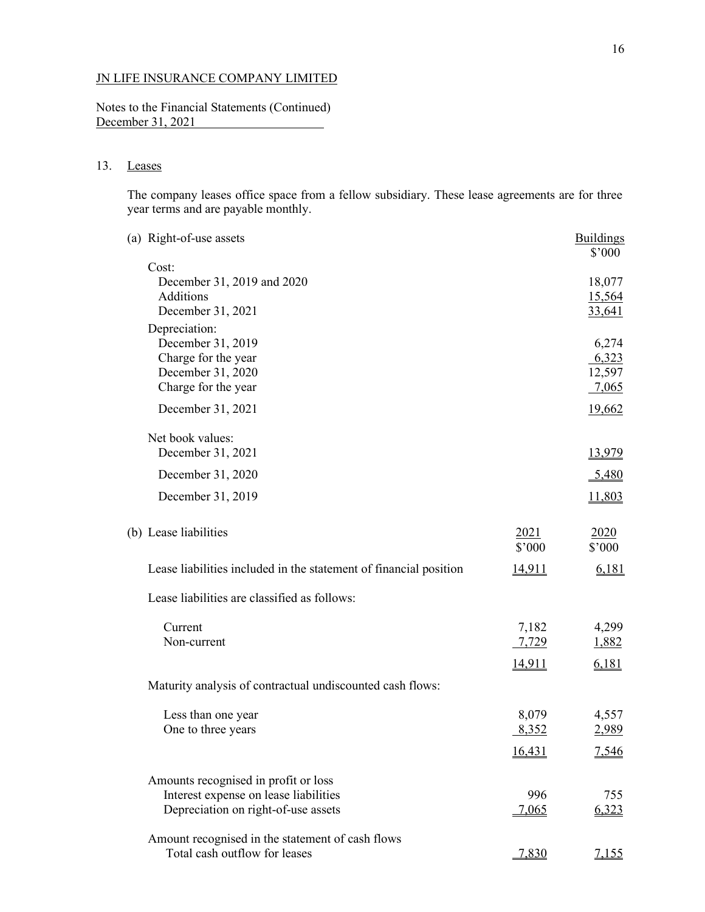JN LIFE INSURANCE COMPANY LIMITED

Notes to the Financial Statements (Continued)
December 31, 2021

## 13. Leases

The company leases office space from a fellow subsidiary. These lease agreements are for three year terms and are payable monthly.

### (a) Right-of-use assets

| | Buildings<br>$'000 |
|---|---|
| **Cost:** | |
| December 31, 2019 and 2020 | 18,077 |
| Additions | 15,564 |
| December 31, 2021 | 33,641 |
| **Depreciation:** | |
| December 31, 2019 | 6,274 |
| Charge for the year | 6,323 |
| December 31, 2020 | 12,597 |
| Charge for the year | 7,065 |
| December 31, 2021 | 19,662 |
| **Net book values:** | |
| December 31, 2021 | 13,979 |
| December 31, 2020 | 5,480 |
| December 31, 2019 | 11,803 |

### (b) Lease liabilities

| | 2021<br>$'000 | 2020<br>$'000 |
|---|---|---|
| Lease liabilities included in the statement of financial position | 14,911 | 6,181 |
| Lease liabilities are classified as follows: | | |
| Current | 7,182 | 4,299 |
| Non-current | 7,729 | 1,882 |
| | 14,911 | 6,181 |
| Maturity analysis of contractual undiscounted cash flows: | | |
| Less than one year | 8,079 | 4,557 |
| One to three years | 8,352 | 2,989 |
| | 16,431 | 7,546 |
| Amounts recognised in profit or loss | | |
| Interest expense on lease liabilities | 996 | 755 |
| Depreciation on right-of-use assets | 7,065 | 6,323 |
| Amount recognised in the statement of cash flows | | |
| Total cash outflow for leases | 7,830 | 7,155 |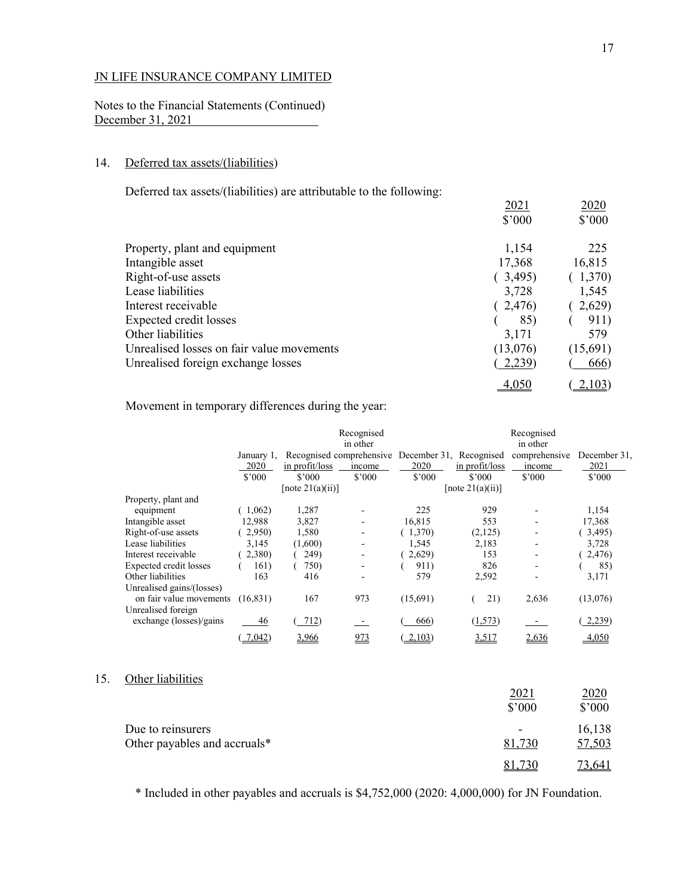JN LIFE INSURANCE COMPANY LIMITED

Notes to the Financial Statements (Continued)
December 31, 2021

## 14. Deferred tax assets/(liabilities)

Deferred tax assets/(liabilities) are attributable to the following:

| | 2021 $'000 | 2020 $'000 |
|---|---|---|
| Property, plant and equipment | 1,154 | 225 |
| Intangible asset | 17,368 | 16,815 |
| Right-of-use assets | ( 3,495) | ( 1,370) |
| Lease liabilities | 3,728 | 1,545 |
| Interest receivable | ( 2,476) | ( 2,629) |
| Expected credit losses | ( 85) | ( 911) |
| Other liabilities | 3,171 | 579 |
| Unrealised losses on fair value movements | (13,076) | (15,691) |
| Unrealised foreign exchange losses | ( 2,239) | ( 666) |
| | 4,050 | ( 2,103) |

Movement in temporary differences during the year:

| | January 1, 2020 $'000 | Recognised in profit/loss $'000 [note 21(a)(ii)] | Recognised in other comprehensive income $'000 | December 31, 2020 $'000 | Recognised in profit/loss $'000 [note 21(a)(ii)] | Recognised in other comprehensive income $'000 | December 31, 2021 $'000 |
|---|---|---|---|---|---|---|---|
| Property, plant and equipment | ( 1,062) | 1,287 | - | 225 | 929 | - | 1,154 |
| Intangible asset | 12,988 | 3,827 | - | 16,815 | 553 | - | 17,368 |
| Right-of-use assets | ( 2,950) | 1,580 | - | ( 1,370) | (2,125) | - | ( 3,495) |
| Lease liabilities | 3,145 | (1,600) | - | 1,545 | 2,183 | - | 3,728 |
| Interest receivable | ( 2,380) | ( 249) | - | ( 2,629) | 153 | - | ( 2,476) |
| Expected credit losses | ( 161) | ( 750) | - | ( 911) | 826 | - | ( 85) |
| Other liabilities | 163 | 416 | - | 579 | 2,592 | - | 3,171 |
| Unrealised gains/(losses) on fair value movements | (16,831) | 167 | 973 | (15,691) | ( 21) | 2,636 | (13,076) |
| Unrealised foreign exchange (losses)/gains | 46 | ( 712) | - | ( 666) | (1,573) | - | ( 2,239) |
| | ( 7,042) | 3,966 | 973 | ( 2,103) | 3,517 | 2,636 | 4,050 |

## 15. Other liabilities

| | 2021 $'000 | 2020 $'000 |
|---|---|---|
| Due to reinsurers | - | 16,138 |
| Other payables and accruals* | 81,730 | 57,503 |
| | 81,730 | 73,641 |

* Included in other payables and accruals is $4,752,000 (2020: 4,000,000) for JN Foundation.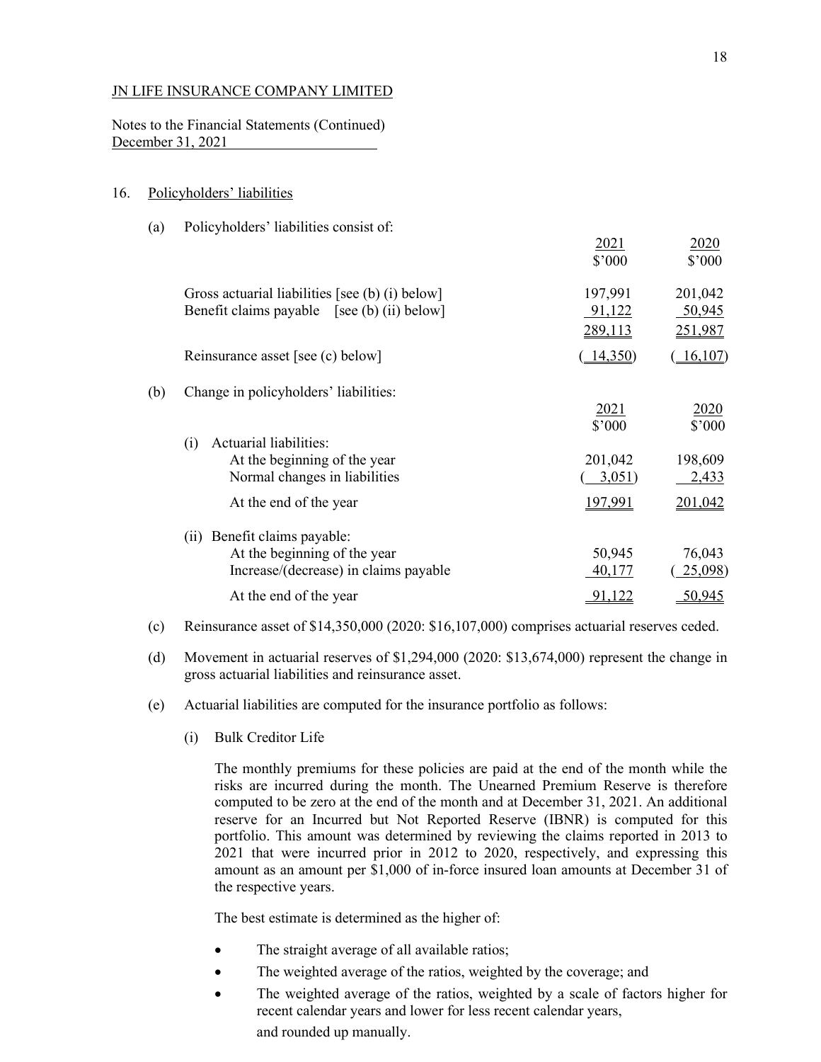JN LIFE INSURANCE COMPANY LIMITED

Notes to the Financial Statements (Continued)
December 31, 2021

## 16. Policyholders' liabilities

(a) Policyholders' liabilities consist of:

| | 2021 $'000 | 2020 $'000 |
|---|---|---|
| Gross actuarial liabilities [see (b) (i) below] | 197,991 | 201,042 |
| Benefit claims payable [see (b) (ii) below] | 91,122 | 50,945 |
| | 289,113 | 251,987 |
| Reinsurance asset [see (c) below] | (14,350) | (16,107) |

(b) Change in policyholders' liabilities:

| | 2021 $'000 | 2020 $'000 |
|---|---|---|
| (i) Actuarial liabilities: | | |
| At the beginning of the year | 201,042 | 198,609 |
| Normal changes in liabilities | (3,051) | 2,433 |
| At the end of the year | 197,991 | 201,042 |
| (ii) Benefit claims payable: | | |
| At the beginning of the year | 50,945 | 76,043 |
| Increase/(decrease) in claims payable | 40,177 | (25,098) |
| At the end of the year | 91,122 | 50,945 |

(c) Reinsurance asset of $14,350,000 (2020: $16,107,000) comprises actuarial reserves ceded.

(d) Movement in actuarial reserves of $1,294,000 (2020: $13,674,000) represent the change in gross actuarial liabilities and reinsurance asset.

(e) Actuarial liabilities are computed for the insurance portfolio as follows:

(i) Bulk Creditor Life

The monthly premiums for these policies are paid at the end of the month while the risks are incurred during the month. The Unearned Premium Reserve is therefore computed to be zero at the end of the month and at December 31, 2021. An additional reserve for an Incurred but Not Reported Reserve (IBNR) is computed for this portfolio. This amount was determined by reviewing the claims reported in 2013 to 2021 that were incurred prior in 2012 to 2020, respectively, and expressing this amount as an amount per $1,000 of in-force insured loan amounts at December 31 of the respective years.

The best estimate is determined as the higher of:

- The straight average of all available ratios;
- The weighted average of the ratios, weighted by the coverage; and
- The weighted average of the ratios, weighted by a scale of factors higher for recent calendar years and lower for less recent calendar years,

and rounded up manually.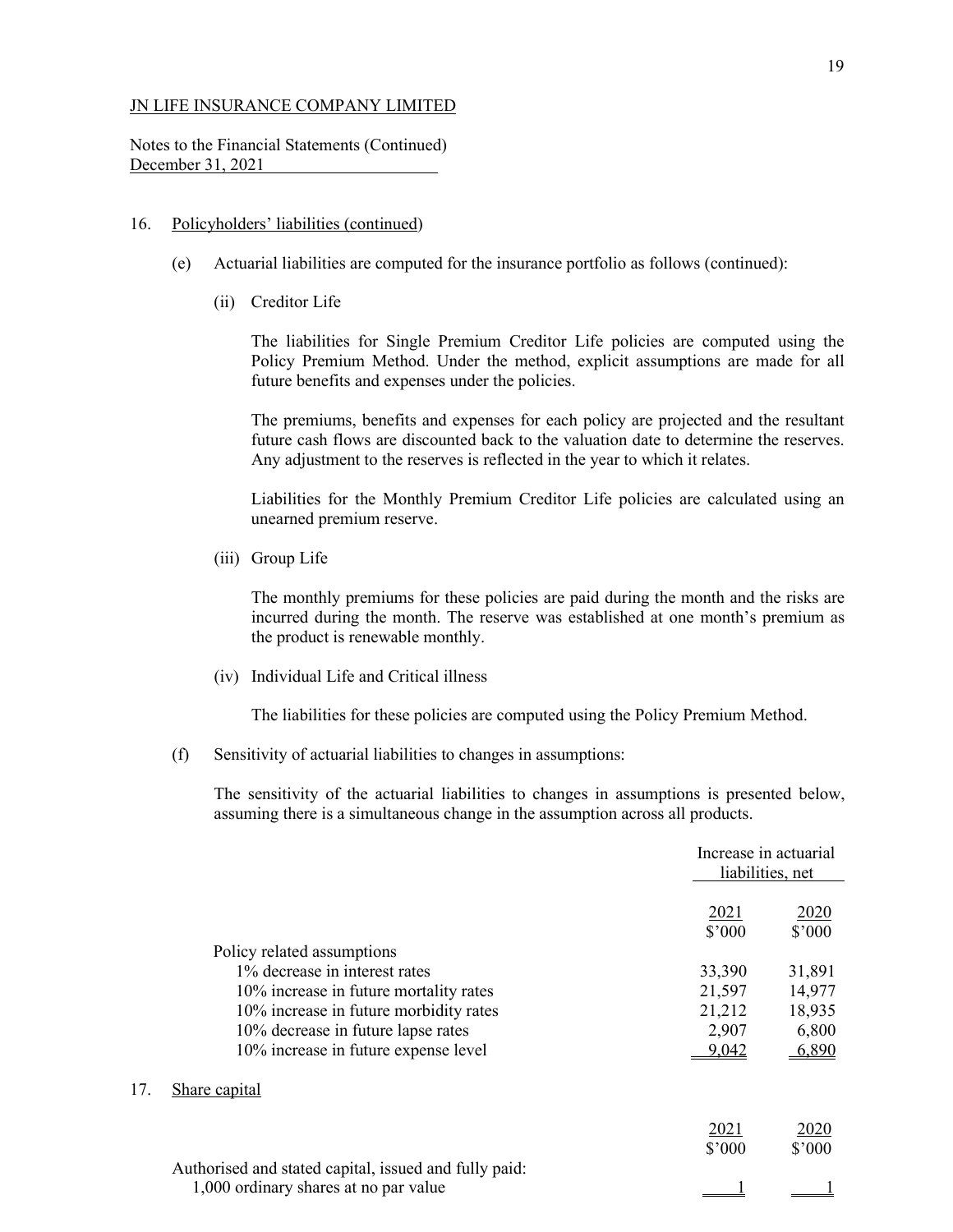JN LIFE INSURANCE COMPANY LIMITED

Notes to the Financial Statements (Continued)
December 31, 2021

16. Policyholders' liabilities (continued)

(e) Actuarial liabilities are computed for the insurance portfolio as follows (continued):

(ii) Creditor Life

The liabilities for Single Premium Creditor Life policies are computed using the Policy Premium Method. Under the method, explicit assumptions are made for all future benefits and expenses under the policies.

The premiums, benefits and expenses for each policy are projected and the resultant future cash flows are discounted back to the valuation date to determine the reserves. Any adjustment to the reserves is reflected in the year to which it relates.

Liabilities for the Monthly Premium Creditor Life policies are calculated using an unearned premium reserve.

(iii) Group Life

The monthly premiums for these policies are paid during the month and the risks are incurred during the month. The reserve was established at one month's premium as the product is renewable monthly.

(iv) Individual Life and Critical illness

The liabilities for these policies are computed using the Policy Premium Method.

(f) Sensitivity of actuarial liabilities to changes in assumptions:

The sensitivity of the actuarial liabilities to changes in assumptions is presented below, assuming there is a simultaneous change in the assumption across all products.

| | Increase in actuarial liabilities, net | |
|---|---|---|
| | 2021 | 2020 |
| | $'000 | $'000 |
| Policy related assumptions | | |
| 1% decrease in interest rates | 33,390 | 31,891 |
| 10% increase in future mortality rates | 21,597 | 14,977 |
| 10% increase in future morbidity rates | 21,212 | 18,935 |
| 10% decrease in future lapse rates | 2,907 | 6,800 |
| 10% increase in future expense level | 9,042 | 6,890 |

17. Share capital

| | 2021 | 2020 |
|---|---|---|
| | $'000 | $'000 |
| Authorised and stated capital, issued and fully paid: | | |
| 1,000 ordinary shares at no par value | 1 | 1 |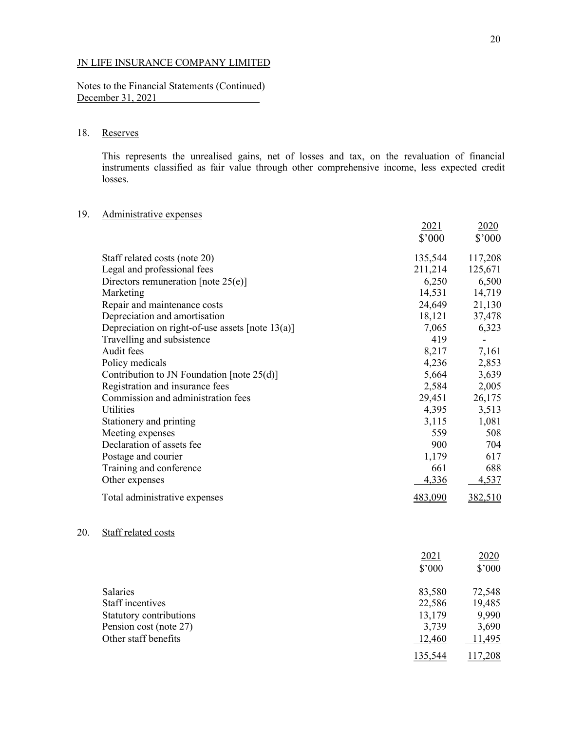JN LIFE INSURANCE COMPANY LIMITED

Notes to the Financial Statements (Continued)
December 31, 2021

## 18. Reserves

This represents the unrealised gains, net of losses and tax, on the revaluation of financial instruments classified as fair value through other comprehensive income, less expected credit losses.

## 19. Administrative expenses

| | 2021 $'000 | 2020 $'000 |
|---|---|---|
| Staff related costs (note 20) | 135,544 | 117,208 |
| Legal and professional fees | 211,214 | 125,671 |
| Directors remuneration [note 25(e)] | 6,250 | 6,500 |
| Marketing | 14,531 | 14,719 |
| Repair and maintenance costs | 24,649 | 21,130 |
| Depreciation and amortisation | 18,121 | 37,478 |
| Depreciation on right-of-use assets [note 13(a)] | 7,065 | 6,323 |
| Travelling and subsistence | 419 | - |
| Audit fees | 8,217 | 7,161 |
| Policy medicals | 4,236 | 2,853 |
| Contribution to JN Foundation [note 25(d)] | 5,664 | 3,639 |
| Registration and insurance fees | 2,584 | 2,005 |
| Commission and administration fees | 29,451 | 26,175 |
| Utilities | 4,395 | 3,513 |
| Stationery and printing | 3,115 | 1,081 |
| Meeting expenses | 559 | 508 |
| Declaration of assets fee | 900 | 704 |
| Postage and courier | 1,179 | 617 |
| Training and conference | 661 | 688 |
| Other expenses | 4,336 | 4,537 |
| Total administrative expenses | 483,090 | 382,510 |

## 20. Staff related costs

| | 2021 $'000 | 2020 $'000 |
|---|---|---|
| Salaries | 83,580 | 72,548 |
| Staff incentives | 22,586 | 19,485 |
| Statutory contributions | 13,179 | 9,990 |
| Pension cost (note 27) | 3,739 | 3,690 |
| Other staff benefits | 12,460 | 11,495 |
| | 135,544 | 117,208 |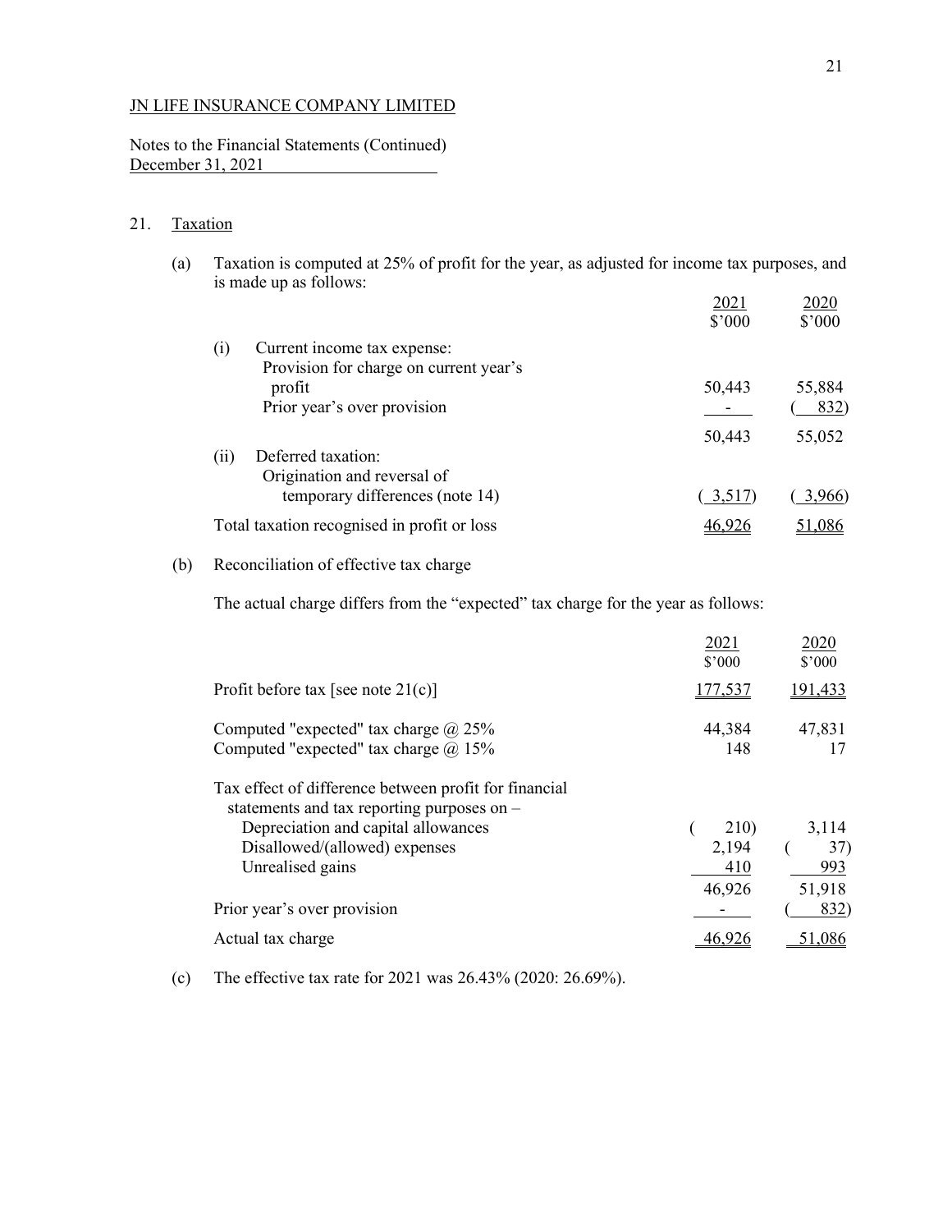JN LIFE INSURANCE COMPANY LIMITED

Notes to the Financial Statements (Continued)
December 31, 2021

## 21. Taxation

(a) Taxation is computed at 25% of profit for the year, as adjusted for income tax purposes, and is made up as follows:

| | 2021 $'000 | 2020 $'000 |
|---|---|---|
| (i) Current income tax expense: | | |
| Provision for charge on current year's profit | 50,443 | 55,884 |
| Prior year's over provision | - | ( 832) |
| | 50,443 | 55,052 |
| (ii) Deferred taxation: | | |
| Origination and reversal of temporary differences (note 14) | ( 3,517) | ( 3,966) |
| Total taxation recognised in profit or loss | 46,926 | 51,086 |

(b) Reconciliation of effective tax charge

The actual charge differs from the "expected" tax charge for the year as follows:

| | 2021 $'000 | 2020 $'000 |
|---|---|---|
| Profit before tax [see note 21(c)] | 177,537 | 191,433 |
| Computed "expected" tax charge @ 25% | 44,384 | 47,831 |
| Computed "expected" tax charge @ 15% | 148 | 17 |
| Tax effect of difference between profit for financial statements and tax reporting purposes on – | | |
| Depreciation and capital allowances | ( 210) | 3,114 |
| Disallowed/(allowed) expenses | 2,194 | ( 37) |
| Unrealised gains | 410 | 993 |
| | 46,926 | 51,918 |
| Prior year's over provision | - | ( 832) |
| Actual tax charge | 46,926 | 51,086 |

(c) The effective tax rate for 2021 was 26.43% (2020: 26.69%).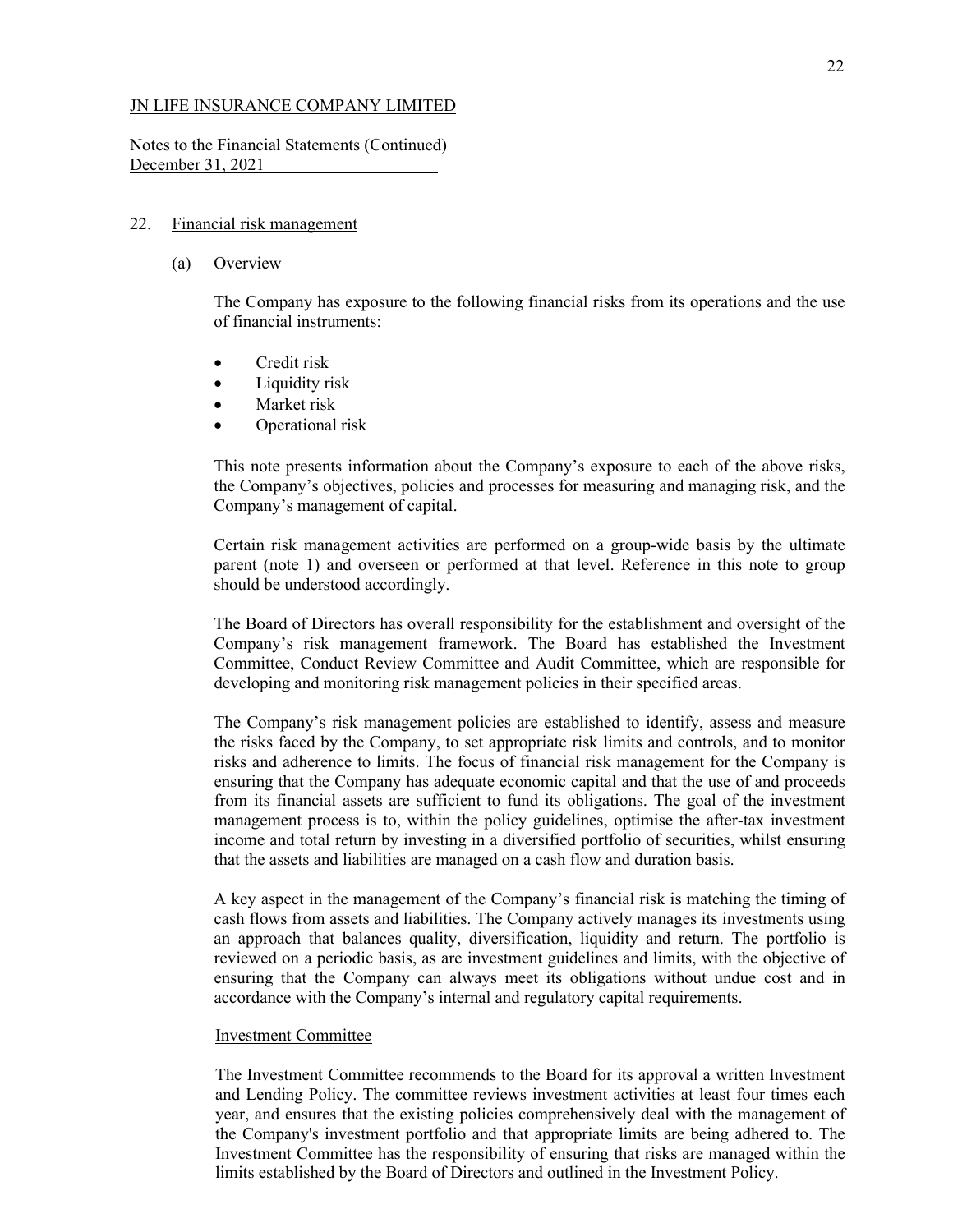JN LIFE INSURANCE COMPANY LIMITED

Notes to the Financial Statements (Continued)
December 31, 2021

## 22. Financial risk management

### (a) Overview

The Company has exposure to the following financial risks from its operations and the use of financial instruments:

- Credit risk
- Liquidity risk
- Market risk
- Operational risk

This note presents information about the Company's exposure to each of the above risks, the Company's objectives, policies and processes for measuring and managing risk, and the Company's management of capital.

Certain risk management activities are performed on a group-wide basis by the ultimate parent (note 1) and overseen or performed at that level. Reference in this note to group should be understood accordingly.

The Board of Directors has overall responsibility for the establishment and oversight of the Company's risk management framework. The Board has established the Investment Committee, Conduct Review Committee and Audit Committee, which are responsible for developing and monitoring risk management policies in their specified areas.

The Company's risk management policies are established to identify, assess and measure the risks faced by the Company, to set appropriate risk limits and controls, and to monitor risks and adherence to limits. The focus of financial risk management for the Company is ensuring that the Company has adequate economic capital and that the use of and proceeds from its financial assets are sufficient to fund its obligations. The goal of the investment management process is to, within the policy guidelines, optimise the after-tax investment income and total return by investing in a diversified portfolio of securities, whilst ensuring that the assets and liabilities are managed on a cash flow and duration basis.

A key aspect in the management of the Company's financial risk is matching the timing of cash flows from assets and liabilities. The Company actively manages its investments using an approach that balances quality, diversification, liquidity and return. The portfolio is reviewed on a periodic basis, as are investment guidelines and limits, with the objective of ensuring that the Company can always meet its obligations without undue cost and in accordance with the Company's internal and regulatory capital requirements.

#### Investment Committee

The Investment Committee recommends to the Board for its approval a written Investment and Lending Policy. The committee reviews investment activities at least four times each year, and ensures that the existing policies comprehensively deal with the management of the Company's investment portfolio and that appropriate limits are being adhered to. The Investment Committee has the responsibility of ensuring that risks are managed within the limits established by the Board of Directors and outlined in the Investment Policy.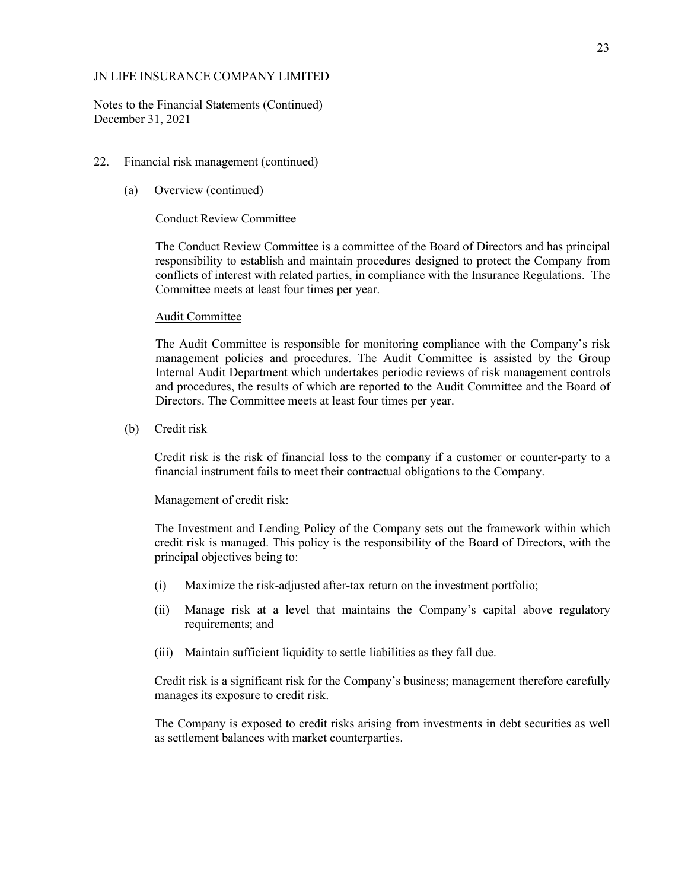JN LIFE INSURANCE COMPANY LIMITED

Notes to the Financial Statements (Continued)
December 31, 2021

## 22. Financial risk management (continued)

### (a) Overview (continued)

#### Conduct Review Committee

The Conduct Review Committee is a committee of the Board of Directors and has principal responsibility to establish and maintain procedures designed to protect the Company from conflicts of interest with related parties, in compliance with the Insurance Regulations. The Committee meets at least four times per year.

#### Audit Committee

The Audit Committee is responsible for monitoring compliance with the Company's risk management policies and procedures. The Audit Committee is assisted by the Group Internal Audit Department which undertakes periodic reviews of risk management controls and procedures, the results of which are reported to the Audit Committee and the Board of Directors. The Committee meets at least four times per year.

### (b) Credit risk

Credit risk is the risk of financial loss to the company if a customer or counter-party to a financial instrument fails to meet their contractual obligations to the Company.

Management of credit risk:

The Investment and Lending Policy of the Company sets out the framework within which credit risk is managed. This policy is the responsibility of the Board of Directors, with the principal objectives being to:

(i) Maximize the risk-adjusted after-tax return on the investment portfolio;

(ii) Manage risk at a level that maintains the Company's capital above regulatory requirements; and

(iii) Maintain sufficient liquidity to settle liabilities as they fall due.

Credit risk is a significant risk for the Company's business; management therefore carefully manages its exposure to credit risk.

The Company is exposed to credit risks arising from investments in debt securities as well as settlement balances with market counterparties.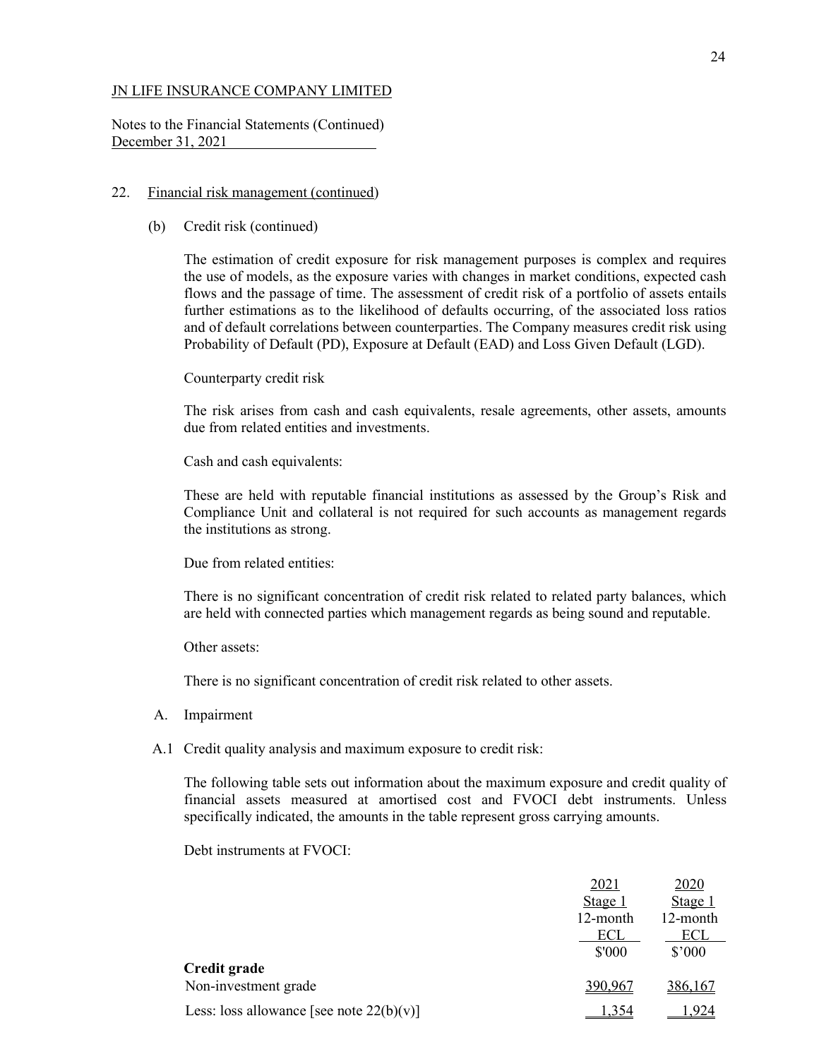JN LIFE INSURANCE COMPANY LIMITED

Notes to the Financial Statements (Continued)
December 31, 2021

22. Financial risk management (continued)

(b) Credit risk (continued)

The estimation of credit exposure for risk management purposes is complex and requires the use of models, as the exposure varies with changes in market conditions, expected cash flows and the passage of time. The assessment of credit risk of a portfolio of assets entails further estimations as to the likelihood of defaults occurring, of the associated loss ratios and of default correlations between counterparties. The Company measures credit risk using Probability of Default (PD), Exposure at Default (EAD) and Loss Given Default (LGD).

Counterparty credit risk

The risk arises from cash and cash equivalents, resale agreements, other assets, amounts due from related entities and investments.

Cash and cash equivalents:

These are held with reputable financial institutions as assessed by the Group's Risk and Compliance Unit and collateral is not required for such accounts as management regards the institutions as strong.

Due from related entities:

There is no significant concentration of credit risk related to related party balances, which are held with connected parties which management regards as being sound and reputable.

Other assets:

There is no significant concentration of credit risk related to other assets.

A. Impairment

A.1 Credit quality analysis and maximum exposure to credit risk:

The following table sets out information about the maximum exposure and credit quality of financial assets measured at amortised cost and FVOCI debt instruments. Unless specifically indicated, the amounts in the table represent gross carrying amounts.

Debt instruments at FVOCI:

| | 2021<br>Stage 1<br>12-month<br>ECL<br>\$'000 | 2020<br>Stage 1<br>12-month<br>ECL<br>\$'000 |
|---|---|---|
| **Credit grade** | | |
| Non-investment grade | 390,967 | 386,167 |
| Less: loss allowance [see note 22(b)(v)] | 1,354 | 1,924 |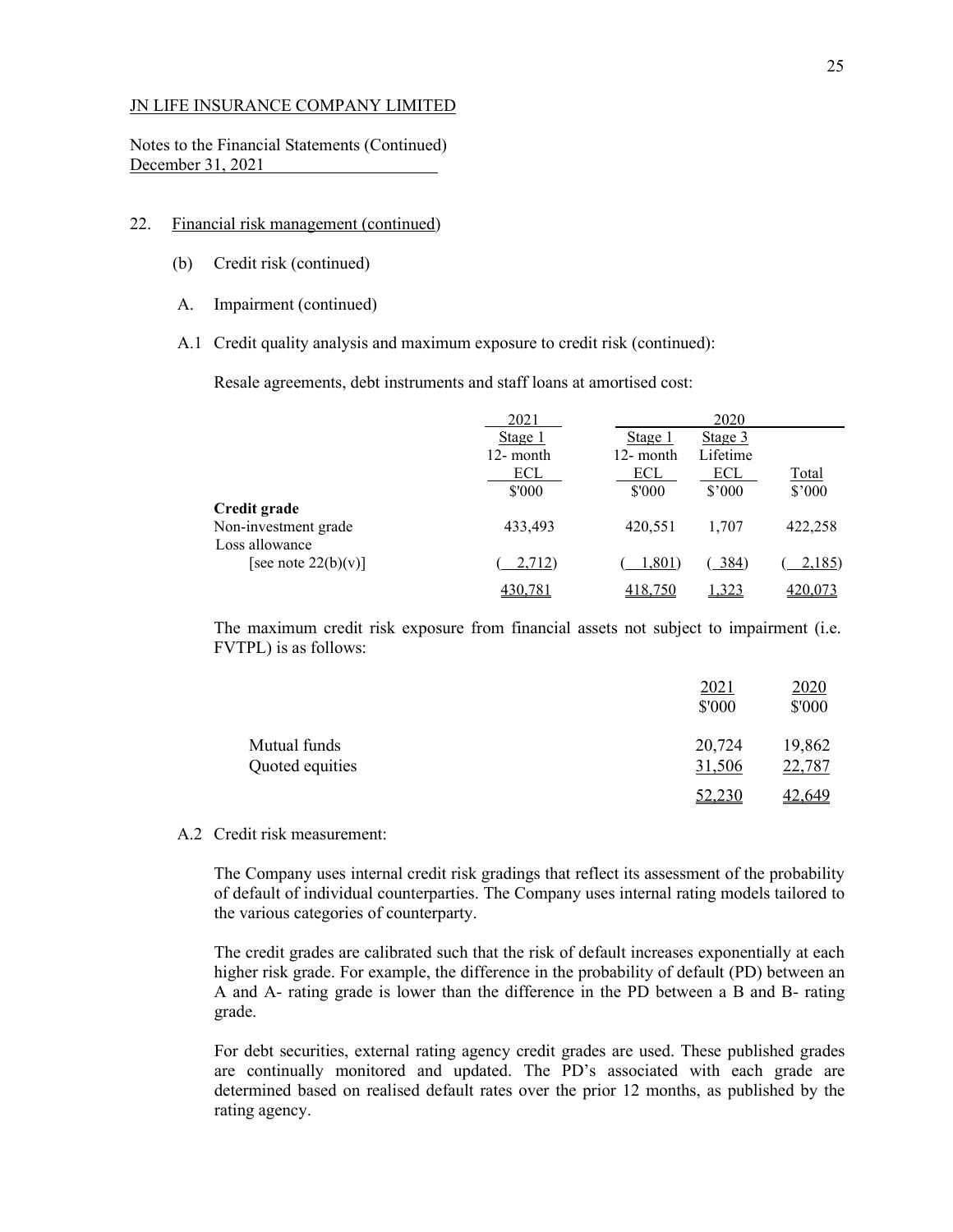JN LIFE INSURANCE COMPANY LIMITED

Notes to the Financial Statements (Continued)
December 31, 2021

22. Financial risk management (continued)

(b) Credit risk (continued)

A. Impairment (continued)

A.1 Credit quality analysis and maximum exposure to credit risk (continued):

Resale agreements, debt instruments and staff loans at amortised cost:

| | 2021 | 2020 | | |
|---|---|---|---|---|
| | Stage 1 | Stage 1 | Stage 3 | |
| | 12- month | 12- month | Lifetime | |
| | ECL | ECL | ECL | Total |
| | $'000 | $'000 | $'000 | $'000 |
| **Credit grade** | | | | |
| Non-investment grade | 433,493 | 420,551 | 1,707 | 422,258 |
| Loss allowance [see note 22(b)(v)] | ( 2,712) | ( 1,801) | ( 384) | ( 2,185) |
| | 430,781 | 418,750 | 1,323 | 420,073 |

The maximum credit risk exposure from financial assets not subject to impairment (i.e. FVTPL) is as follows:

| | 2021 | 2020 |
|---|---|---|
| | $'000 | $'000 |
| Mutual funds | 20,724 | 19,862 |
| Quoted equities | 31,506 | 22,787 |
| | 52,230 | 42,649 |

A.2 Credit risk measurement:

The Company uses internal credit risk gradings that reflect its assessment of the probability of default of individual counterparties. The Company uses internal rating models tailored to the various categories of counterparty.

The credit grades are calibrated such that the risk of default increases exponentially at each higher risk grade. For example, the difference in the probability of default (PD) between an A and A- rating grade is lower than the difference in the PD between a B and B- rating grade.

For debt securities, external rating agency credit grades are used. These published grades are continually monitored and updated. The PD's associated with each grade are determined based on realised default rates over the prior 12 months, as published by the rating agency.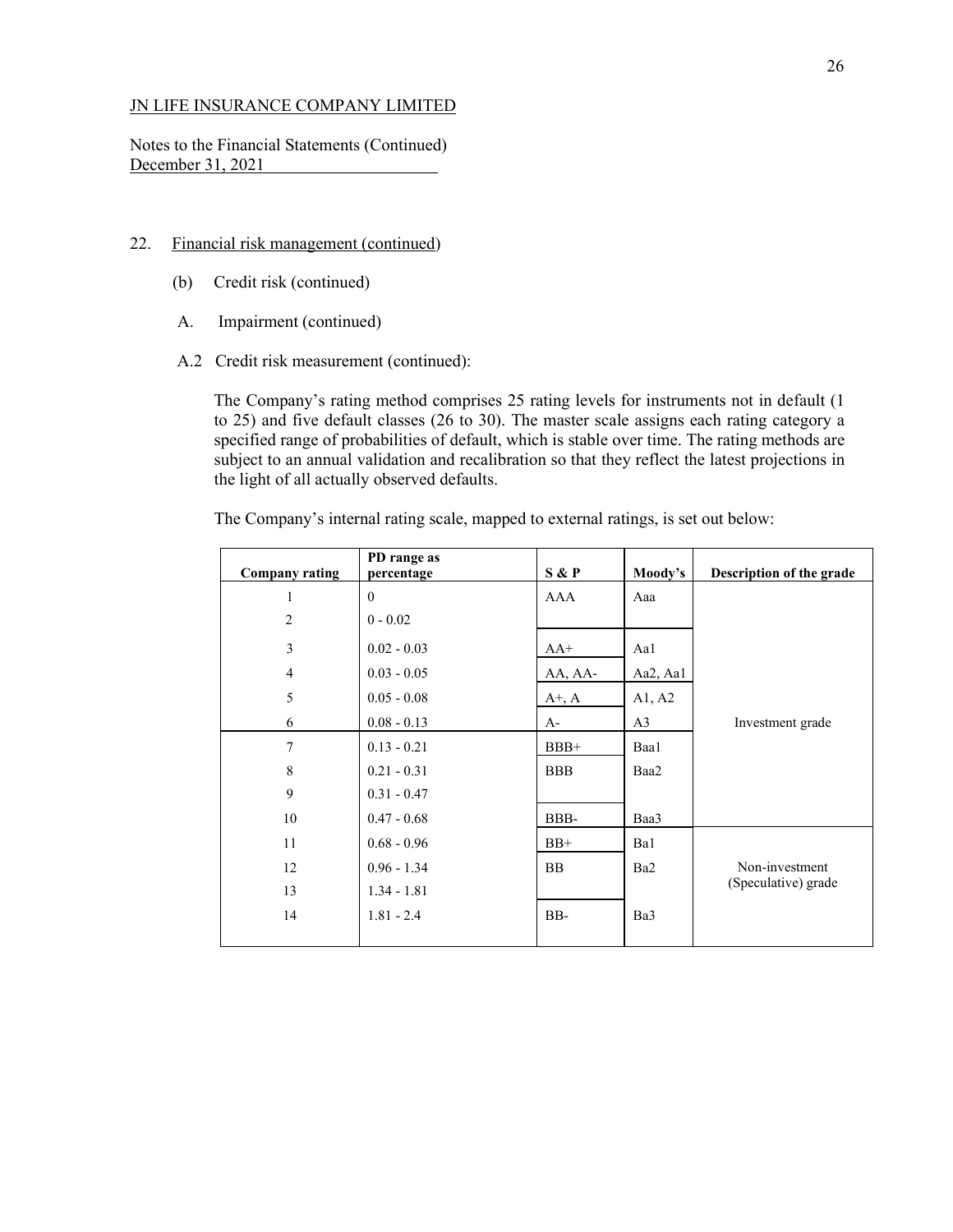JN LIFE INSURANCE COMPANY LIMITED

Notes to the Financial Statements (Continued)
December 31, 2021

22. Financial risk management (continued)

(b) Credit risk (continued)

A. Impairment (continued)

A.2 Credit risk measurement (continued):

The Company's rating method comprises 25 rating levels for instruments not in default (1 to 25) and five default classes (26 to 30). The master scale assigns each rating category a specified range of probabilities of default, which is stable over time. The rating methods are subject to an annual validation and recalibration so that they reflect the latest projections in the light of all actually observed defaults.

The Company's internal rating scale, mapped to external ratings, is set out below:

| Company rating | PD range as percentage | S & P | Moody's | Description of the grade |
|---|---|---|---|---|
| 1 | 0 | AAA | Aaa | Investment grade |
| 2 | 0 - 0.02 | | | |
| 3 | 0.02 - 0.03 | AA+ | Aa1 | |
| 4 | 0.03 - 0.05 | AA, AA- | Aa2, Aa1 | |
| 5 | 0.05 - 0.08 | A+, A | A1, A2 | |
| 6 | 0.08 - 0.13 | A- | A3 | |
| 7 | 0.13 - 0.21 | BBB+ | Baa1 | |
| 8 | 0.21 - 0.31 | BBB | Baa2 | |
| 9 | 0.31 - 0.47 | | | |
| 10 | 0.47 - 0.68 | BBB- | Baa3 | |
| 11 | 0.68 - 0.96 | BB+ | Ba1 | Non-investment (Speculative) grade |
| 12 | 0.96 - 1.34 | BB | Ba2 | |
| 13 | 1.34 - 1.81 | | | |
| 14 | 1.81 - 2.4 | BB- | Ba3 | |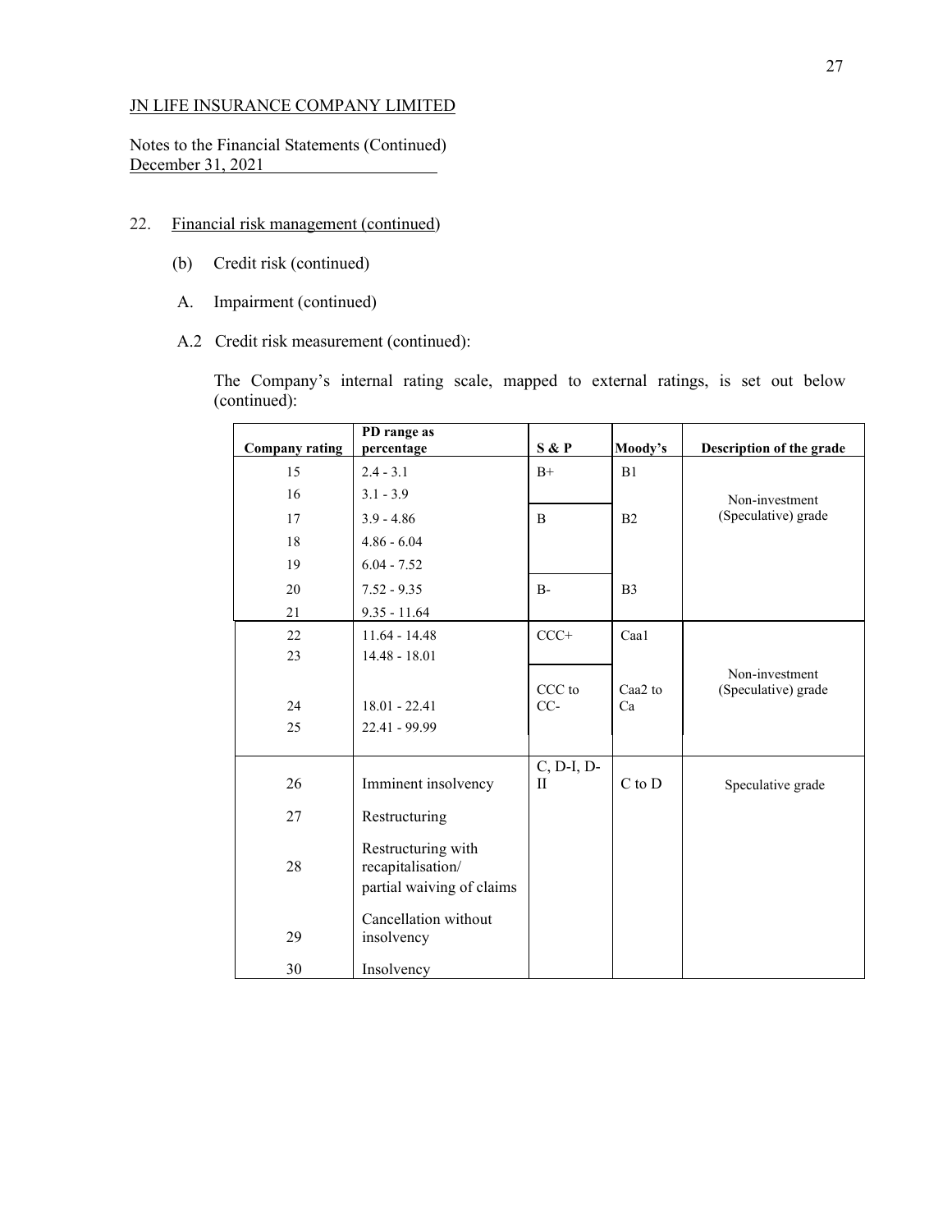JN LIFE INSURANCE COMPANY LIMITED

Notes to the Financial Statements (Continued)
December 31, 2021

22. Financial risk management (continued)

(b) Credit risk (continued)

A. Impairment (continued)

A.2 Credit risk measurement (continued):

The Company's internal rating scale, mapped to external ratings, is set out below (continued):

| Company rating | PD range as percentage | S & P | Moody's | Description of the grade |
|---|---|---|---|---|
| 15 | 2.4 - 3.1 | B+ | B1 | Non-investment (Speculative) grade |
| 16 | 3.1 - 3.9 | | | |
| 17 | 3.9 - 4.86 | B | B2 | |
| 18 | 4.86 - 6.04 | | | |
| 19 | 6.04 - 7.52 | | | |
| 20 | 7.52 - 9.35 | B- | B3 | |
| 21 | 9.35 - 11.64 | | | |
| 22 | 11.64 - 14.48 | CCC+ | Caa1 | Non-investment (Speculative) grade |
| 23 | 14.48 - 18.01 | | | |
| 24 | 18.01 - 22.41 | CCC to CC- | Caa2 to Ca | |
| 25 | 22.41 - 99.99 | | | |
| 26 | Imminent insolvency | C, D-I, D-II | C to D | Speculative grade |
| 27 | Restructuring | | | |
| 28 | Restructuring with recapitalisation/ partial waiving of claims | | | |
| 29 | Cancellation without insolvency | | | |
| 30 | Insolvency | | | |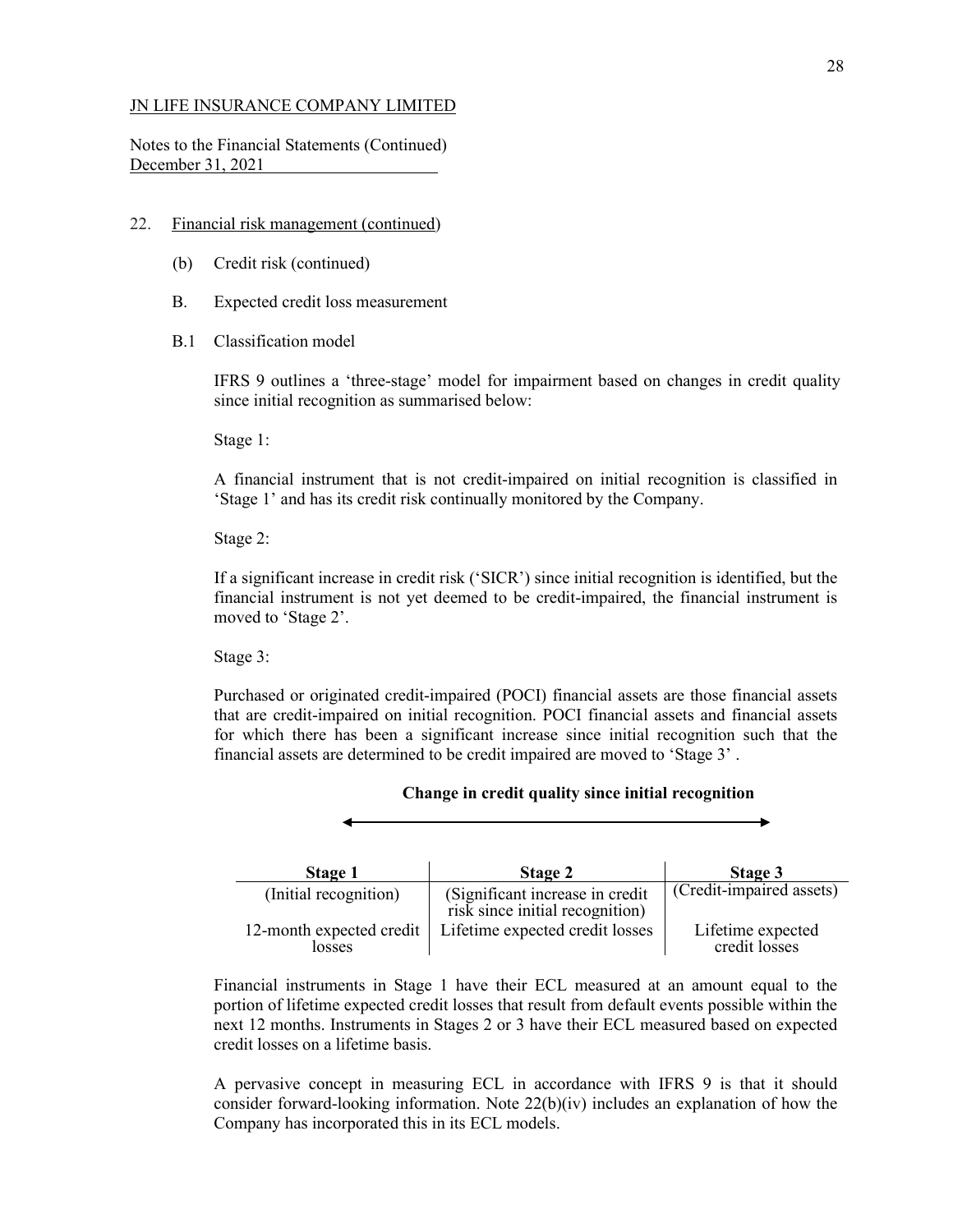JN LIFE INSURANCE COMPANY LIMITED

Notes to the Financial Statements (Continued)
December 31, 2021

22. Financial risk management (continued)

(b) Credit risk (continued)

B. Expected credit loss measurement

B.1 Classification model

IFRS 9 outlines a 'three-stage' model for impairment based on changes in credit quality since initial recognition as summarised below:

Stage 1:

A financial instrument that is not credit-impaired on initial recognition is classified in 'Stage 1' and has its credit risk continually monitored by the Company.

Stage 2:

If a significant increase in credit risk ('SICR') since initial recognition is identified, but the financial instrument is not yet deemed to be credit-impaired, the financial instrument is moved to 'Stage 2'.

Stage 3:

Purchased or originated credit-impaired (POCI) financial assets are those financial assets that are credit-impaired on initial recognition. POCI financial assets and financial assets for which there has been a significant increase since initial recognition such that the financial assets are determined to be credit impaired are moved to 'Stage 3' .

**Change in credit quality since initial recognition**

| Stage 1 | Stage 2 | Stage 3 |
|---|---|---|
| (Initial recognition) | (Significant increase in credit risk since initial recognition) | (Credit-impaired assets) |
| 12-month expected credit losses | Lifetime expected credit losses | Lifetime expected credit losses |

Financial instruments in Stage 1 have their ECL measured at an amount equal to the portion of lifetime expected credit losses that result from default events possible within the next 12 months. Instruments in Stages 2 or 3 have their ECL measured based on expected credit losses on a lifetime basis.

A pervasive concept in measuring ECL in accordance with IFRS 9 is that it should consider forward-looking information. Note 22(b)(iv) includes an explanation of how the Company has incorporated this in its ECL models.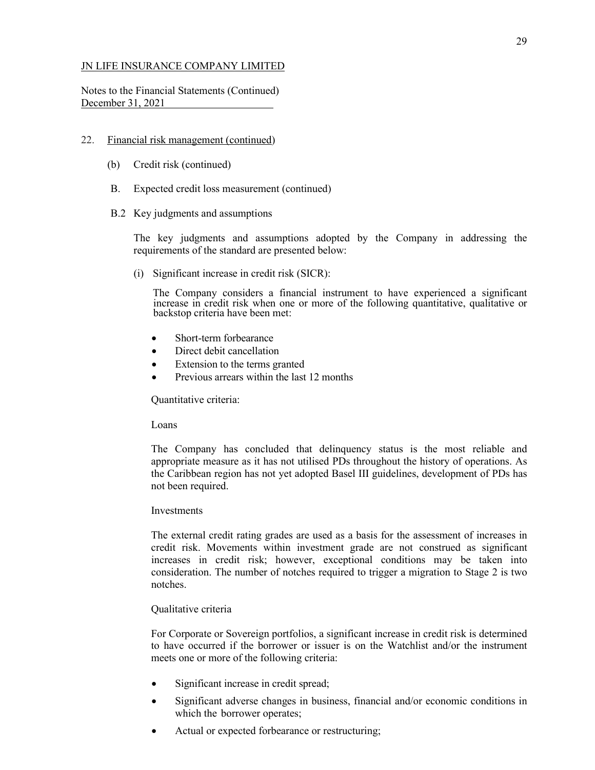JN LIFE INSURANCE COMPANY LIMITED

Notes to the Financial Statements (Continued)
December 31, 2021

22. Financial risk management (continued)

(b) Credit risk (continued)

B. Expected credit loss measurement (continued)

B.2 Key judgments and assumptions

The key judgments and assumptions adopted by the Company in addressing the requirements of the standard are presented below:

(i) Significant increase in credit risk (SICR):

The Company considers a financial instrument to have experienced a significant increase in credit risk when one or more of the following quantitative, qualitative or backstop criteria have been met:

- Short-term forbearance
- Direct debit cancellation
- Extension to the terms granted
- Previous arrears within the last 12 months

Quantitative criteria:

Loans

The Company has concluded that delinquency status is the most reliable and appropriate measure as it has not utilised PDs throughout the history of operations. As the Caribbean region has not yet adopted Basel III guidelines, development of PDs has not been required.

Investments

The external credit rating grades are used as a basis for the assessment of increases in credit risk. Movements within investment grade are not construed as significant increases in credit risk; however, exceptional conditions may be taken into consideration. The number of notches required to trigger a migration to Stage 2 is two notches.

Qualitative criteria

For Corporate or Sovereign portfolios, a significant increase in credit risk is determined to have occurred if the borrower or issuer is on the Watchlist and/or the instrument meets one or more of the following criteria:

- Significant increase in credit spread;
- Significant adverse changes in business, financial and/or economic conditions in which the borrower operates;
- Actual or expected forbearance or restructuring;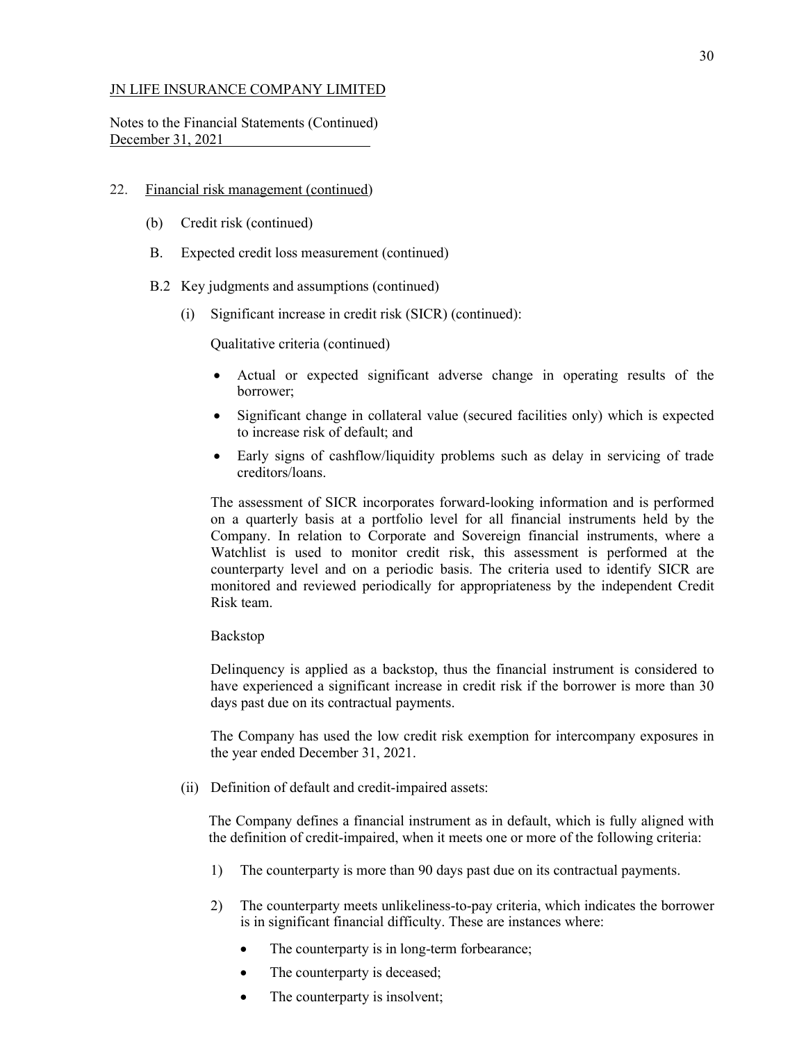JN LIFE INSURANCE COMPANY LIMITED

Notes to the Financial Statements (Continued)
December 31, 2021

22. Financial risk management (continued)

(b) Credit risk (continued)

B. Expected credit loss measurement (continued)

B.2 Key judgments and assumptions (continued)

(i) Significant increase in credit risk (SICR) (continued):

Qualitative criteria (continued)

- Actual or expected significant adverse change in operating results of the borrower;
- Significant change in collateral value (secured facilities only) which is expected to increase risk of default; and
- Early signs of cashflow/liquidity problems such as delay in servicing of trade creditors/loans.

The assessment of SICR incorporates forward-looking information and is performed on a quarterly basis at a portfolio level for all financial instruments held by the Company. In relation to Corporate and Sovereign financial instruments, where a Watchlist is used to monitor credit risk, this assessment is performed at the counterparty level and on a periodic basis. The criteria used to identify SICR are monitored and reviewed periodically for appropriateness by the independent Credit Risk team.

Backstop

Delinquency is applied as a backstop, thus the financial instrument is considered to have experienced a significant increase in credit risk if the borrower is more than 30 days past due on its contractual payments.

The Company has used the low credit risk exemption for intercompany exposures in the year ended December 31, 2021.

(ii) Definition of default and credit-impaired assets:

The Company defines a financial instrument as in default, which is fully aligned with the definition of credit-impaired, when it meets one or more of the following criteria:

1) The counterparty is more than 90 days past due on its contractual payments.

2) The counterparty meets unlikeliness-to-pay criteria, which indicates the borrower is in significant financial difficulty. These are instances where:

   - The counterparty is in long-term forbearance;
   - The counterparty is deceased;
   - The counterparty is insolvent;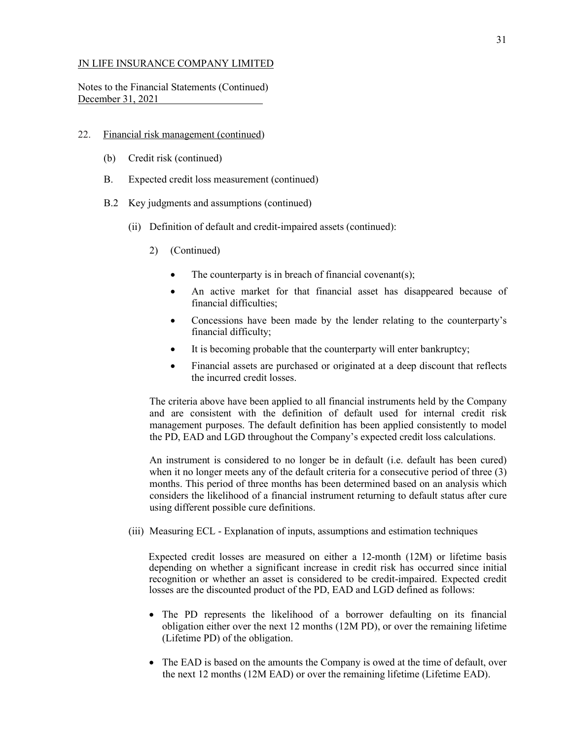JN LIFE INSURANCE COMPANY LIMITED

Notes to the Financial Statements (Continued)
December 31, 2021

22. Financial risk management (continued)

(b) Credit risk (continued)

B. Expected credit loss measurement (continued)

B.2 Key judgments and assumptions (continued)

(ii) Definition of default and credit-impaired assets (continued):

2) (Continued)

- The counterparty is in breach of financial covenant(s);
- An active market for that financial asset has disappeared because of financial difficulties;
- Concessions have been made by the lender relating to the counterparty's financial difficulty;
- It is becoming probable that the counterparty will enter bankruptcy;
- Financial assets are purchased or originated at a deep discount that reflects the incurred credit losses.

The criteria above have been applied to all financial instruments held by the Company and are consistent with the definition of default used for internal credit risk management purposes. The default definition has been applied consistently to model the PD, EAD and LGD throughout the Company's expected credit loss calculations.

An instrument is considered to no longer be in default (i.e. default has been cured) when it no longer meets any of the default criteria for a consecutive period of three (3) months. This period of three months has been determined based on an analysis which considers the likelihood of a financial instrument returning to default status after cure using different possible cure definitions.

(iii) Measuring ECL - Explanation of inputs, assumptions and estimation techniques

Expected credit losses are measured on either a 12-month (12M) or lifetime basis depending on whether a significant increase in credit risk has occurred since initial recognition or whether an asset is considered to be credit-impaired. Expected credit losses are the discounted product of the PD, EAD and LGD defined as follows:

- The PD represents the likelihood of a borrower defaulting on its financial obligation either over the next 12 months (12M PD), or over the remaining lifetime (Lifetime PD) of the obligation.
- The EAD is based on the amounts the Company is owed at the time of default, over the next 12 months (12M EAD) or over the remaining lifetime (Lifetime EAD).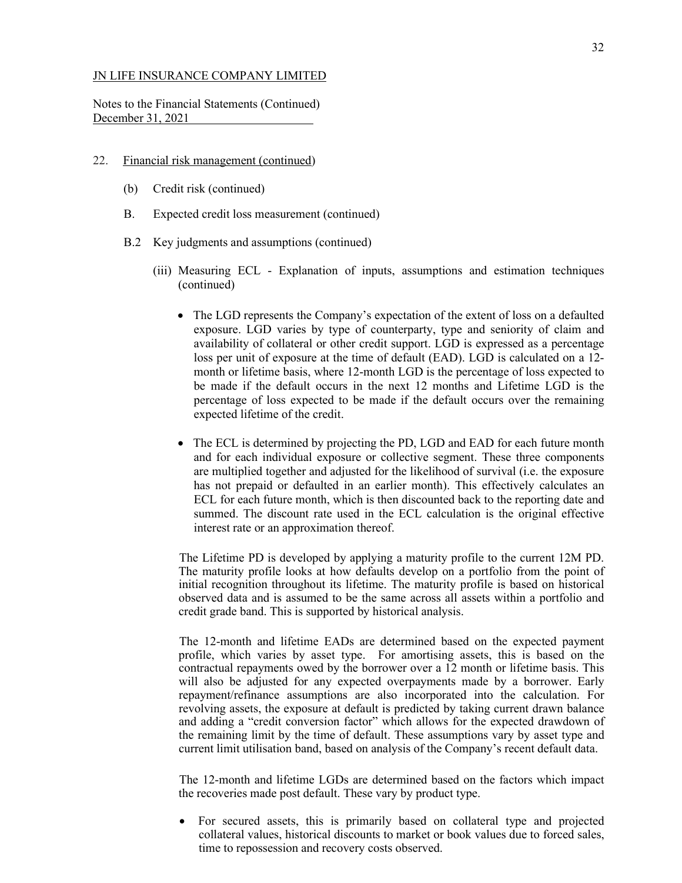JN LIFE INSURANCE COMPANY LIMITED

Notes to the Financial Statements (Continued)
December 31, 2021

22. Financial risk management (continued)

(b) Credit risk (continued)

B. Expected credit loss measurement (continued)

B.2 Key judgments and assumptions (continued)

(iii) Measuring ECL - Explanation of inputs, assumptions and estimation techniques (continued)

- The LGD represents the Company's expectation of the extent of loss on a defaulted exposure. LGD varies by type of counterparty, type and seniority of claim and availability of collateral or other credit support. LGD is expressed as a percentage loss per unit of exposure at the time of default (EAD). LGD is calculated on a 12-month or lifetime basis, where 12-month LGD is the percentage of loss expected to be made if the default occurs in the next 12 months and Lifetime LGD is the percentage of loss expected to be made if the default occurs over the remaining expected lifetime of the credit.

- The ECL is determined by projecting the PD, LGD and EAD for each future month and for each individual exposure or collective segment. These three components are multiplied together and adjusted for the likelihood of survival (i.e. the exposure has not prepaid or defaulted in an earlier month). This effectively calculates an ECL for each future month, which is then discounted back to the reporting date and summed. The discount rate used in the ECL calculation is the original effective interest rate or an approximation thereof.

The Lifetime PD is developed by applying a maturity profile to the current 12M PD. The maturity profile looks at how defaults develop on a portfolio from the point of initial recognition throughout its lifetime. The maturity profile is based on historical observed data and is assumed to be the same across all assets within a portfolio and credit grade band. This is supported by historical analysis.

The 12-month and lifetime EADs are determined based on the expected payment profile, which varies by asset type. For amortising assets, this is based on the contractual repayments owed by the borrower over a 12 month or lifetime basis. This will also be adjusted for any expected overpayments made by a borrower. Early repayment/refinance assumptions are also incorporated into the calculation. For revolving assets, the exposure at default is predicted by taking current drawn balance and adding a "credit conversion factor" which allows for the expected drawdown of the remaining limit by the time of default. These assumptions vary by asset type and current limit utilisation band, based on analysis of the Company's recent default data.

The 12-month and lifetime LGDs are determined based on the factors which impact the recoveries made post default. These vary by product type.

- For secured assets, this is primarily based on collateral type and projected collateral values, historical discounts to market or book values due to forced sales, time to repossession and recovery costs observed.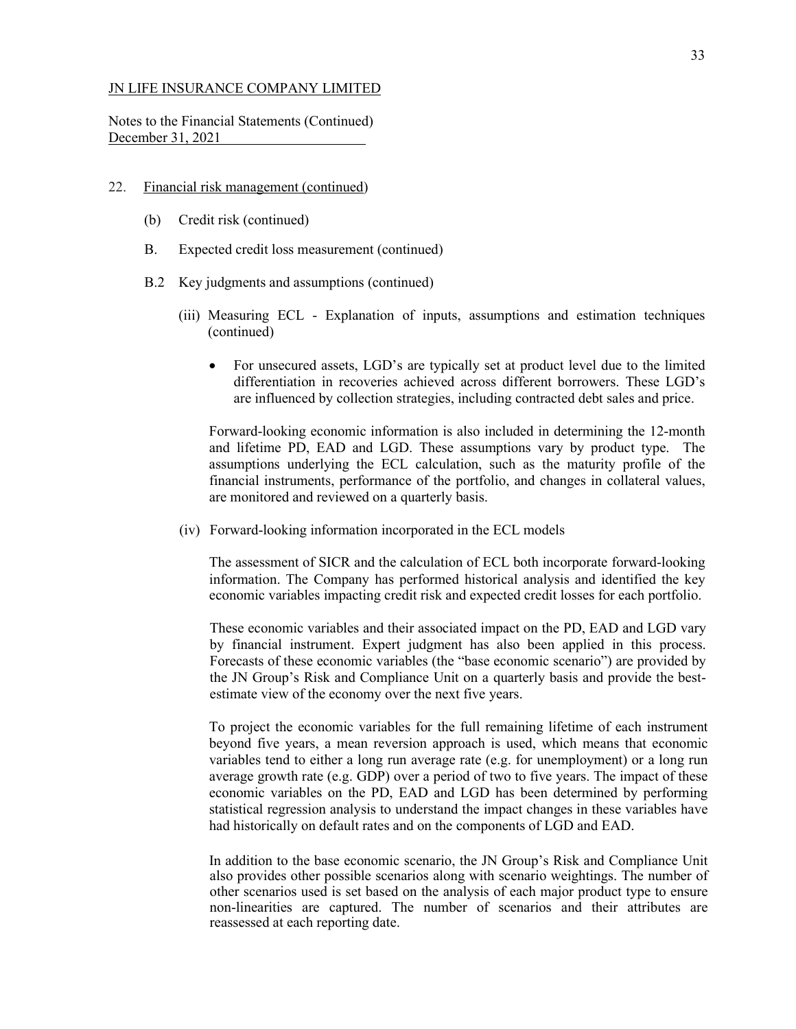JN LIFE INSURANCE COMPANY LIMITED

Notes to the Financial Statements (Continued)
December 31, 2021

22. Financial risk management (continued)

(b) Credit risk (continued)

B. Expected credit loss measurement (continued)

B.2 Key judgments and assumptions (continued)

(iii) Measuring ECL - Explanation of inputs, assumptions and estimation techniques (continued)

- For unsecured assets, LGD's are typically set at product level due to the limited differentiation in recoveries achieved across different borrowers. These LGD's are influenced by collection strategies, including contracted debt sales and price.

Forward-looking economic information is also included in determining the 12-month and lifetime PD, EAD and LGD. These assumptions vary by product type. The assumptions underlying the ECL calculation, such as the maturity profile of the financial instruments, performance of the portfolio, and changes in collateral values, are monitored and reviewed on a quarterly basis.

(iv) Forward-looking information incorporated in the ECL models

The assessment of SICR and the calculation of ECL both incorporate forward-looking information. The Company has performed historical analysis and identified the key economic variables impacting credit risk and expected credit losses for each portfolio.

These economic variables and their associated impact on the PD, EAD and LGD vary by financial instrument. Expert judgment has also been applied in this process. Forecasts of these economic variables (the "base economic scenario") are provided by the JN Group's Risk and Compliance Unit on a quarterly basis and provide the best-estimate view of the economy over the next five years.

To project the economic variables for the full remaining lifetime of each instrument beyond five years, a mean reversion approach is used, which means that economic variables tend to either a long run average rate (e.g. for unemployment) or a long run average growth rate (e.g. GDP) over a period of two to five years. The impact of these economic variables on the PD, EAD and LGD has been determined by performing statistical regression analysis to understand the impact changes in these variables have had historically on default rates and on the components of LGD and EAD.

In addition to the base economic scenario, the JN Group's Risk and Compliance Unit also provides other possible scenarios along with scenario weightings. The number of other scenarios used is set based on the analysis of each major product type to ensure non-linearities are captured. The number of scenarios and their attributes are reassessed at each reporting date.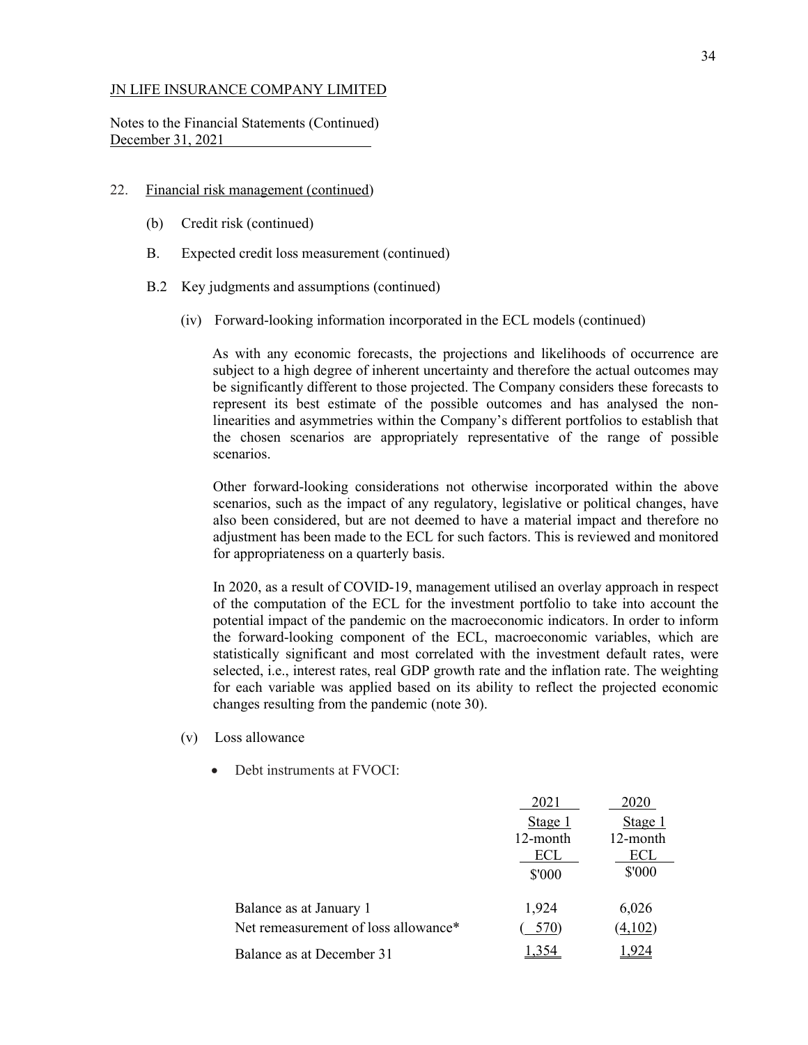JN LIFE INSURANCE COMPANY LIMITED

Notes to the Financial Statements (Continued)
December 31, 2021

22. Financial risk management (continued)

(b) Credit risk (continued)

B. Expected credit loss measurement (continued)

B.2 Key judgments and assumptions (continued)

(iv) Forward-looking information incorporated in the ECL models (continued)

As with any economic forecasts, the projections and likelihoods of occurrence are subject to a high degree of inherent uncertainty and therefore the actual outcomes may be significantly different to those projected. The Company considers these forecasts to represent its best estimate of the possible outcomes and has analysed the non-linearities and asymmetries within the Company's different portfolios to establish that the chosen scenarios are appropriately representative of the range of possible scenarios.

Other forward-looking considerations not otherwise incorporated within the above scenarios, such as the impact of any regulatory, legislative or political changes, have also been considered, but are not deemed to have a material impact and therefore no adjustment has been made to the ECL for such factors. This is reviewed and monitored for appropriateness on a quarterly basis.

In 2020, as a result of COVID-19, management utilised an overlay approach in respect of the computation of the ECL for the investment portfolio to take into account the potential impact of the pandemic on the macroeconomic indicators. In order to inform the forward-looking component of the ECL, macroeconomic variables, which are statistically significant and most correlated with the investment default rates, were selected, i.e., interest rates, real GDP growth rate and the inflation rate. The weighting for each variable was applied based on its ability to reflect the projected economic changes resulting from the pandemic (note 30).

(v) Loss allowance

- Debt instruments at FVOCI:

| | 2021 | 2020 |
|---|---|---|
| | Stage 1 12-month ECL | Stage 1 12-month ECL |
| | $'000 | $'000 |
| Balance as at January 1 | 1,924 | 6,026 |
| Net remeasurement of loss allowance* | ( 570) | (4,102) |
| Balance as at December 31 | 1,354 | 1,924 |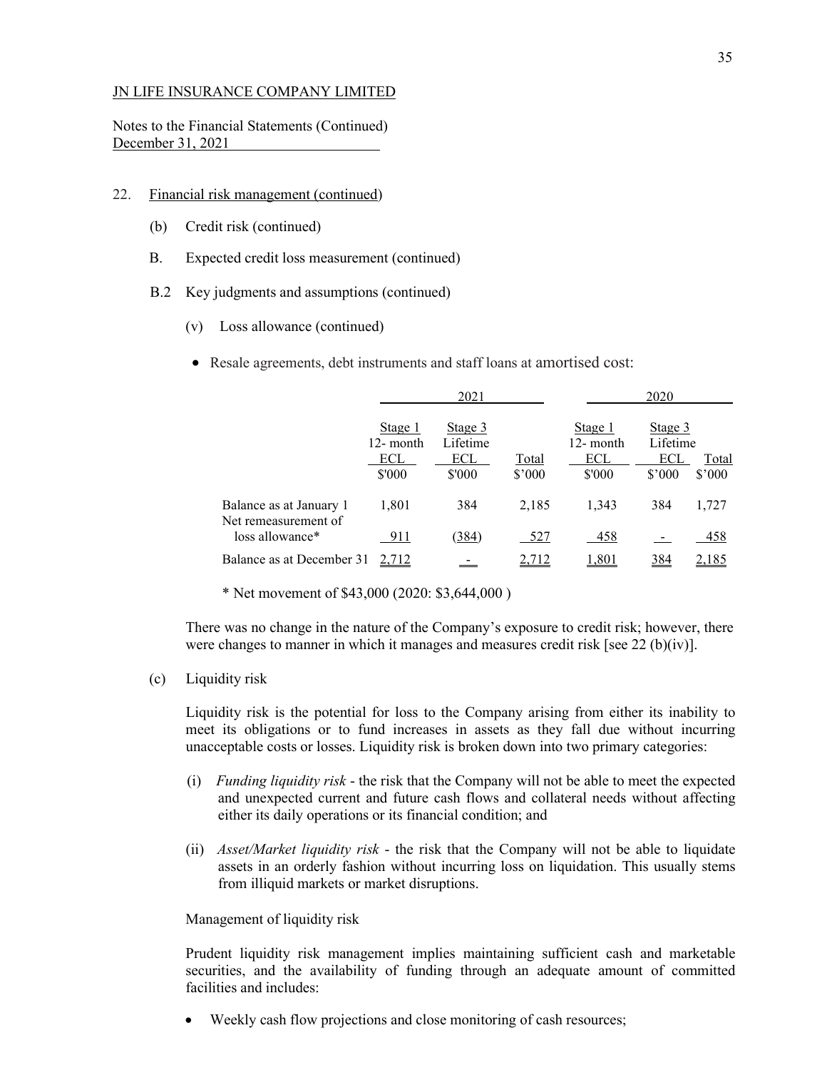JN LIFE INSURANCE COMPANY LIMITED

Notes to the Financial Statements (Continued)
December 31, 2021

22. Financial risk management (continued)

(b) Credit risk (continued)

B. Expected credit loss measurement (continued)

B.2 Key judgments and assumptions (continued)

(v) Loss allowance (continued)

- Resale agreements, debt instruments and staff loans at amortised cost:

| | 2021 | | | 2020 | | |
|---|---|---|---|---|---|---|
| | Stage 1 12- month ECL | Stage 3 Lifetime ECL | Total | Stage 1 12- month ECL | Stage 3 Lifetime ECL | Total |
| | \$'000 | \$'000 | \$'000 | \$'000 | \$'000 | \$'000 |
| Balance as at January 1 | 1,801 | 384 | 2,185 | 1,343 | 384 | 1,727 |
| Net remeasurement of loss allowance* | 911 | (384) | 527 | 458 | - | 458 |
| Balance as at December 31 | 2,712 | - | 2,712 | 1,801 | 384 | 2,185 |

* Net movement of $43,000 (2020: $3,644,000 )

There was no change in the nature of the Company's exposure to credit risk; however, there were changes to manner in which it manages and measures credit risk [see 22 (b)(iv)].

(c) Liquidity risk

Liquidity risk is the potential for loss to the Company arising from either its inability to meet its obligations or to fund increases in assets as they fall due without incurring unacceptable costs or losses. Liquidity risk is broken down into two primary categories:

(i) *Funding liquidity risk* - the risk that the Company will not be able to meet the expected and unexpected current and future cash flows and collateral needs without affecting either its daily operations or its financial condition; and

(ii) *Asset/Market liquidity risk* - the risk that the Company will not be able to liquidate assets in an orderly fashion without incurring loss on liquidation. This usually stems from illiquid markets or market disruptions.

Management of liquidity risk

Prudent liquidity risk management implies maintaining sufficient cash and marketable securities, and the availability of funding through an adequate amount of committed facilities and includes:

- Weekly cash flow projections and close monitoring of cash resources;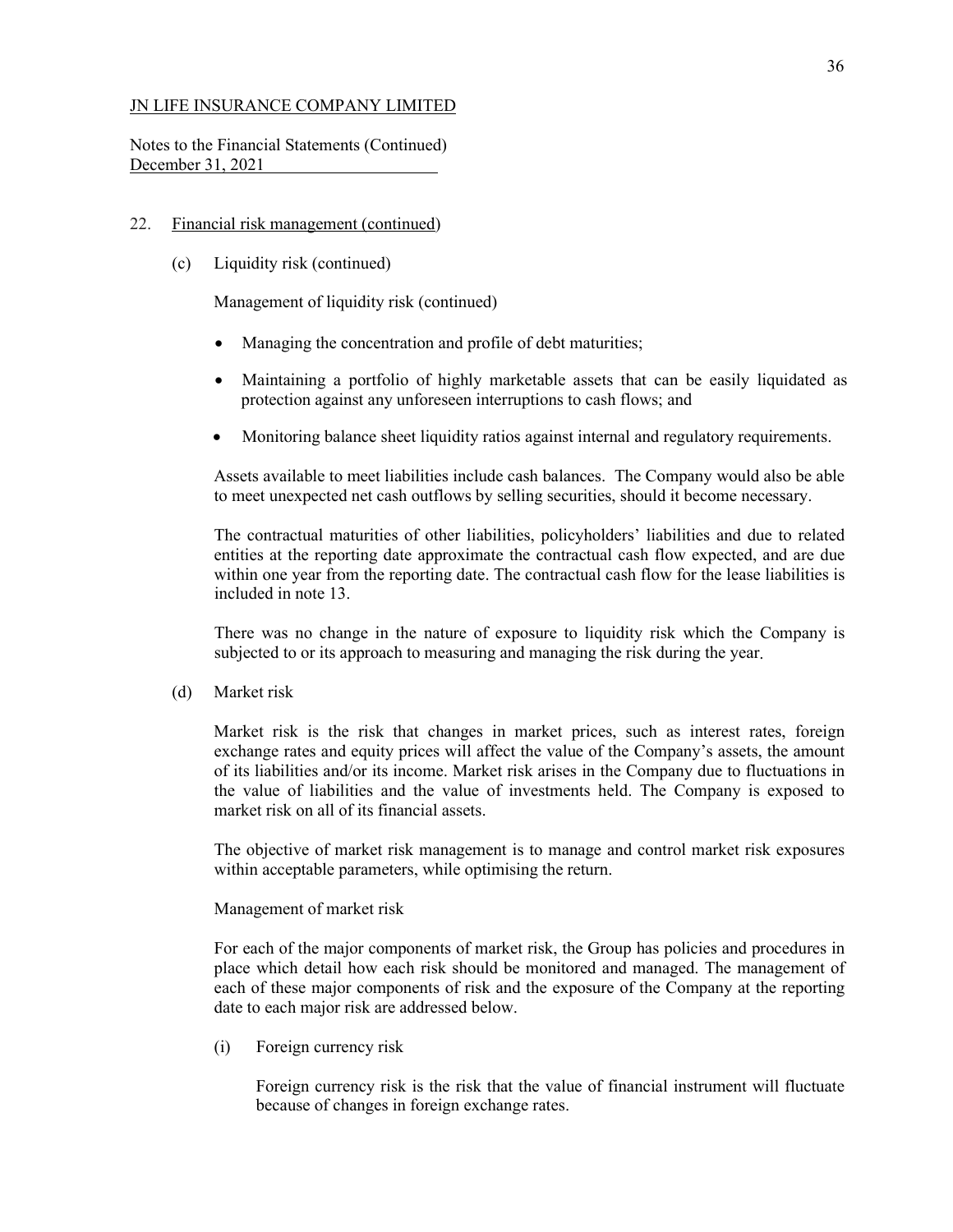JN LIFE INSURANCE COMPANY LIMITED

Notes to the Financial Statements (Continued)
December 31, 2021

22. Financial risk management (continued)

(c) Liquidity risk (continued)

Management of liquidity risk (continued)

- Managing the concentration and profile of debt maturities;
- Maintaining a portfolio of highly marketable assets that can be easily liquidated as protection against any unforeseen interruptions to cash flows; and
- Monitoring balance sheet liquidity ratios against internal and regulatory requirements.

Assets available to meet liabilities include cash balances. The Company would also be able to meet unexpected net cash outflows by selling securities, should it become necessary.

The contractual maturities of other liabilities, policyholders' liabilities and due to related entities at the reporting date approximate the contractual cash flow expected, and are due within one year from the reporting date. The contractual cash flow for the lease liabilities is included in note 13.

There was no change in the nature of exposure to liquidity risk which the Company is subjected to or its approach to measuring and managing the risk during the year.

(d) Market risk

Market risk is the risk that changes in market prices, such as interest rates, foreign exchange rates and equity prices will affect the value of the Company's assets, the amount of its liabilities and/or its income. Market risk arises in the Company due to fluctuations in the value of liabilities and the value of investments held. The Company is exposed to market risk on all of its financial assets.

The objective of market risk management is to manage and control market risk exposures within acceptable parameters, while optimising the return.

Management of market risk

For each of the major components of market risk, the Group has policies and procedures in place which detail how each risk should be monitored and managed. The management of each of these major components of risk and the exposure of the Company at the reporting date to each major risk are addressed below.

(i) Foreign currency risk

Foreign currency risk is the risk that the value of financial instrument will fluctuate because of changes in foreign exchange rates.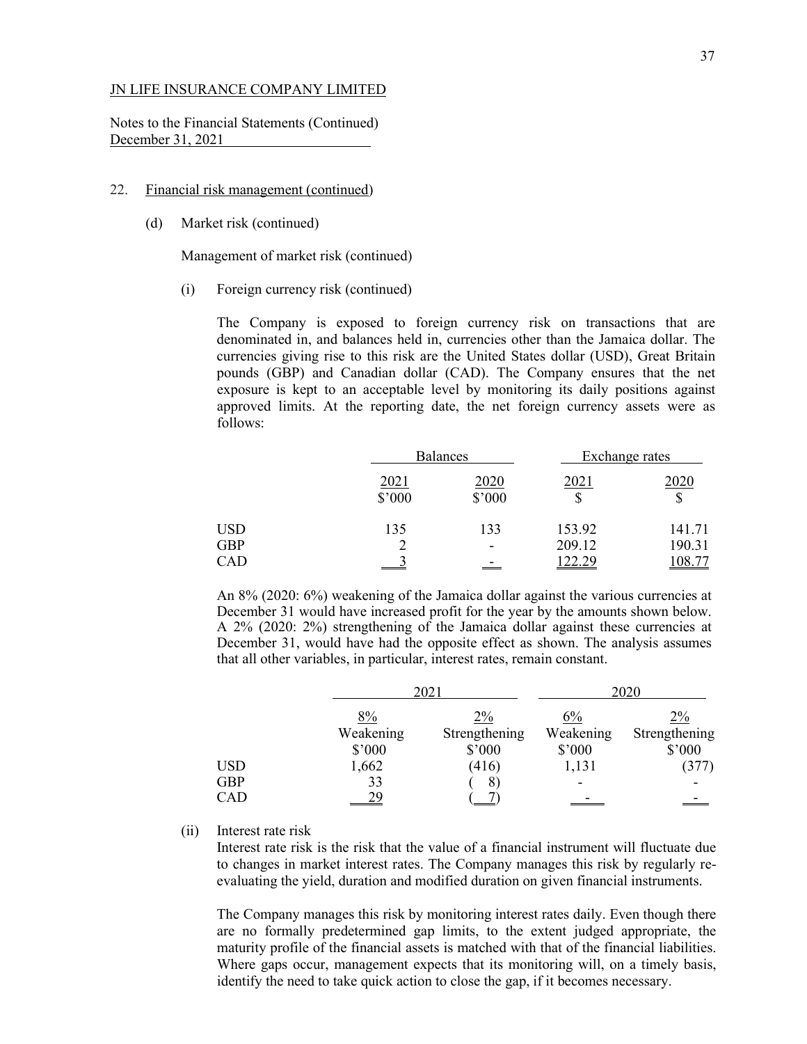JN LIFE INSURANCE COMPANY LIMITED

Notes to the Financial Statements (Continued)
December 31, 2021

22. Financial risk management (continued)

(d) Market risk (continued)

Management of market risk (continued)

(i) Foreign currency risk (continued)

The Company is exposed to foreign currency risk on transactions that are denominated in, and balances held in, currencies other than the Jamaica dollar. The currencies giving rise to this risk are the United States dollar (USD), Great Britain pounds (GBP) and Canadian dollar (CAD). The Company ensures that the net exposure is kept to an acceptable level by monitoring its daily positions against approved limits. At the reporting date, the net foreign currency assets were as follows:

| | Balances | | Exchange rates | |
|---|---|---|---|---|
| | 2021<br>$'000 | 2020<br>$'000 | 2021<br>$ | 2020<br>$ |
| USD | 135 | 133 | 153.92 | 141.71 |
| GBP | 2 | - | 209.12 | 190.31 |
| CAD | 3 | - | 122.29 | 108.77 |

An 8% (2020: 6%) weakening of the Jamaica dollar against the various currencies at December 31 would have increased profit for the year by the amounts shown below. A 2% (2020: 2%) strengthening of the Jamaica dollar against these currencies at December 31, would have had the opposite effect as shown. The analysis assumes that all other variables, in particular, interest rates, remain constant.

| | 2021 | | 2020 | |
|---|---|---|---|---|
| | 8%<br>Weakening<br>$'000 | 2%<br>Strengthening<br>$'000 | 6%<br>Weakening<br>$'000 | 2%<br>Strengthening<br>$'000 |
| USD | 1,662 | (416) | 1,131 | (377) |
| GBP | 33 | ( 8) | - | - |
| CAD | 29 | ( 7) | - | - |

(ii) Interest rate risk

Interest rate risk is the risk that the value of a financial instrument will fluctuate due to changes in market interest rates. The Company manages this risk by regularly re-evaluating the yield, duration and modified duration on given financial instruments.

The Company manages this risk by monitoring interest rates daily. Even though there are no formally predetermined gap limits, to the extent judged appropriate, the maturity profile of the financial assets is matched with that of the financial liabilities. Where gaps occur, management expects that its monitoring will, on a timely basis, identify the need to take quick action to close the gap, if it becomes necessary.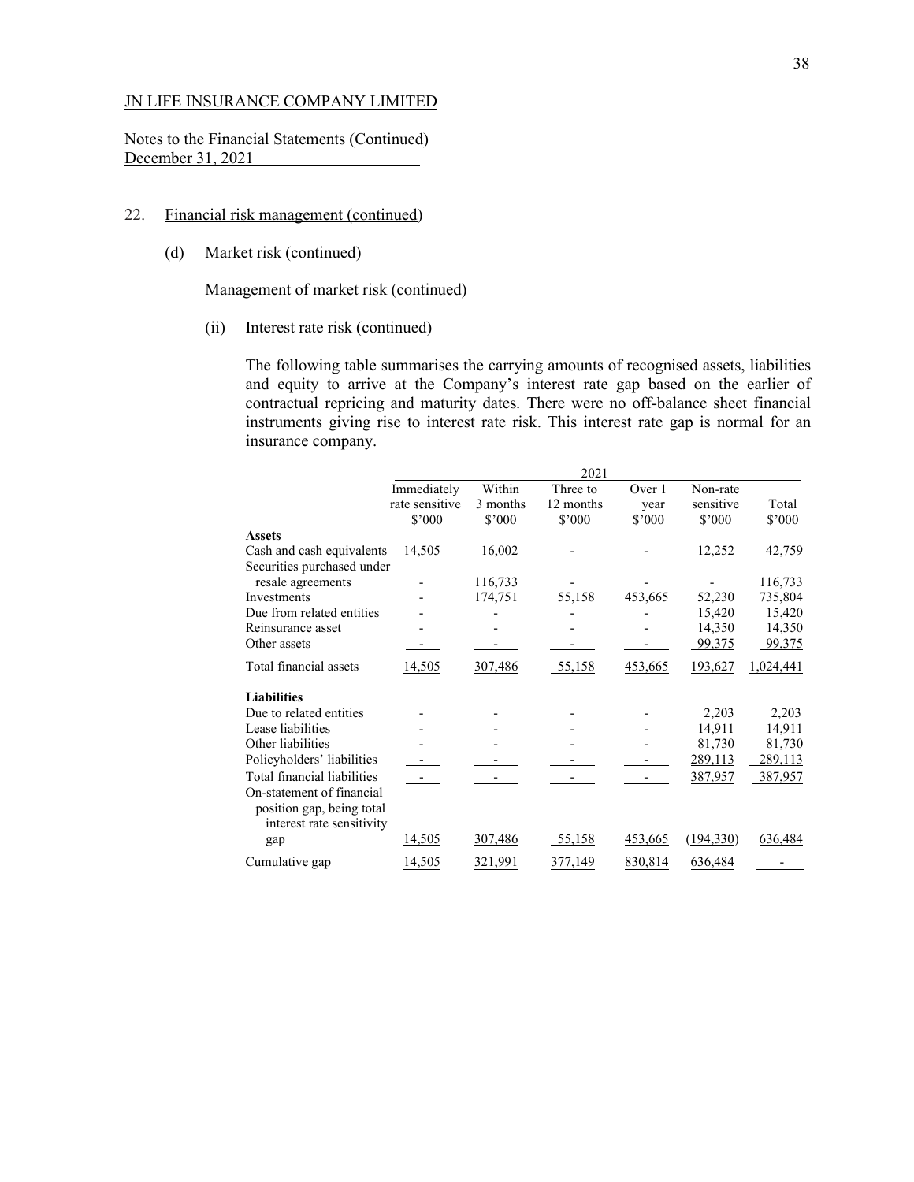JN LIFE INSURANCE COMPANY LIMITED

Notes to the Financial Statements (Continued)
December 31, 2021

22. Financial risk management (continued)

(d) Market risk (continued)

Management of market risk (continued)

(ii) Interest rate risk (continued)

The following table summarises the carrying amounts of recognised assets, liabilities and equity to arrive at the Company's interest rate gap based on the earlier of contractual repricing and maturity dates. There were no off-balance sheet financial instruments giving rise to interest rate risk. This interest rate gap is normal for an insurance company.

| | 2021 | | | | | |
|---|---|---|---|---|---|---|
| | Immediately rate sensitive | Within 3 months | Three to 12 months | Over 1 year | Non-rate sensitive | Total |
| | \$'000 | \$'000 | \$'000 | \$'000 | \$'000 | \$'000 |
| **Assets** | | | | | | |
| Cash and cash equivalents | 14,505 | 16,002 | - | - | 12,252 | 42,759 |
| Securities purchased under resale agreements | - | 116,733 | - | - | - | 116,733 |
| Investments | - | 174,751 | 55,158 | 453,665 | 52,230 | 735,804 |
| Due from related entities | - | - | - | - | 15,420 | 15,420 |
| Reinsurance asset | - | - | - | - | 14,350 | 14,350 |
| Other assets | - | - | - | - | 99,375 | 99,375 |
| Total financial assets | 14,505 | 307,486 | 55,158 | 453,665 | 193,627 | 1,024,441 |
| **Liabilities** | | | | | | |
| Due to related entities | - | - | - | - | 2,203 | 2,203 |
| Lease liabilities | - | - | - | - | 14,911 | 14,911 |
| Other liabilities | - | - | - | - | 81,730 | 81,730 |
| Policyholders' liabilities | - | - | - | - | 289,113 | 289,113 |
| Total financial liabilities | - | - | - | - | 387,957 | 387,957 |
| On-statement of financial position gap, being total interest rate sensitivity gap | 14,505 | 307,486 | 55,158 | 453,665 | (194,330) | 636,484 |
| Cumulative gap | 14,505 | 321,991 | 377,149 | 830,814 | 636,484 | - |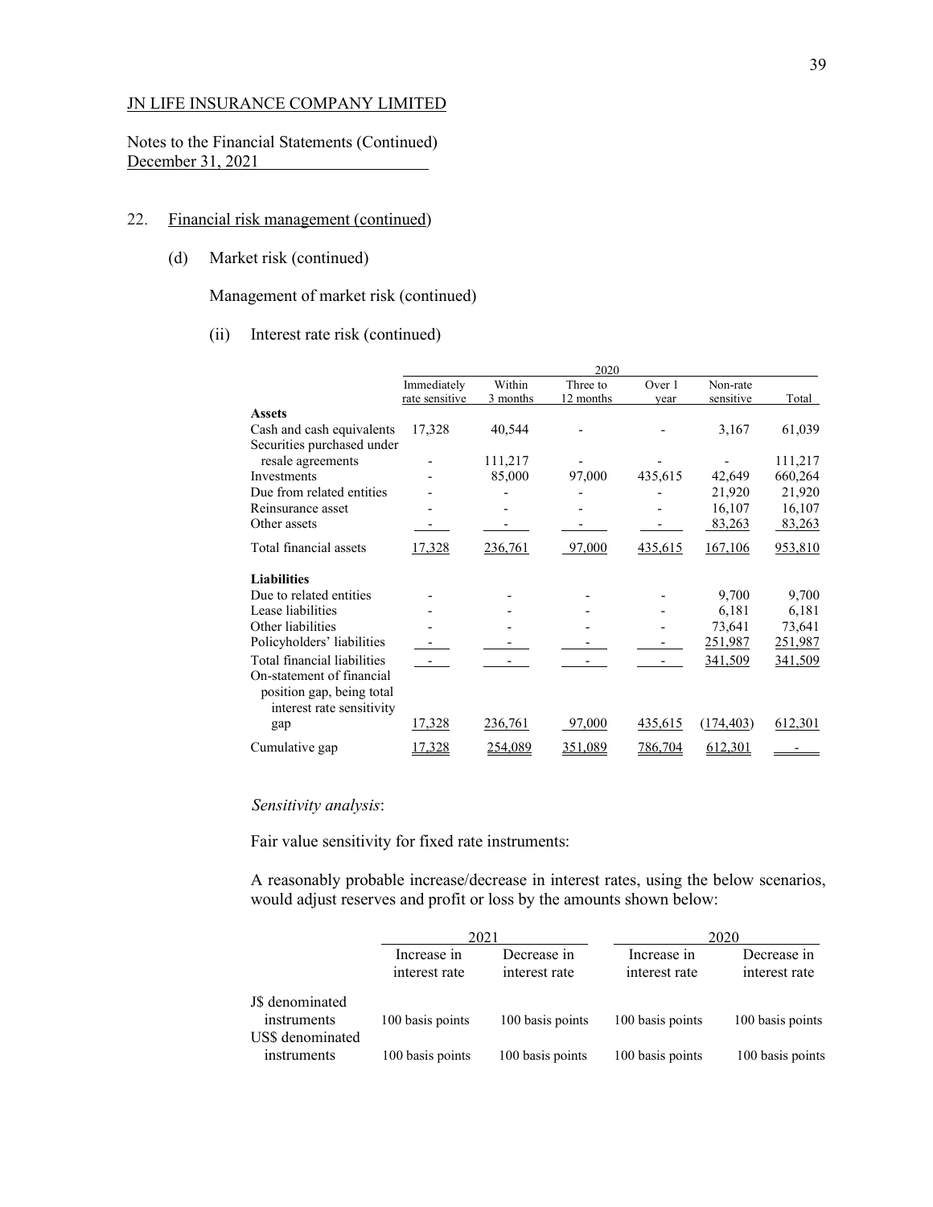JN LIFE INSURANCE COMPANY LIMITED

Notes to the Financial Statements (Continued)
December 31, 2021

22. Financial risk management (continued)

(d) Market risk (continued)

Management of market risk (continued)

(ii) Interest rate risk (continued)

| | 2020 | | | | | |
|---|---|---|---|---|---|---|
| | Immediately rate sensitive | Within 3 months | Three to 12 months | Over 1 year | Non-rate sensitive | Total |
| **Assets** | | | | | | |
| Cash and cash equivalents | 17,328 | 40,544 | - | - | 3,167 | 61,039 |
| Securities purchased under resale agreements | - | 111,217 | - | - | - | 111,217 |
| Investments | - | 85,000 | 97,000 | 435,615 | 42,649 | 660,264 |
| Due from related entities | - | - | - | - | 21,920 | 21,920 |
| Reinsurance asset | - | - | - | - | 16,107 | 16,107 |
| Other assets | - | - | - | - | 83,263 | 83,263 |
| Total financial assets | 17,328 | 236,761 | 97,000 | 435,615 | 167,106 | 953,810 |
| **Liabilities** | | | | | | |
| Due to related entities | - | - | - | - | 9,700 | 9,700 |
| Lease liabilities | - | - | - | - | 6,181 | 6,181 |
| Other liabilities | - | - | - | - | 73,641 | 73,641 |
| Policyholders' liabilities | - | - | - | - | 251,987 | 251,987 |
| Total financial liabilities | - | - | - | - | 341,509 | 341,509 |
| On-statement of financial position gap, being total interest rate sensitivity gap | 17,328 | 236,761 | 97,000 | 435,615 | (174,403) | 612,301 |
| Cumulative gap | 17,328 | 254,089 | 351,089 | 786,704 | 612,301 | - |

*Sensitivity analysis*:

Fair value sensitivity for fixed rate instruments:

A reasonably probable increase/decrease in interest rates, using the below scenarios, would adjust reserves and profit or loss by the amounts shown below:

| | 2021 | | 2020 | |
|---|---|---|---|---|
| | Increase in interest rate | Decrease in interest rate | Increase in interest rate | Decrease in interest rate |
| J$ denominated instruments | 100 basis points | 100 basis points | 100 basis points | 100 basis points |
| US$ denominated instruments | 100 basis points | 100 basis points | 100 basis points | 100 basis points |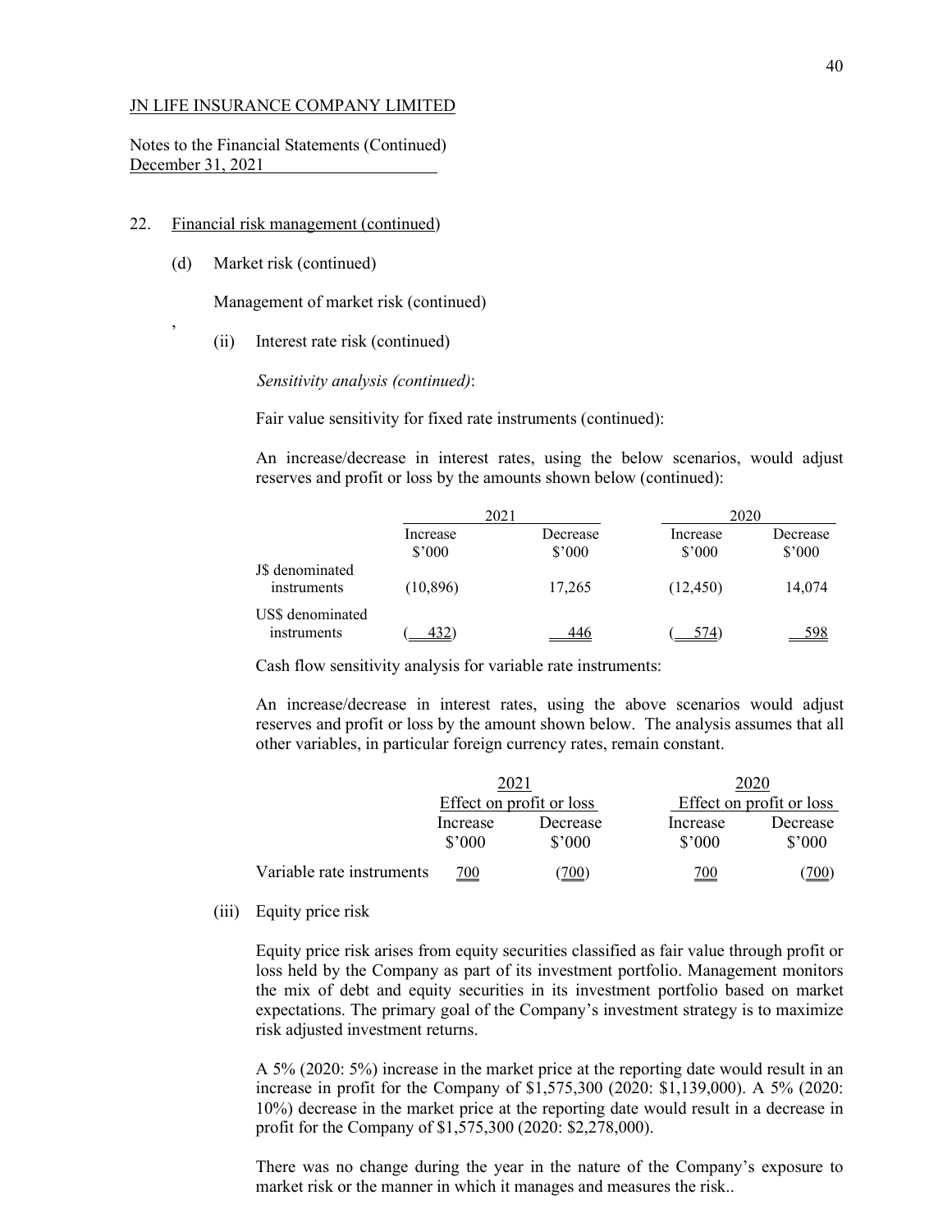JN LIFE INSURANCE COMPANY LIMITED

Notes to the Financial Statements (Continued)
December 31, 2021

22. Financial risk management (continued)

(d) Market risk (continued)

Management of market risk (continued)

,

(ii) Interest rate risk (continued)

*Sensitivity analysis (continued)*:

Fair value sensitivity for fixed rate instruments (continued):

An increase/decrease in interest rates, using the below scenarios, would adjust reserves and profit or loss by the amounts shown below (continued):

| | 2021 | | 2020 | |
|---|---|---|---|---|
| | Increase $'000 | Decrease $'000 | Increase $'000 | Decrease $'000 |
| J$ denominated instruments | (10,896) | 17,265 | (12,450) | 14,074 |
| US$ denominated instruments | ( 432) | 446 | ( 574) | 598 |

Cash flow sensitivity analysis for variable rate instruments:

An increase/decrease in interest rates, using the above scenarios would adjust reserves and profit or loss by the amount shown below. The analysis assumes that all other variables, in particular foreign currency rates, remain constant.

| | 2021 | | 2020 | |
|---|---|---|---|---|
| | Effect on profit or loss | | Effect on profit or loss | |
| | Increase $'000 | Decrease $'000 | Increase $'000 | Decrease $'000 |
| Variable rate instruments | 700 | (700) | 700 | (700) |

(iii) Equity price risk

Equity price risk arises from equity securities classified as fair value through profit or loss held by the Company as part of its investment portfolio. Management monitors the mix of debt and equity securities in its investment portfolio based on market expectations. The primary goal of the Company's investment strategy is to maximize risk adjusted investment returns.

A 5% (2020: 5%) increase in the market price at the reporting date would result in an increase in profit for the Company of $1,575,300 (2020: $1,139,000). A 5% (2020: 10%) decrease in the market price at the reporting date would result in a decrease in profit for the Company of $1,575,300 (2020: $2,278,000).

There was no change during the year in the nature of the Company's exposure to market risk or the manner in which it manages and measures the risk..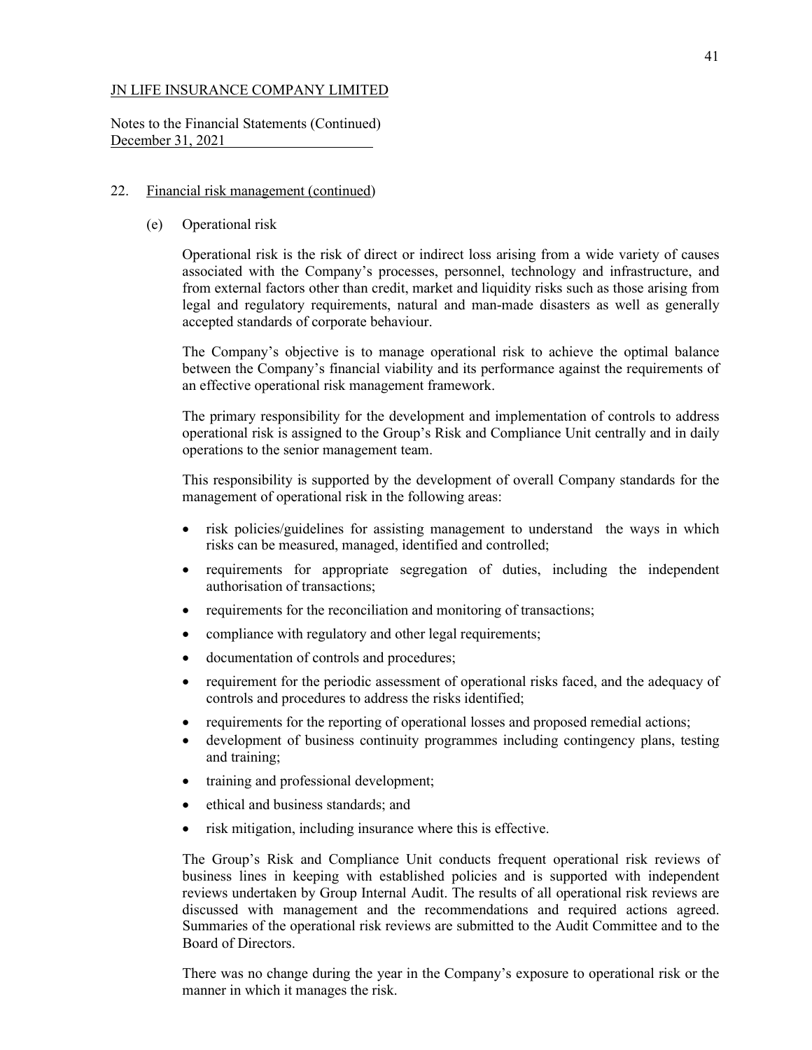JN LIFE INSURANCE COMPANY LIMITED

Notes to the Financial Statements (Continued)
December 31, 2021

## 22. Financial risk management (continued)

### (e) Operational risk

Operational risk is the risk of direct or indirect loss arising from a wide variety of causes associated with the Company's processes, personnel, technology and infrastructure, and from external factors other than credit, market and liquidity risks such as those arising from legal and regulatory requirements, natural and man-made disasters as well as generally accepted standards of corporate behaviour.

The Company's objective is to manage operational risk to achieve the optimal balance between the Company's financial viability and its performance against the requirements of an effective operational risk management framework.

The primary responsibility for the development and implementation of controls to address operational risk is assigned to the Group's Risk and Compliance Unit centrally and in daily operations to the senior management team.

This responsibility is supported by the development of overall Company standards for the management of operational risk in the following areas:

- risk policies/guidelines for assisting management to understand the ways in which risks can be measured, managed, identified and controlled;
- requirements for appropriate segregation of duties, including the independent authorisation of transactions;
- requirements for the reconciliation and monitoring of transactions;
- compliance with regulatory and other legal requirements;
- documentation of controls and procedures;
- requirement for the periodic assessment of operational risks faced, and the adequacy of controls and procedures to address the risks identified;
- requirements for the reporting of operational losses and proposed remedial actions;
- development of business continuity programmes including contingency plans, testing and training;
- training and professional development;
- ethical and business standards; and
- risk mitigation, including insurance where this is effective.

The Group's Risk and Compliance Unit conducts frequent operational risk reviews of business lines in keeping with established policies and is supported with independent reviews undertaken by Group Internal Audit. The results of all operational risk reviews are discussed with management and the recommendations and required actions agreed. Summaries of the operational risk reviews are submitted to the Audit Committee and to the Board of Directors.

There was no change during the year in the Company's exposure to operational risk or the manner in which it manages the risk.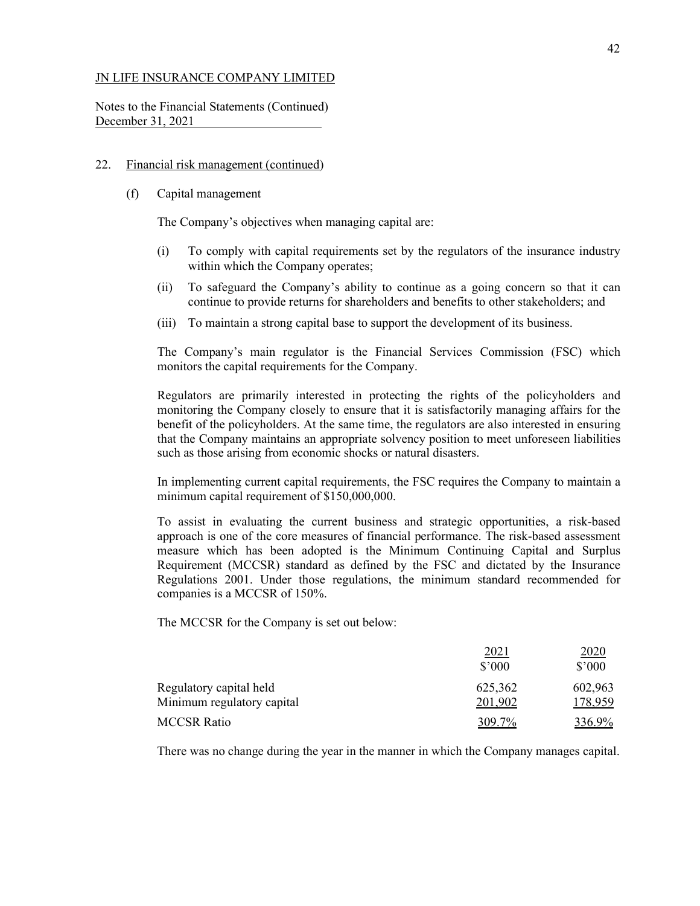JN LIFE INSURANCE COMPANY LIMITED

Notes to the Financial Statements (Continued)
December 31, 2021

## 22. Financial risk management (continued)

### (f) Capital management

The Company's objectives when managing capital are:

(i) To comply with capital requirements set by the regulators of the insurance industry within which the Company operates;

(ii) To safeguard the Company's ability to continue as a going concern so that it can continue to provide returns for shareholders and benefits to other stakeholders; and

(iii) To maintain a strong capital base to support the development of its business.

The Company's main regulator is the Financial Services Commission (FSC) which monitors the capital requirements for the Company.

Regulators are primarily interested in protecting the rights of the policyholders and monitoring the Company closely to ensure that it is satisfactorily managing affairs for the benefit of the policyholders. At the same time, the regulators are also interested in ensuring that the Company maintains an appropriate solvency position to meet unforeseen liabilities such as those arising from economic shocks or natural disasters.

In implementing current capital requirements, the FSC requires the Company to maintain a minimum capital requirement of $150,000,000.

To assist in evaluating the current business and strategic opportunities, a risk-based approach is one of the core measures of financial performance. The risk-based assessment measure which has been adopted is the Minimum Continuing Capital and Surplus Requirement (MCCSR) standard as defined by the FSC and dictated by the Insurance Regulations 2001. Under those regulations, the minimum standard recommended for companies is a MCCSR of 150%.

The MCCSR for the Company is set out below:

| | 2021<br>$'000 | 2020<br>$'000 |
|---|---|---|
| Regulatory capital held | 625,362 | 602,963 |
| Minimum regulatory capital | 201,902 | 178,959 |
| MCCSR Ratio | 309.7% | 336.9% |

There was no change during the year in the manner in which the Company manages capital.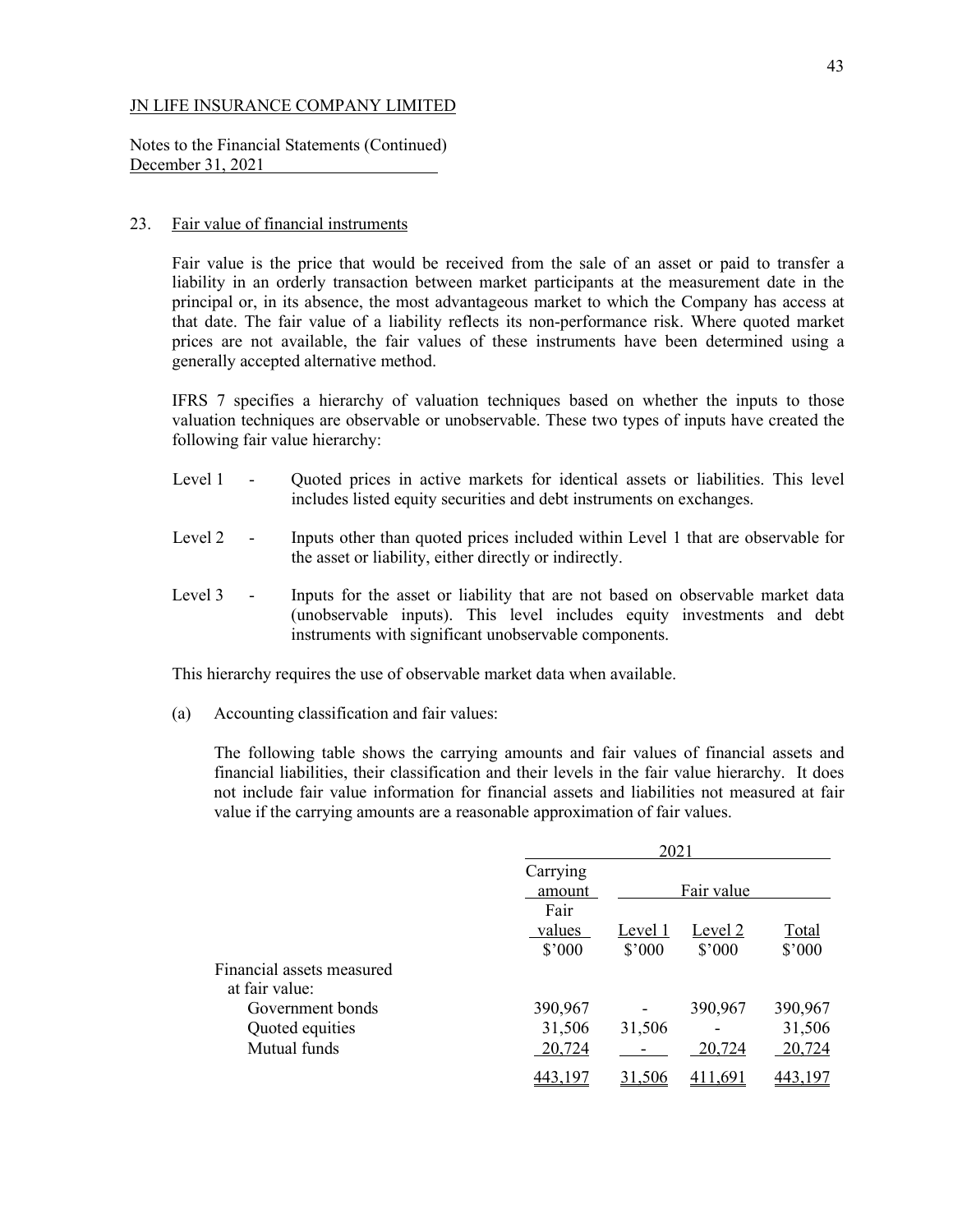JN LIFE INSURANCE COMPANY LIMITED

Notes to the Financial Statements (Continued)
December 31, 2021

## 23. Fair value of financial instruments

Fair value is the price that would be received from the sale of an asset or paid to transfer a liability in an orderly transaction between market participants at the measurement date in the principal or, in its absence, the most advantageous market to which the Company has access at that date. The fair value of a liability reflects its non-performance risk. Where quoted market prices are not available, the fair values of these instruments have been determined using a generally accepted alternative method.

IFRS 7 specifies a hierarchy of valuation techniques based on whether the inputs to those valuation techniques are observable or unobservable. These two types of inputs have created the following fair value hierarchy:

- Level 1 - Quoted prices in active markets for identical assets or liabilities. This level includes listed equity securities and debt instruments on exchanges.
- Level 2 - Inputs other than quoted prices included within Level 1 that are observable for the asset or liability, either directly or indirectly.
- Level 3 - Inputs for the asset or liability that are not based on observable market data (unobservable inputs). This level includes equity investments and debt instruments with significant unobservable components.

This hierarchy requires the use of observable market data when available.

(a) Accounting classification and fair values:

The following table shows the carrying amounts and fair values of financial assets and financial liabilities, their classification and their levels in the fair value hierarchy. It does not include fair value information for financial assets and liabilities not measured at fair value if the carrying amounts are a reasonable approximation of fair values.

| | 2021 | | | |
|---|---|---|---|---|
| | Carrying amount | Fair value | | |
| | Fair values | Level 1 | Level 2 | Total |
| | $'000 | $'000 | $'000 | $'000 |
| Financial assets measured at fair value: | | | | |
| Government bonds | 390,967 | - | 390,967 | 390,967 |
| Quoted equities | 31,506 | 31,506 | - | 31,506 |
| Mutual funds | 20,724 | - | 20,724 | 20,724 |
| | 443,197 | 31,506 | 411,691 | 443,197 |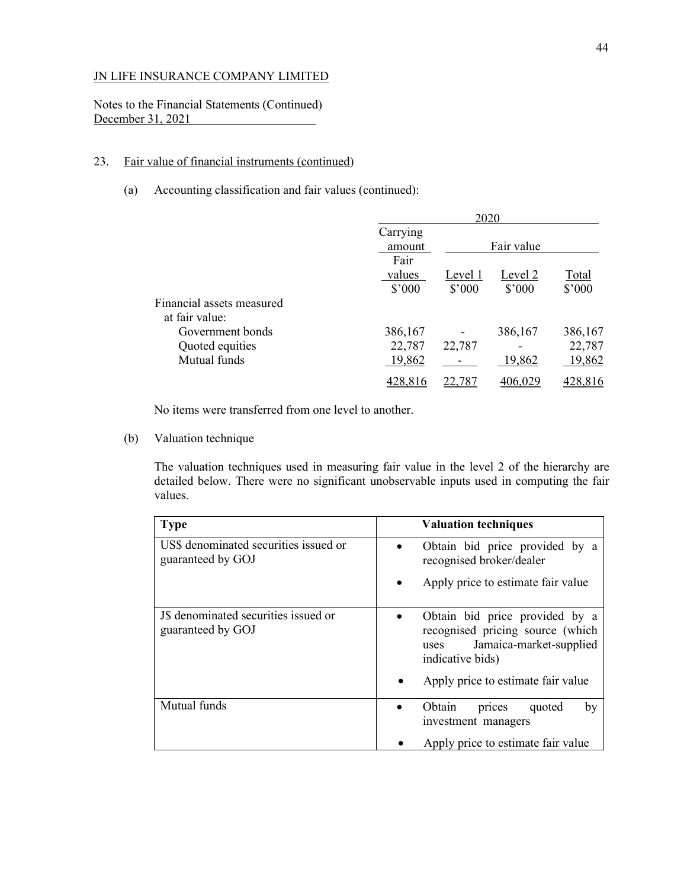JN LIFE INSURANCE COMPANY LIMITED

Notes to the Financial Statements (Continued)
December 31, 2021

23. Fair value of financial instruments (continued)

(a) Accounting classification and fair values (continued):

| | 2020 | | | |
|---|---|---|---|---|
| | Carrying amount | Fair value | | |
| | Fair values $'000 | Level 1 $'000 | Level 2 $'000 | Total $'000 |
| Financial assets measured at fair value: | | | | |
| Government bonds | 386,167 | - | 386,167 | 386,167 |
| Quoted equities | 22,787 | 22,787 | - | 22,787 |
| Mutual funds | 19,862 | - | 19,862 | 19,862 |
| | 428,816 | 22,787 | 406,029 | 428,816 |

No items were transferred from one level to another.

(b) Valuation technique

The valuation techniques used in measuring fair value in the level 2 of the hierarchy are detailed below. There were no significant unobservable inputs used in computing the fair values.

| Type | Valuation techniques |
|---|---|
| US$ denominated securities issued or guaranteed by GOJ | • Obtain bid price provided by a recognised broker/dealer<br>• Apply price to estimate fair value |
| J$ denominated securities issued or guaranteed by GOJ | • Obtain bid price provided by a recognised pricing source (which uses Jamaica-market-supplied indicative bids)<br>• Apply price to estimate fair value |
| Mutual funds | • Obtain prices quoted by investment managers<br>• Apply price to estimate fair value |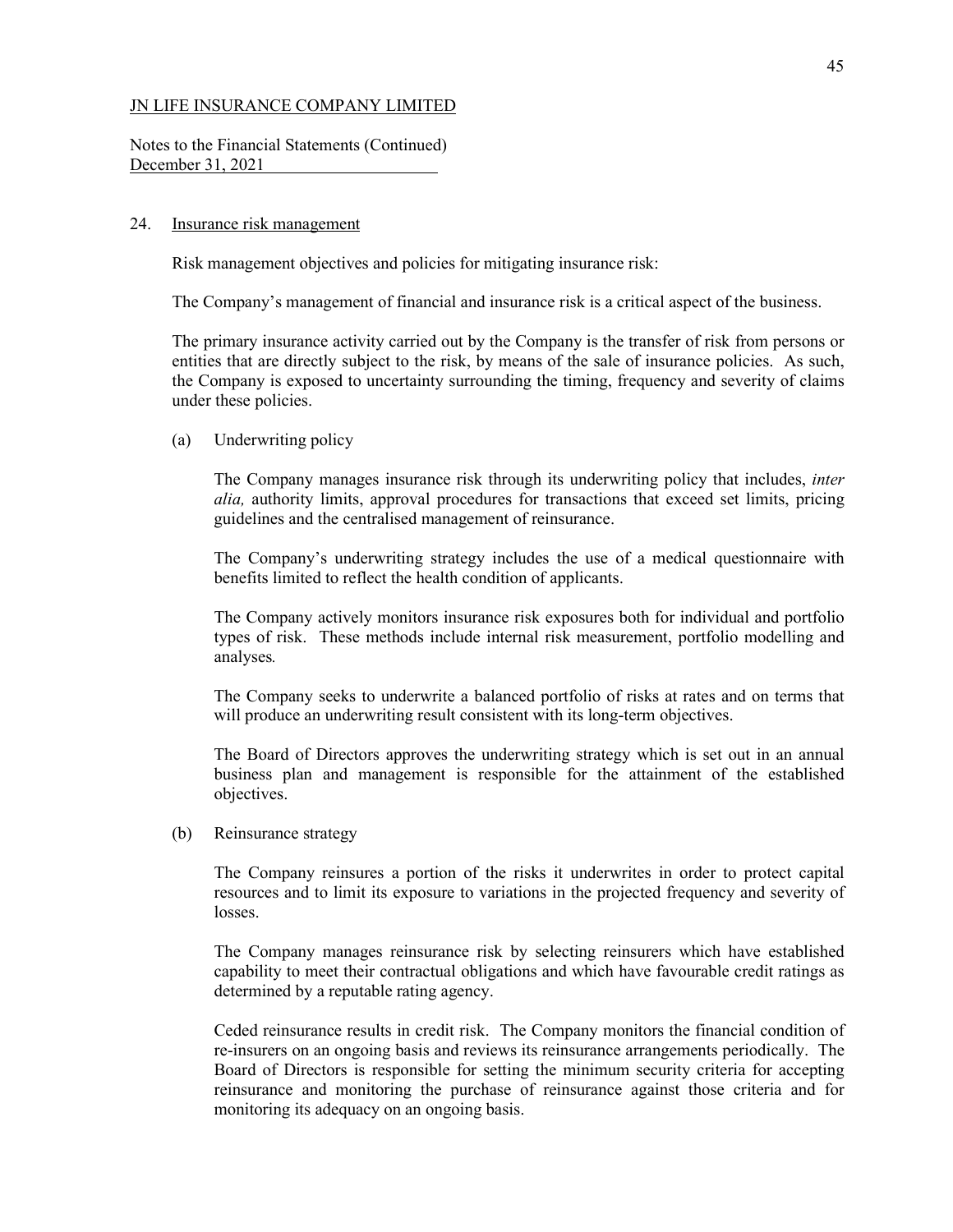JN LIFE INSURANCE COMPANY LIMITED

Notes to the Financial Statements (Continued)
December 31, 2021

## 24. Insurance risk management

Risk management objectives and policies for mitigating insurance risk:

The Company's management of financial and insurance risk is a critical aspect of the business.

The primary insurance activity carried out by the Company is the transfer of risk from persons or entities that are directly subject to the risk, by means of the sale of insurance policies. As such, the Company is exposed to uncertainty surrounding the timing, frequency and severity of claims under these policies.

### (a) Underwriting policy

The Company manages insurance risk through its underwriting policy that includes, *inter alia,* authority limits, approval procedures for transactions that exceed set limits, pricing guidelines and the centralised management of reinsurance.

The Company's underwriting strategy includes the use of a medical questionnaire with benefits limited to reflect the health condition of applicants.

The Company actively monitors insurance risk exposures both for individual and portfolio types of risk. These methods include internal risk measurement, portfolio modelling and analyses.

The Company seeks to underwrite a balanced portfolio of risks at rates and on terms that will produce an underwriting result consistent with its long-term objectives.

The Board of Directors approves the underwriting strategy which is set out in an annual business plan and management is responsible for the attainment of the established objectives.

### (b) Reinsurance strategy

The Company reinsures a portion of the risks it underwrites in order to protect capital resources and to limit its exposure to variations in the projected frequency and severity of losses.

The Company manages reinsurance risk by selecting reinsurers which have established capability to meet their contractual obligations and which have favourable credit ratings as determined by a reputable rating agency.

Ceded reinsurance results in credit risk. The Company monitors the financial condition of re-insurers on an ongoing basis and reviews its reinsurance arrangements periodically. The Board of Directors is responsible for setting the minimum security criteria for accepting reinsurance and monitoring the purchase of reinsurance against those criteria and for monitoring its adequacy on an ongoing basis.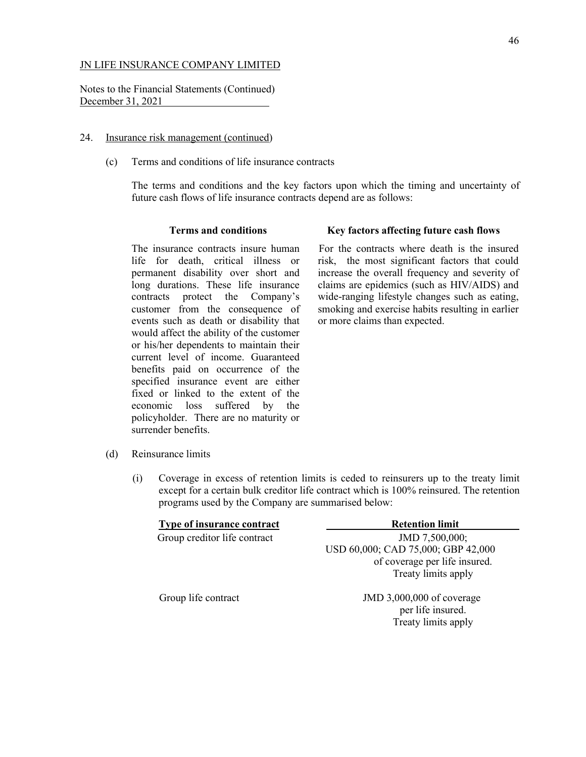JN LIFE INSURANCE COMPANY LIMITED

Notes to the Financial Statements (Continued)
December 31, 2021

24. Insurance risk management (continued)

(c) Terms and conditions of life insurance contracts

The terms and conditions and the key factors upon which the timing and uncertainty of future cash flows of life insurance contracts depend are as follows:

| **Terms and conditions** | **Key factors affecting future cash flows** |
|---|---|
| The insurance contracts insure human life for death, critical illness or permanent disability over short and long durations. These life insurance contracts protect the Company's customer from the consequence of events such as death or disability that would affect the ability of the customer or his/her dependents to maintain their current level of income. Guaranteed benefits paid on occurrence of the specified insurance event are either fixed or linked to the extent of the economic loss suffered by the policyholder. There are no maturity or surrender benefits. | For the contracts where death is the insured risk, the most significant factors that could increase the overall frequency and severity of claims are epidemics (such as HIV/AIDS) and wide-ranging lifestyle changes such as eating, smoking and exercise habits resulting in earlier or more claims than expected. |

(d) Reinsurance limits

(i) Coverage in excess of retention limits is ceded to reinsurers up to the treaty limit except for a certain bulk creditor life contract which is 100% reinsured. The retention programs used by the Company are summarised below:

| Type of insurance contract | Retention limit |
|---|---|
| Group creditor life contract | JMD 7,500,000; USD 60,000; CAD 75,000; GBP 42,000 of coverage per life insured. Treaty limits apply |
| Group life contract | JMD 3,000,000 of coverage per life insured. Treaty limits apply |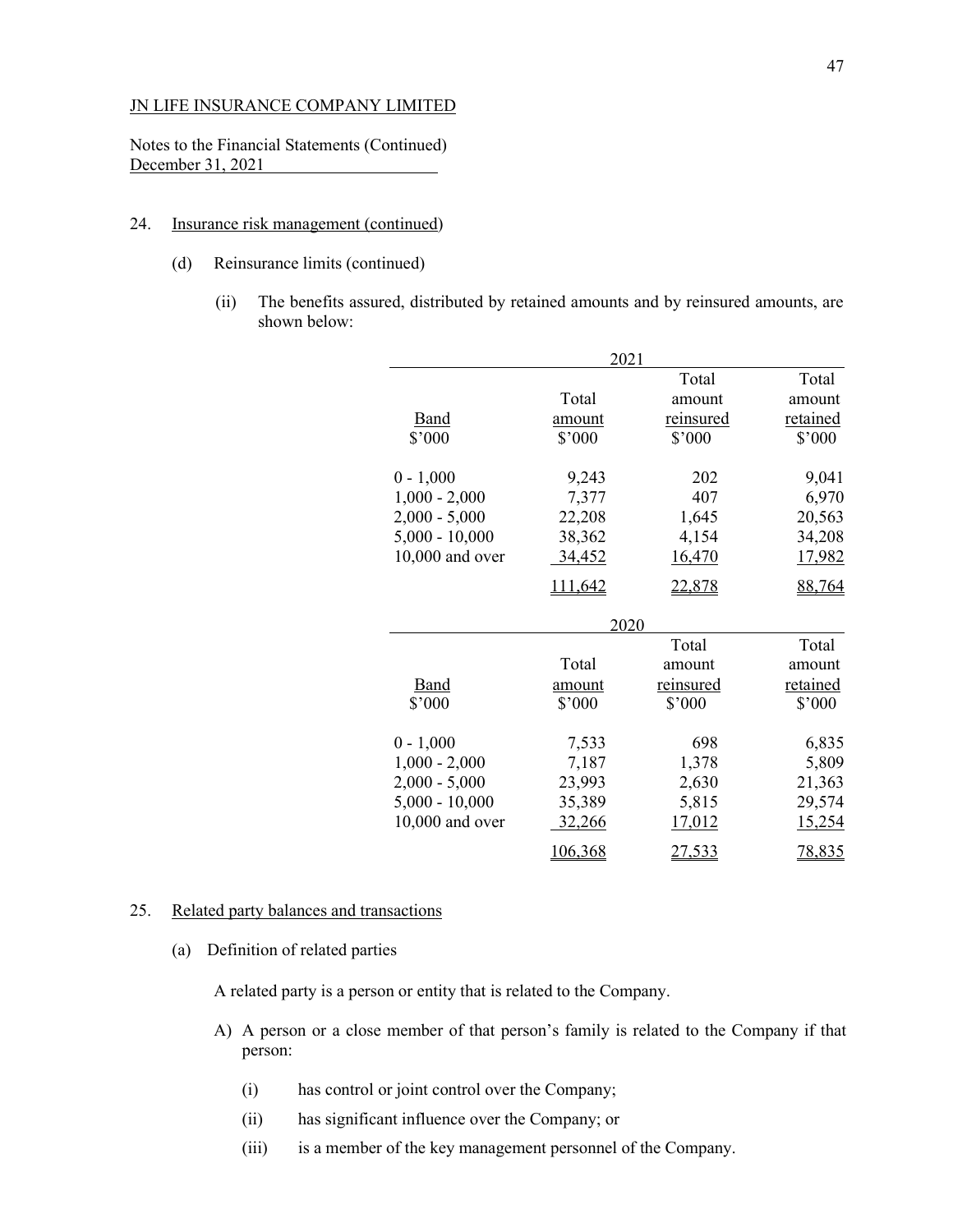JN LIFE INSURANCE COMPANY LIMITED

Notes to the Financial Statements (Continued)
December 31, 2021

24. Insurance risk management (continued)

(d) Reinsurance limits (continued)

(ii) The benefits assured, distributed by retained amounts and by reinsured amounts, are shown below:

| | 2021 | | |
|---|---|---|---|
| Band<br>$'000 | Total amount<br>$'000 | Total amount reinsured<br>$'000 | Total amount retained<br>$'000 |
| 0 - 1,000 | 9,243 | 202 | 9,041 |
| 1,000 - 2,000 | 7,377 | 407 | 6,970 |
| 2,000 - 5,000 | 22,208 | 1,645 | 20,563 |
| 5,000 - 10,000 | 38,362 | 4,154 | 34,208 |
| 10,000 and over | 34,452 | 16,470 | 17,982 |
| | 111,642 | 22,878 | 88,764 |

| | 2020 | | |
|---|---|---|---|
| Band<br>$'000 | Total amount<br>$'000 | Total amount reinsured<br>$'000 | Total amount retained<br>$'000 |
| 0 - 1,000 | 7,533 | 698 | 6,835 |
| 1,000 - 2,000 | 7,187 | 1,378 | 5,809 |
| 2,000 - 5,000 | 23,993 | 2,630 | 21,363 |
| 5,000 - 10,000 | 35,389 | 5,815 | 29,574 |
| 10,000 and over | 32,266 | 17,012 | 15,254 |
| | 106,368 | 27,533 | 78,835 |

25. Related party balances and transactions

(a) Definition of related parties

A related party is a person or entity that is related to the Company.

A) A person or a close member of that person's family is related to the Company if that person:

(i) has control or joint control over the Company;

(ii) has significant influence over the Company; or

(iii) is a member of the key management personnel of the Company.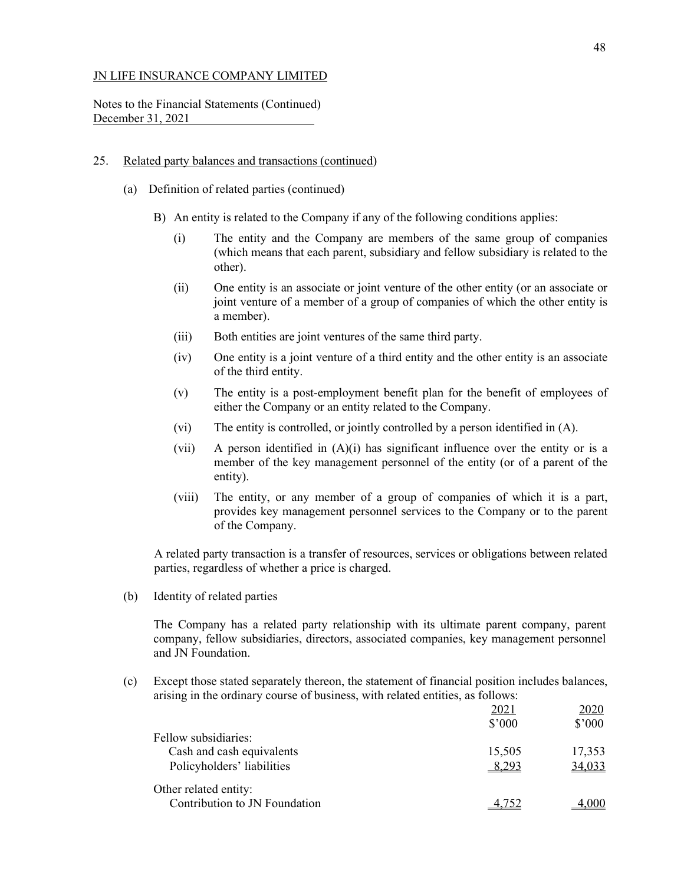JN LIFE INSURANCE COMPANY LIMITED

Notes to the Financial Statements (Continued)
December 31, 2021

25. Related party balances and transactions (continued)

(a) Definition of related parties (continued)

B) An entity is related to the Company if any of the following conditions applies:

(i) The entity and the Company are members of the same group of companies (which means that each parent, subsidiary and fellow subsidiary is related to the other).

(ii) One entity is an associate or joint venture of the other entity (or an associate or joint venture of a member of a group of companies of which the other entity is a member).

(iii) Both entities are joint ventures of the same third party.

(iv) One entity is a joint venture of a third entity and the other entity is an associate of the third entity.

(v) The entity is a post-employment benefit plan for the benefit of employees of either the Company or an entity related to the Company.

(vi) The entity is controlled, or jointly controlled by a person identified in (A).

(vii) A person identified in (A)(i) has significant influence over the entity or is a member of the key management personnel of the entity (or of a parent of the entity).

(viii) The entity, or any member of a group of companies of which it is a part, provides key management personnel services to the Company or to the parent of the Company.

A related party transaction is a transfer of resources, services or obligations between related parties, regardless of whether a price is charged.

(b) Identity of related parties

The Company has a related party relationship with its ultimate parent company, parent company, fellow subsidiaries, directors, associated companies, key management personnel and JN Foundation.

(c) Except those stated separately thereon, the statement of financial position includes balances, arising in the ordinary course of business, with related entities, as follows:

| | 2021 | 2020 |
|---|---|---|
| | $'000 | $'000 |
| Fellow subsidiaries: | | |
| Cash and cash equivalents | 15,505 | 17,353 |
| Policyholders' liabilities | 8,293 | 34,033 |
| Other related entity: | | |
| Contribution to JN Foundation | 4,752 | 4,000 |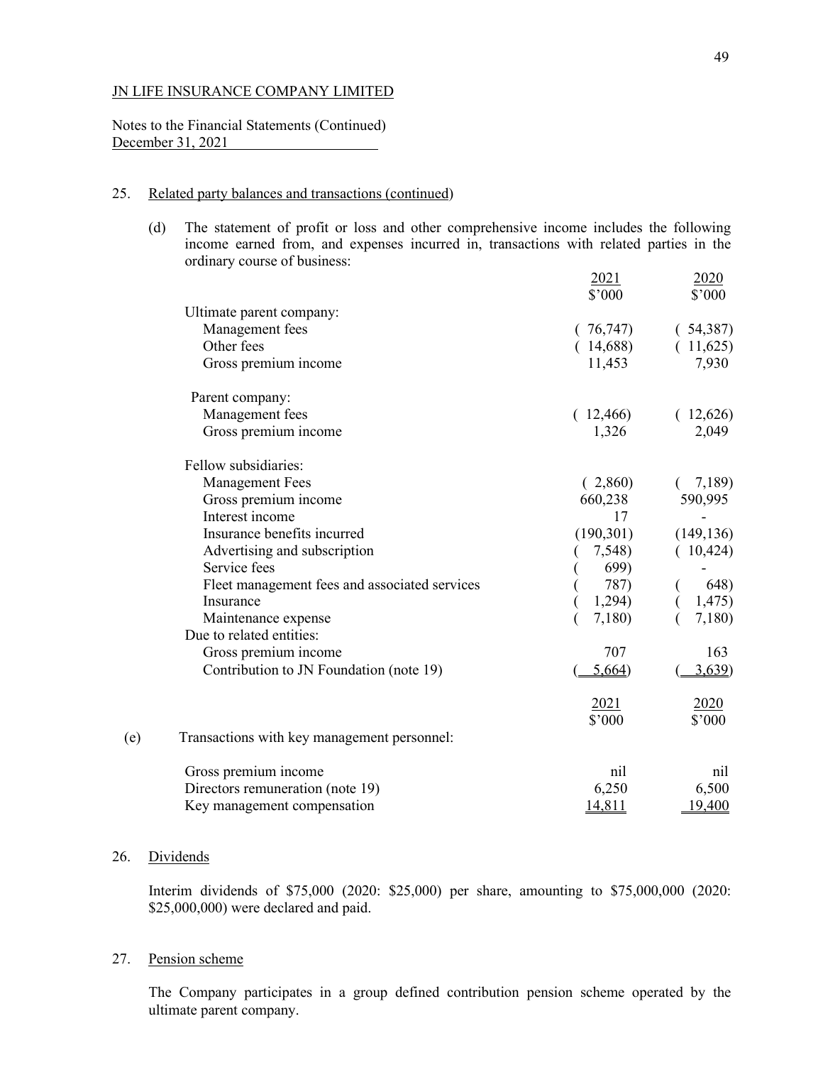JN LIFE INSURANCE COMPANY LIMITED

Notes to the Financial Statements (Continued)
December 31, 2021

25. Related party balances and transactions (continued)

(d) The statement of profit or loss and other comprehensive income includes the following income earned from, and expenses incurred in, transactions with related parties in the ordinary course of business:

| | 2021 $'000 | 2020 $'000 |
|---|---|---|
| Ultimate parent company: | | |
| Management fees | ( 76,747) | ( 54,387) |
| Other fees | ( 14,688) | ( 11,625) |
| Gross premium income | 11,453 | 7,930 |
| Parent company: | | |
| Management fees | ( 12,466) | ( 12,626) |
| Gross premium income | 1,326 | 2,049 |
| Fellow subsidiaries: | | |
| Management Fees | ( 2,860) | ( 7,189) |
| Gross premium income | 660,238 | 590,995 |
| Interest income | 17 | - |
| Insurance benefits incurred | (190,301) | (149,136) |
| Advertising and subscription | ( 7,548) | ( 10,424) |
| Service fees | ( 699) | - |
| Fleet management fees and associated services | ( 787) | ( 648) |
| Insurance | ( 1,294) | ( 1,475) |
| Maintenance expense | ( 7,180) | ( 7,180) |
| Due to related entities: | | |
| Gross premium income | 707 | 163 |
| Contribution to JN Foundation (note 19) | ( 5,664) | ( 3,639) |

(e) Transactions with key management personnel:

| | 2021 $'000 | 2020 $'000 |
|---|---|---|
| Gross premium income | nil | nil |
| Directors remuneration (note 19) | 6,250 | 6,500 |
| Key management compensation | 14,811 | 19,400 |

26. Dividends

Interim dividends of $75,000 (2020: $25,000) per share, amounting to $75,000,000 (2020: $25,000,000) were declared and paid.

27. Pension scheme

The Company participates in a group defined contribution pension scheme operated by the ultimate parent company.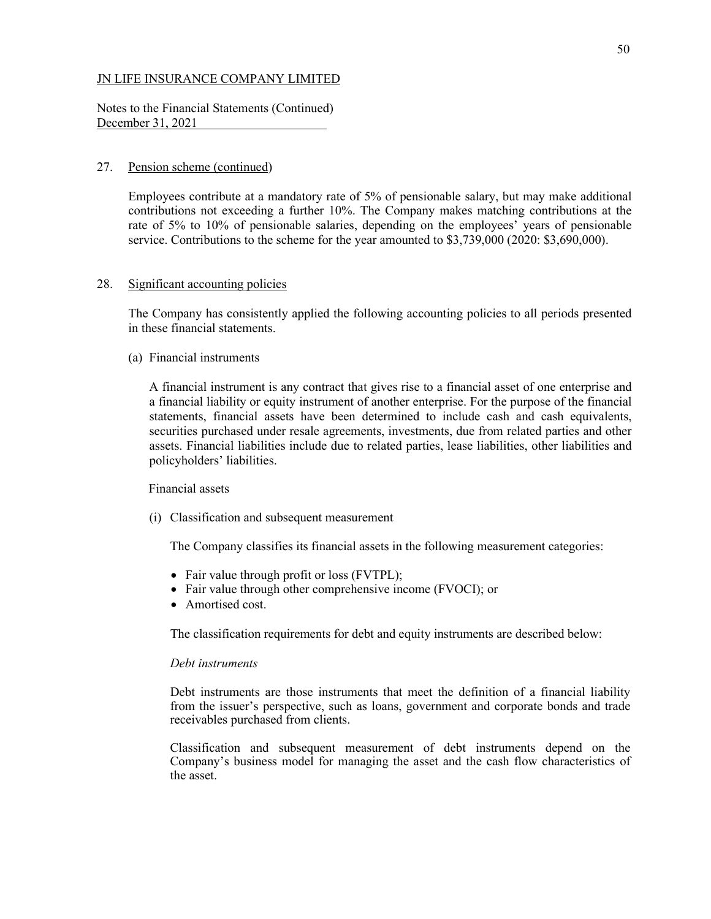JN LIFE INSURANCE COMPANY LIMITED

Notes to the Financial Statements (Continued)
December 31, 2021

27. Pension scheme (continued)

Employees contribute at a mandatory rate of 5% of pensionable salary, but may make additional contributions not exceeding a further 10%. The Company makes matching contributions at the rate of 5% to 10% of pensionable salaries, depending on the employees' years of pensionable service. Contributions to the scheme for the year amounted to $3,739,000 (2020: $3,690,000).

28. Significant accounting policies

The Company has consistently applied the following accounting policies to all periods presented in these financial statements.

(a) Financial instruments

A financial instrument is any contract that gives rise to a financial asset of one enterprise and a financial liability or equity instrument of another enterprise. For the purpose of the financial statements, financial assets have been determined to include cash and cash equivalents, securities purchased under resale agreements, investments, due from related parties and other assets. Financial liabilities include due to related parties, lease liabilities, other liabilities and policyholders' liabilities.

Financial assets

(i) Classification and subsequent measurement

The Company classifies its financial assets in the following measurement categories:

- Fair value through profit or loss (FVTPL);
- Fair value through other comprehensive income (FVOCI); or
- Amortised cost.

The classification requirements for debt and equity instruments are described below:

*Debt instruments*

Debt instruments are those instruments that meet the definition of a financial liability from the issuer's perspective, such as loans, government and corporate bonds and trade receivables purchased from clients.

Classification and subsequent measurement of debt instruments depend on the Company's business model for managing the asset and the cash flow characteristics of the asset.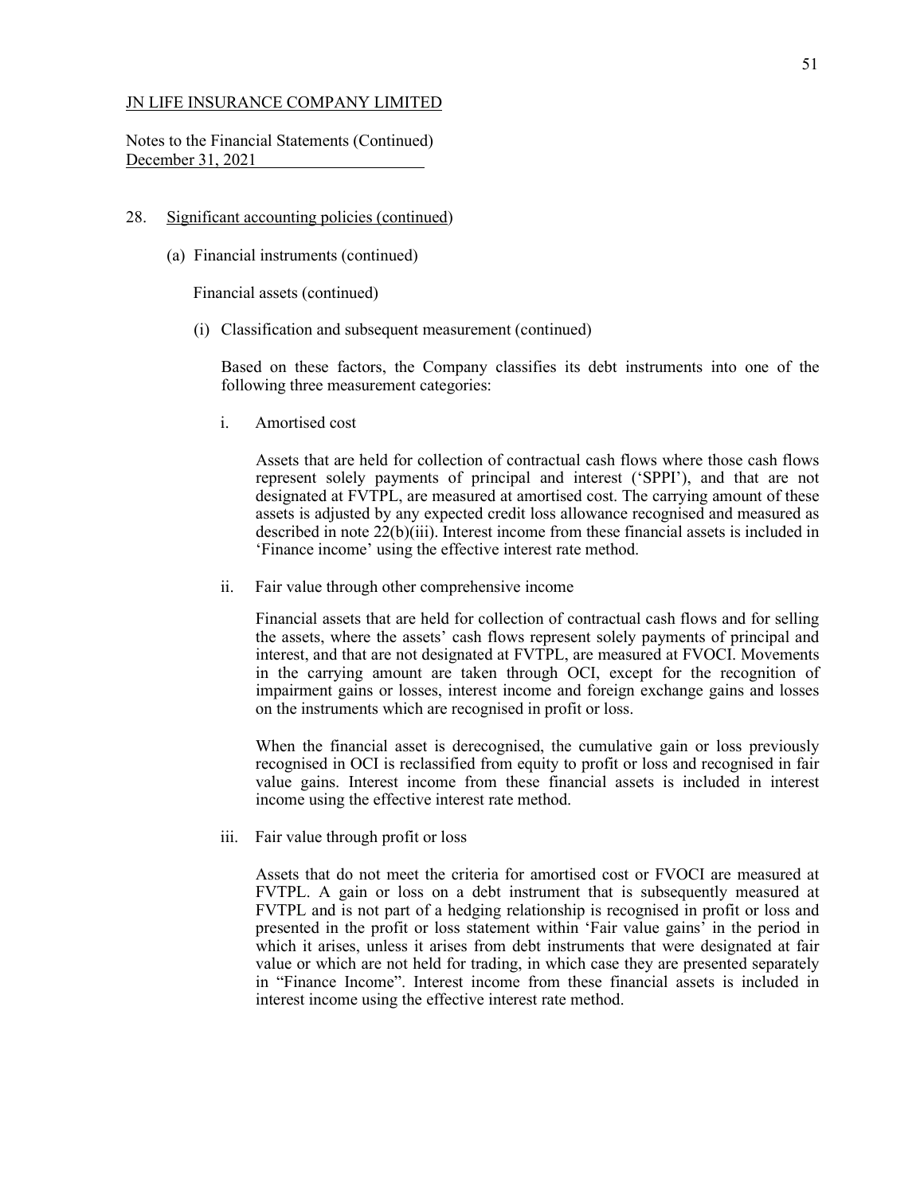JN LIFE INSURANCE COMPANY LIMITED

Notes to the Financial Statements (Continued)
December 31, 2021

28. Significant accounting policies (continued)

(a) Financial instruments (continued)

Financial assets (continued)

(i) Classification and subsequent measurement (continued)

Based on these factors, the Company classifies its debt instruments into one of the following three measurement categories:

i. Amortised cost

Assets that are held for collection of contractual cash flows where those cash flows represent solely payments of principal and interest ('SPPI'), and that are not designated at FVTPL, are measured at amortised cost. The carrying amount of these assets is adjusted by any expected credit loss allowance recognised and measured as described in note 22(b)(iii). Interest income from these financial assets is included in 'Finance income' using the effective interest rate method.

ii. Fair value through other comprehensive income

Financial assets that are held for collection of contractual cash flows and for selling the assets, where the assets' cash flows represent solely payments of principal and interest, and that are not designated at FVTPL, are measured at FVOCI. Movements in the carrying amount are taken through OCI, except for the recognition of impairment gains or losses, interest income and foreign exchange gains and losses on the instruments which are recognised in profit or loss.

When the financial asset is derecognised, the cumulative gain or loss previously recognised in OCI is reclassified from equity to profit or loss and recognised in fair value gains. Interest income from these financial assets is included in interest income using the effective interest rate method.

iii. Fair value through profit or loss

Assets that do not meet the criteria for amortised cost or FVOCI are measured at FVTPL. A gain or loss on a debt instrument that is subsequently measured at FVTPL and is not part of a hedging relationship is recognised in profit or loss and presented in the profit or loss statement within 'Fair value gains' in the period in which it arises, unless it arises from debt instruments that were designated at fair value or which are not held for trading, in which case they are presented separately in "Finance Income". Interest income from these financial assets is included in interest income using the effective interest rate method.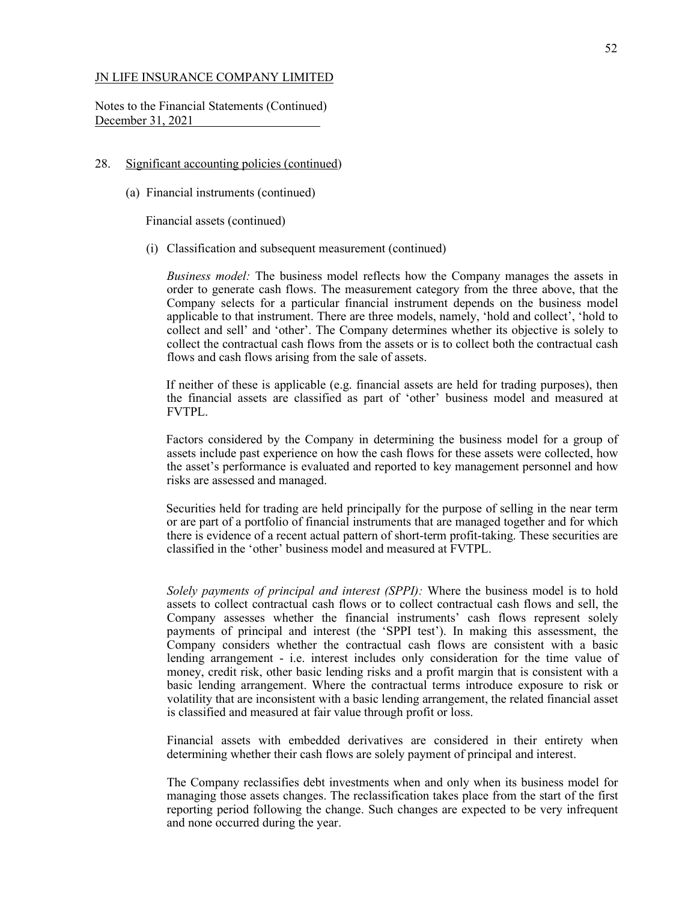JN LIFE INSURANCE COMPANY LIMITED

Notes to the Financial Statements (Continued)
December 31, 2021

28. Significant accounting policies (continued)

(a) Financial instruments (continued)

Financial assets (continued)

(i) Classification and subsequent measurement (continued)

*Business model:* The business model reflects how the Company manages the assets in order to generate cash flows. The measurement category from the three above, that the Company selects for a particular financial instrument depends on the business model applicable to that instrument. There are three models, namely, 'hold and collect', 'hold to collect and sell' and 'other'. The Company determines whether its objective is solely to collect the contractual cash flows from the assets or is to collect both the contractual cash flows and cash flows arising from the sale of assets.

If neither of these is applicable (e.g. financial assets are held for trading purposes), then the financial assets are classified as part of 'other' business model and measured at FVTPL.

Factors considered by the Company in determining the business model for a group of assets include past experience on how the cash flows for these assets were collected, how the asset's performance is evaluated and reported to key management personnel and how risks are assessed and managed.

Securities held for trading are held principally for the purpose of selling in the near term or are part of a portfolio of financial instruments that are managed together and for which there is evidence of a recent actual pattern of short-term profit-taking. These securities are classified in the 'other' business model and measured at FVTPL.

*Solely payments of principal and interest (SPPI):* Where the business model is to hold assets to collect contractual cash flows or to collect contractual cash flows and sell, the Company assesses whether the financial instruments' cash flows represent solely payments of principal and interest (the 'SPPI test'). In making this assessment, the Company considers whether the contractual cash flows are consistent with a basic lending arrangement - i.e. interest includes only consideration for the time value of money, credit risk, other basic lending risks and a profit margin that is consistent with a basic lending arrangement. Where the contractual terms introduce exposure to risk or volatility that are inconsistent with a basic lending arrangement, the related financial asset is classified and measured at fair value through profit or loss.

Financial assets with embedded derivatives are considered in their entirety when determining whether their cash flows are solely payment of principal and interest.

The Company reclassifies debt investments when and only when its business model for managing those assets changes. The reclassification takes place from the start of the first reporting period following the change. Such changes are expected to be very infrequent and none occurred during the year.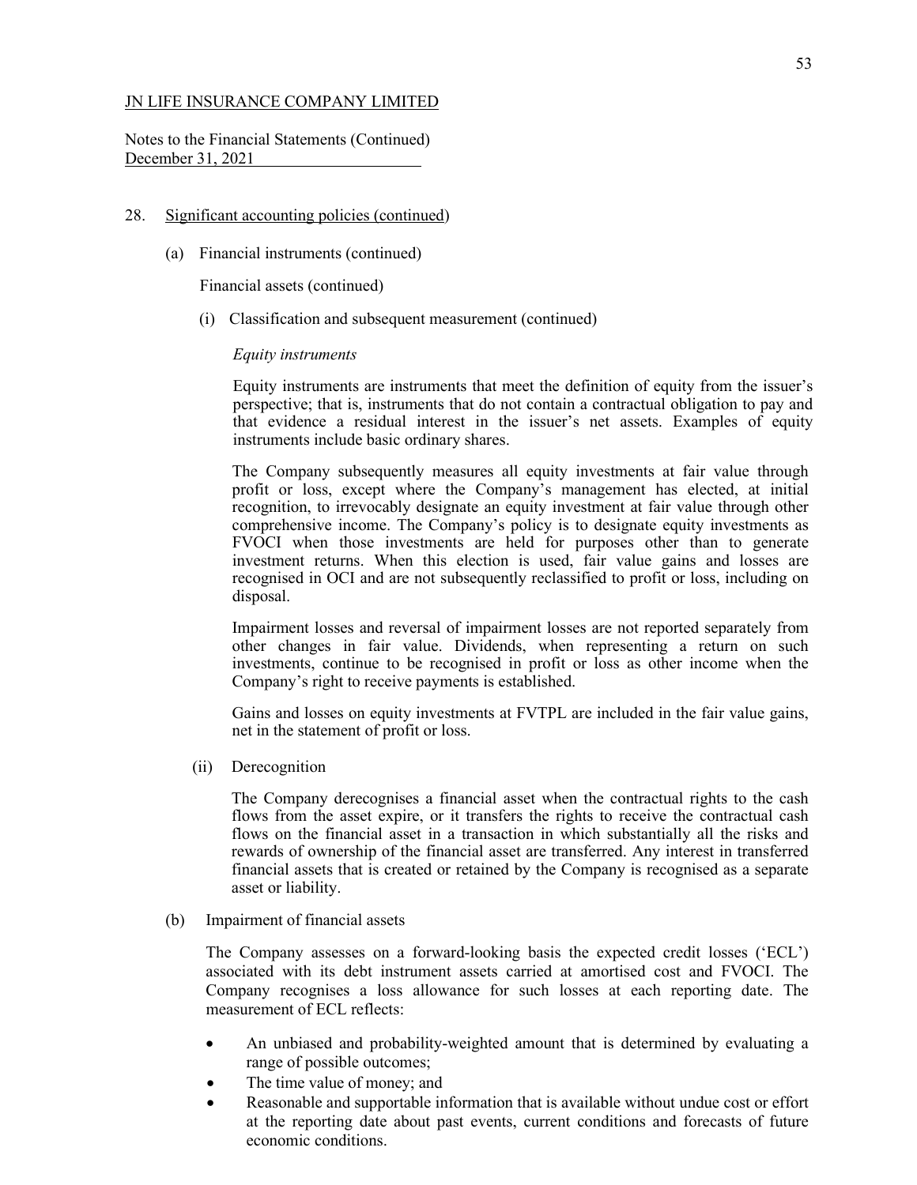JN LIFE INSURANCE COMPANY LIMITED

Notes to the Financial Statements (Continued)
December 31, 2021

28. Significant accounting policies (continued)

(a) Financial instruments (continued)

Financial assets (continued)

(i) Classification and subsequent measurement (continued)

*Equity instruments*

Equity instruments are instruments that meet the definition of equity from the issuer's perspective; that is, instruments that do not contain a contractual obligation to pay and that evidence a residual interest in the issuer's net assets. Examples of equity instruments include basic ordinary shares.

The Company subsequently measures all equity investments at fair value through profit or loss, except where the Company's management has elected, at initial recognition, to irrevocably designate an equity investment at fair value through other comprehensive income. The Company's policy is to designate equity investments as FVOCI when those investments are held for purposes other than to generate investment returns. When this election is used, fair value gains and losses are recognised in OCI and are not subsequently reclassified to profit or loss, including on disposal.

Impairment losses and reversal of impairment losses are not reported separately from other changes in fair value. Dividends, when representing a return on such investments, continue to be recognised in profit or loss as other income when the Company's right to receive payments is established.

Gains and losses on equity investments at FVTPL are included in the fair value gains, net in the statement of profit or loss.

(ii) Derecognition

The Company derecognises a financial asset when the contractual rights to the cash flows from the asset expire, or it transfers the rights to receive the contractual cash flows on the financial asset in a transaction in which substantially all the risks and rewards of ownership of the financial asset are transferred. Any interest in transferred financial assets that is created or retained by the Company is recognised as a separate asset or liability.

(b) Impairment of financial assets

The Company assesses on a forward-looking basis the expected credit losses ('ECL') associated with its debt instrument assets carried at amortised cost and FVOCI. The Company recognises a loss allowance for such losses at each reporting date. The measurement of ECL reflects:

- An unbiased and probability-weighted amount that is determined by evaluating a range of possible outcomes;
- The time value of money; and
- Reasonable and supportable information that is available without undue cost or effort at the reporting date about past events, current conditions and forecasts of future economic conditions.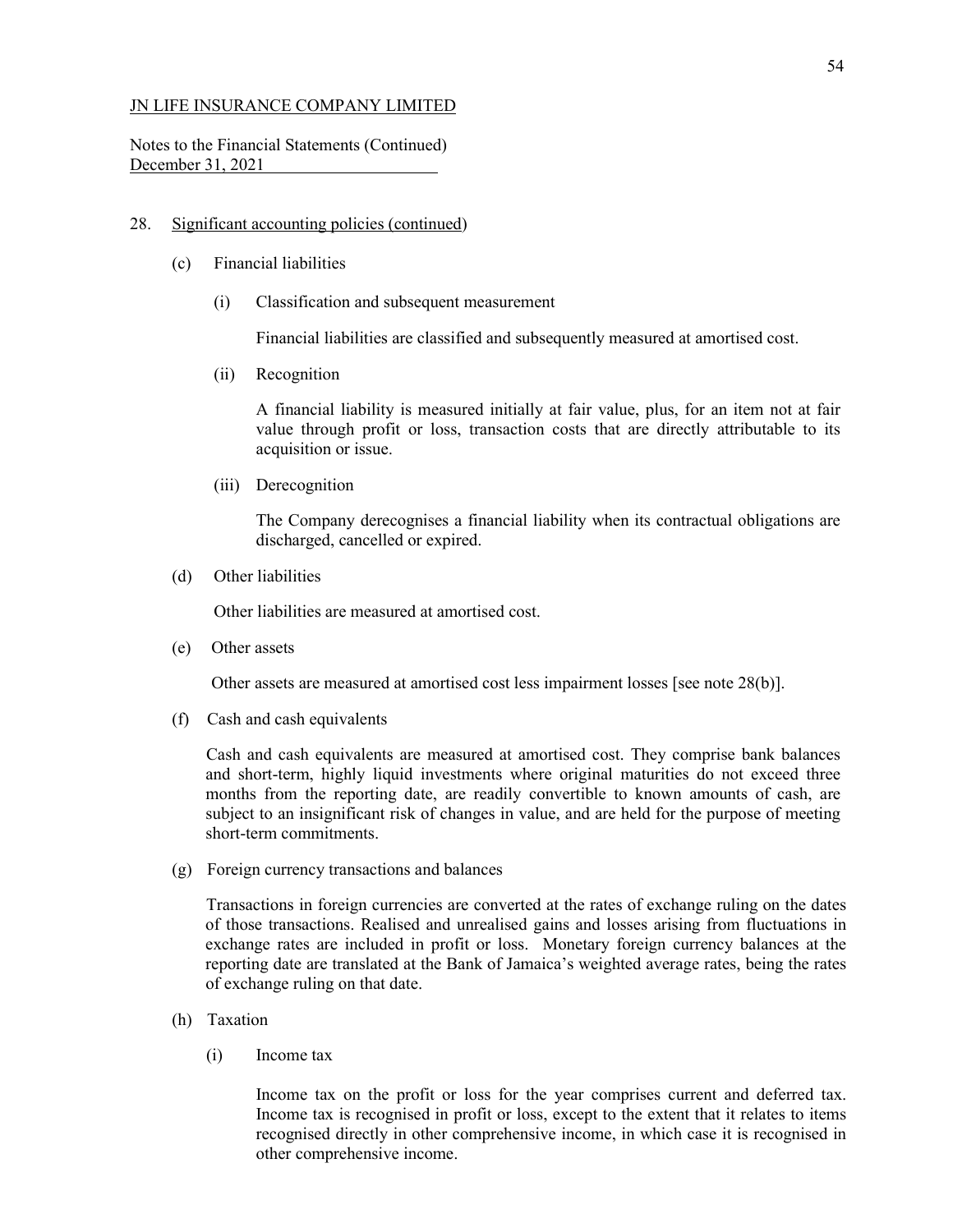JN LIFE INSURANCE COMPANY LIMITED

Notes to the Financial Statements (Continued)
December 31, 2021

28. Significant accounting policies (continued)

(c) Financial liabilities

(i) Classification and subsequent measurement

Financial liabilities are classified and subsequently measured at amortised cost.

(ii) Recognition

A financial liability is measured initially at fair value, plus, for an item not at fair value through profit or loss, transaction costs that are directly attributable to its acquisition or issue.

(iii) Derecognition

The Company derecognises a financial liability when its contractual obligations are discharged, cancelled or expired.

(d) Other liabilities

Other liabilities are measured at amortised cost.

(e) Other assets

Other assets are measured at amortised cost less impairment losses [see note 28(b)].

(f) Cash and cash equivalents

Cash and cash equivalents are measured at amortised cost. They comprise bank balances and short-term, highly liquid investments where original maturities do not exceed three months from the reporting date, are readily convertible to known amounts of cash, are subject to an insignificant risk of changes in value, and are held for the purpose of meeting short-term commitments.

(g) Foreign currency transactions and balances

Transactions in foreign currencies are converted at the rates of exchange ruling on the dates of those transactions. Realised and unrealised gains and losses arising from fluctuations in exchange rates are included in profit or loss. Monetary foreign currency balances at the reporting date are translated at the Bank of Jamaica's weighted average rates, being the rates of exchange ruling on that date.

(h) Taxation

(i) Income tax

Income tax on the profit or loss for the year comprises current and deferred tax. Income tax is recognised in profit or loss, except to the extent that it relates to items recognised directly in other comprehensive income, in which case it is recognised in other comprehensive income.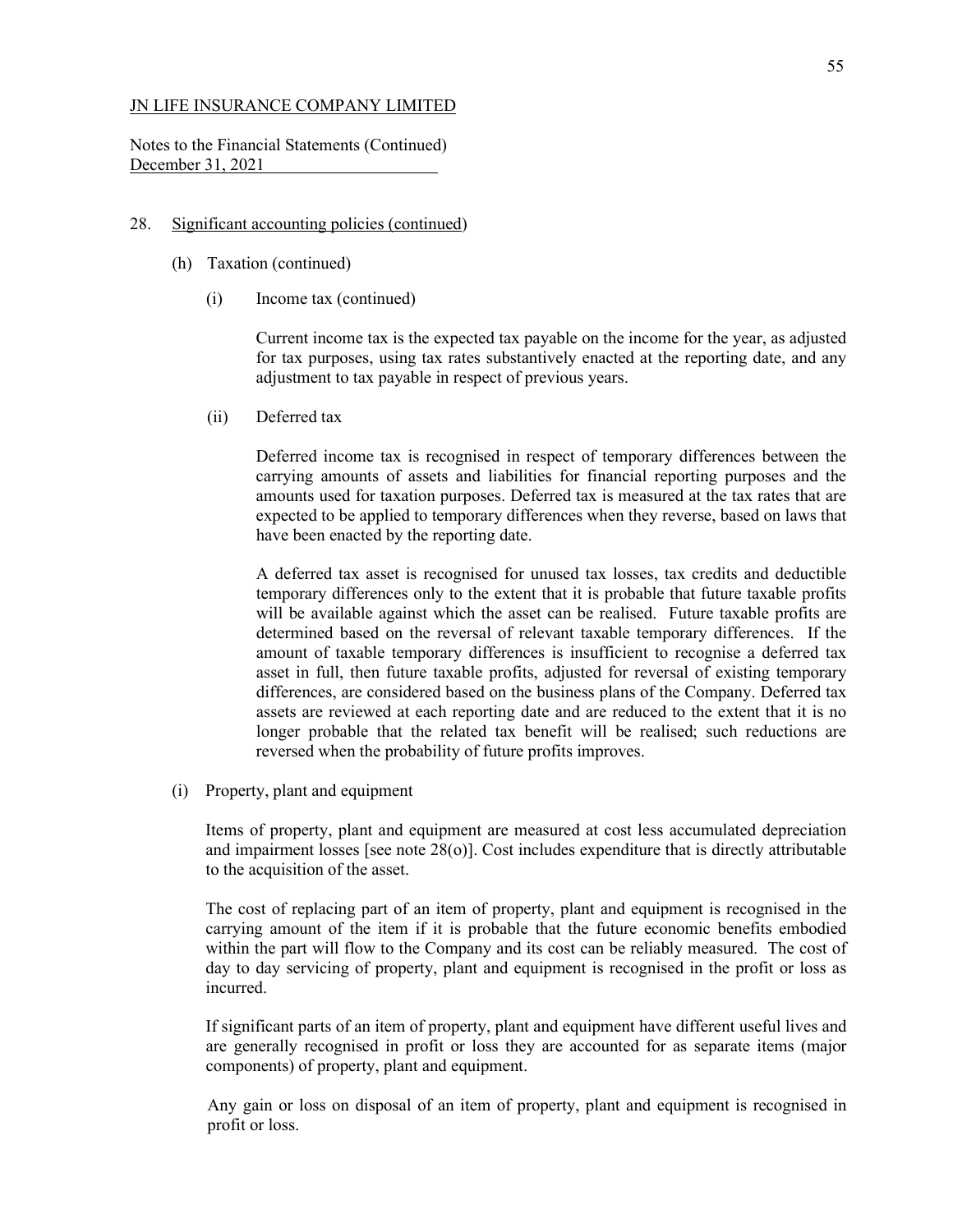JN LIFE INSURANCE COMPANY LIMITED

Notes to the Financial Statements (Continued)
December 31, 2021

28. Significant accounting policies (continued)

   (h) Taxation (continued)

      (i) Income tax (continued)

         Current income tax is the expected tax payable on the income for the year, as adjusted for tax purposes, using tax rates substantively enacted at the reporting date, and any adjustment to tax payable in respect of previous years.

      (ii) Deferred tax

         Deferred income tax is recognised in respect of temporary differences between the carrying amounts of assets and liabilities for financial reporting purposes and the amounts used for taxation purposes. Deferred tax is measured at the tax rates that are expected to be applied to temporary differences when they reverse, based on laws that have been enacted by the reporting date.

         A deferred tax asset is recognised for unused tax losses, tax credits and deductible temporary differences only to the extent that it is probable that future taxable profits will be available against which the asset can be realised. Future taxable profits are determined based on the reversal of relevant taxable temporary differences. If the amount of taxable temporary differences is insufficient to recognise a deferred tax asset in full, then future taxable profits, adjusted for reversal of existing temporary differences, are considered based on the business plans of the Company. Deferred tax assets are reviewed at each reporting date and are reduced to the extent that it is no longer probable that the related tax benefit will be realised; such reductions are reversed when the probability of future profits improves.

   (i) Property, plant and equipment

      Items of property, plant and equipment are measured at cost less accumulated depreciation and impairment losses [see note 28(o)]. Cost includes expenditure that is directly attributable to the acquisition of the asset.

      The cost of replacing part of an item of property, plant and equipment is recognised in the carrying amount of the item if it is probable that the future economic benefits embodied within the part will flow to the Company and its cost can be reliably measured. The cost of day to day servicing of property, plant and equipment is recognised in the profit or loss as incurred.

      If significant parts of an item of property, plant and equipment have different useful lives and are generally recognised in profit or loss they are accounted for as separate items (major components) of property, plant and equipment.

      Any gain or loss on disposal of an item of property, plant and equipment is recognised in profit or loss.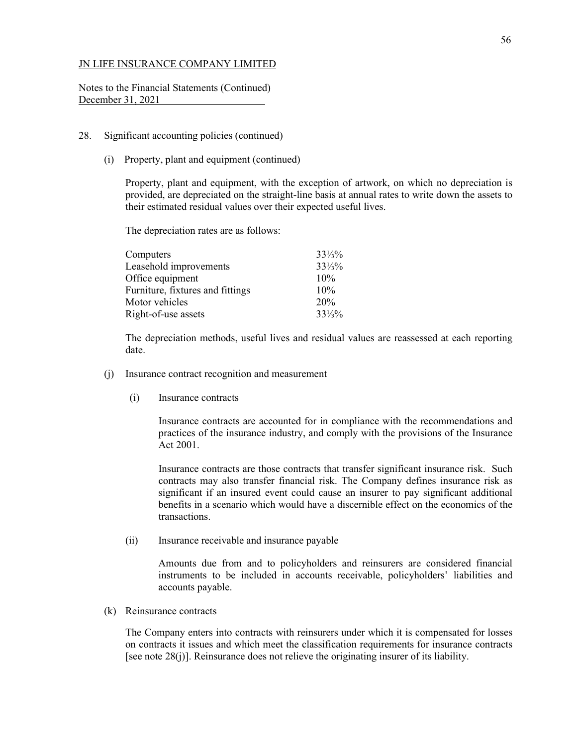JN LIFE INSURANCE COMPANY LIMITED

Notes to the Financial Statements (Continued)
December 31, 2021

## 28. Significant accounting policies (continued)

### (i) Property, plant and equipment (continued)

Property, plant and equipment, with the exception of artwork, on which no depreciation is provided, are depreciated on the straight-line basis at annual rates to write down the assets to their estimated residual values over their expected useful lives.

The depreciation rates are as follows:

| | |
|---|---|
| Computers | 33⅓% |
| Leasehold improvements | 33⅓% |
| Office equipment | 10% |
| Furniture, fixtures and fittings | 10% |
| Motor vehicles | 20% |
| Right-of-use assets | 33⅓% |

The depreciation methods, useful lives and residual values are reassessed at each reporting date.

### (j) Insurance contract recognition and measurement

#### (i) Insurance contracts

Insurance contracts are accounted for in compliance with the recommendations and practices of the insurance industry, and comply with the provisions of the Insurance Act 2001.

Insurance contracts are those contracts that transfer significant insurance risk. Such contracts may also transfer financial risk. The Company defines insurance risk as significant if an insured event could cause an insurer to pay significant additional benefits in a scenario which would have a discernible effect on the economics of the transactions.

#### (ii) Insurance receivable and insurance payable

Amounts due from and to policyholders and reinsurers are considered financial instruments to be included in accounts receivable, policyholders' liabilities and accounts payable.

### (k) Reinsurance contracts

The Company enters into contracts with reinsurers under which it is compensated for losses on contracts it issues and which meet the classification requirements for insurance contracts [see note 28(j)]. Reinsurance does not relieve the originating insurer of its liability.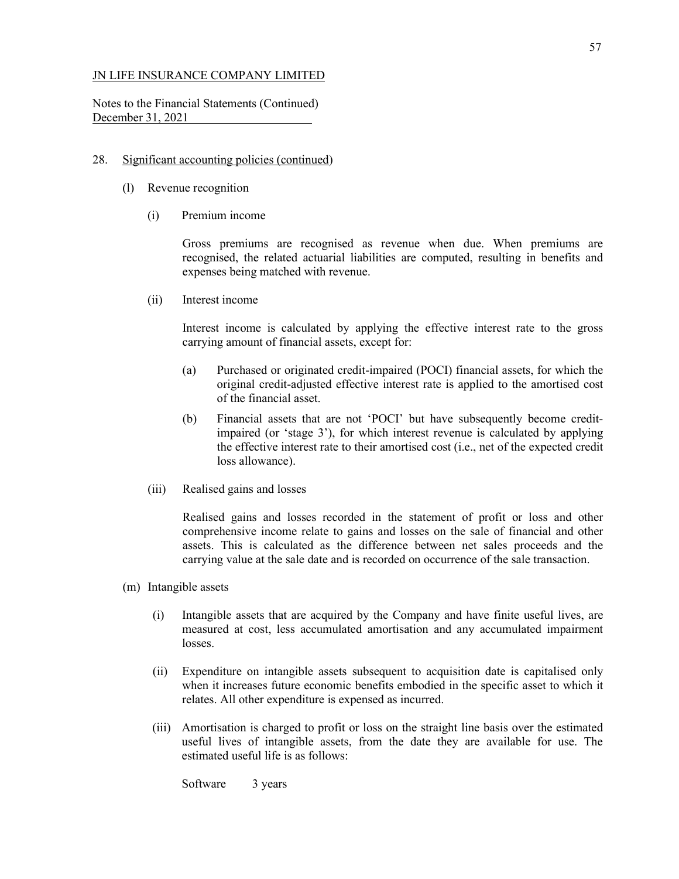JN LIFE INSURANCE COMPANY LIMITED

Notes to the Financial Statements (Continued)
December 31, 2021

## 28. Significant accounting policies (continued)

### (l) Revenue recognition

#### (i) Premium income

Gross premiums are recognised as revenue when due. When premiums are recognised, the related actuarial liabilities are computed, resulting in benefits and expenses being matched with revenue.

#### (ii) Interest income

Interest income is calculated by applying the effective interest rate to the gross carrying amount of financial assets, except for:

(a) Purchased or originated credit-impaired (POCI) financial assets, for which the original credit-adjusted effective interest rate is applied to the amortised cost of the financial asset.

(b) Financial assets that are not 'POCI' but have subsequently become credit-impaired (or 'stage 3'), for which interest revenue is calculated by applying the effective interest rate to their amortised cost (i.e., net of the expected credit loss allowance).

#### (iii) Realised gains and losses

Realised gains and losses recorded in the statement of profit or loss and other comprehensive income relate to gains and losses on the sale of financial and other assets. This is calculated as the difference between net sales proceeds and the carrying value at the sale date and is recorded on occurrence of the sale transaction.

### (m) Intangible assets

(i) Intangible assets that are acquired by the Company and have finite useful lives, are measured at cost, less accumulated amortisation and any accumulated impairment losses.

(ii) Expenditure on intangible assets subsequent to acquisition date is capitalised only when it increases future economic benefits embodied in the specific asset to which it relates. All other expenditure is expensed as incurred.

(iii) Amortisation is charged to profit or loss on the straight line basis over the estimated useful lives of intangible assets, from the date they are available for use. The estimated useful life is as follows:

Software 3 years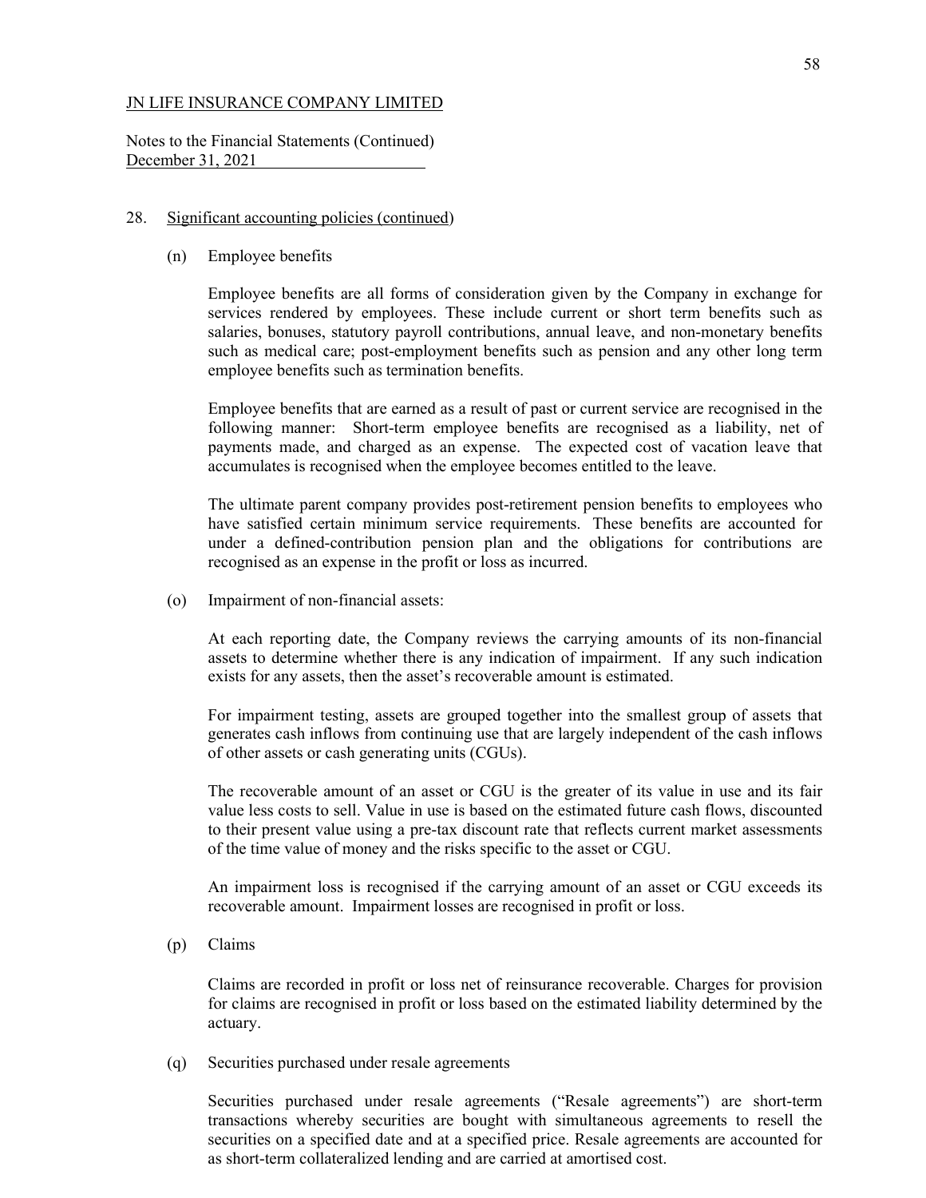JN LIFE INSURANCE COMPANY LIMITED

Notes to the Financial Statements (Continued)
December 31, 2021

28. Significant accounting policies (continued)

(n) Employee benefits

Employee benefits are all forms of consideration given by the Company in exchange for services rendered by employees. These include current or short term benefits such as salaries, bonuses, statutory payroll contributions, annual leave, and non-monetary benefits such as medical care; post-employment benefits such as pension and any other long term employee benefits such as termination benefits.

Employee benefits that are earned as a result of past or current service are recognised in the following manner: Short-term employee benefits are recognised as a liability, net of payments made, and charged as an expense. The expected cost of vacation leave that accumulates is recognised when the employee becomes entitled to the leave.

The ultimate parent company provides post-retirement pension benefits to employees who have satisfied certain minimum service requirements. These benefits are accounted for under a defined-contribution pension plan and the obligations for contributions are recognised as an expense in the profit or loss as incurred.

(o) Impairment of non-financial assets:

At each reporting date, the Company reviews the carrying amounts of its non-financial assets to determine whether there is any indication of impairment. If any such indication exists for any assets, then the asset's recoverable amount is estimated.

For impairment testing, assets are grouped together into the smallest group of assets that generates cash inflows from continuing use that are largely independent of the cash inflows of other assets or cash generating units (CGUs).

The recoverable amount of an asset or CGU is the greater of its value in use and its fair value less costs to sell. Value in use is based on the estimated future cash flows, discounted to their present value using a pre-tax discount rate that reflects current market assessments of the time value of money and the risks specific to the asset or CGU.

An impairment loss is recognised if the carrying amount of an asset or CGU exceeds its recoverable amount. Impairment losses are recognised in profit or loss.

(p) Claims

Claims are recorded in profit or loss net of reinsurance recoverable. Charges for provision for claims are recognised in profit or loss based on the estimated liability determined by the actuary.

(q) Securities purchased under resale agreements

Securities purchased under resale agreements ("Resale agreements") are short-term transactions whereby securities are bought with simultaneous agreements to resell the securities on a specified date and at a specified price. Resale agreements are accounted for as short-term collateralized lending and are carried at amortised cost.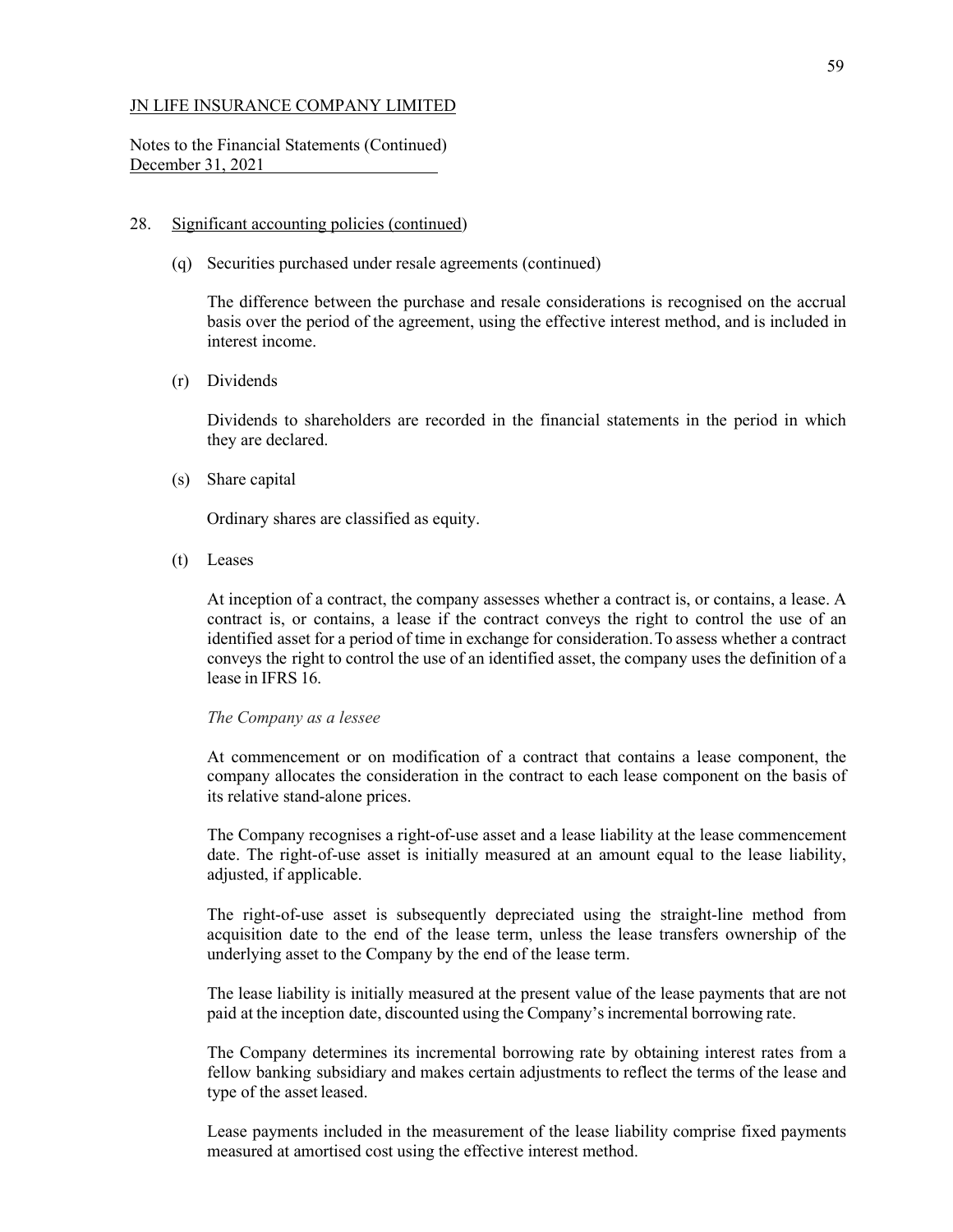JN LIFE INSURANCE COMPANY LIMITED

Notes to the Financial Statements (Continued)
December 31, 2021

## 28. Significant accounting policies (continued)

### (q) Securities purchased under resale agreements (continued)

The difference between the purchase and resale considerations is recognised on the accrual basis over the period of the agreement, using the effective interest method, and is included in interest income.

### (r) Dividends

Dividends to shareholders are recorded in the financial statements in the period in which they are declared.

### (s) Share capital

Ordinary shares are classified as equity.

### (t) Leases

At inception of a contract, the company assesses whether a contract is, or contains, a lease. A contract is, or contains, a lease if the contract conveys the right to control the use of an identified asset for a period of time in exchange for consideration. To assess whether a contract conveys the right to control the use of an identified asset, the company uses the definition of a lease in IFRS 16.

*The Company as a lessee*

At commencement or on modification of a contract that contains a lease component, the company allocates the consideration in the contract to each lease component on the basis of its relative stand-alone prices.

The Company recognises a right-of-use asset and a lease liability at the lease commencement date. The right-of-use asset is initially measured at an amount equal to the lease liability, adjusted, if applicable.

The right-of-use asset is subsequently depreciated using the straight-line method from acquisition date to the end of the lease term, unless the lease transfers ownership of the underlying asset to the Company by the end of the lease term.

The lease liability is initially measured at the present value of the lease payments that are not paid at the inception date, discounted using the Company's incremental borrowing rate.

The Company determines its incremental borrowing rate by obtaining interest rates from a fellow banking subsidiary and makes certain adjustments to reflect the terms of the lease and type of the asset leased.

Lease payments included in the measurement of the lease liability comprise fixed payments measured at amortised cost using the effective interest method.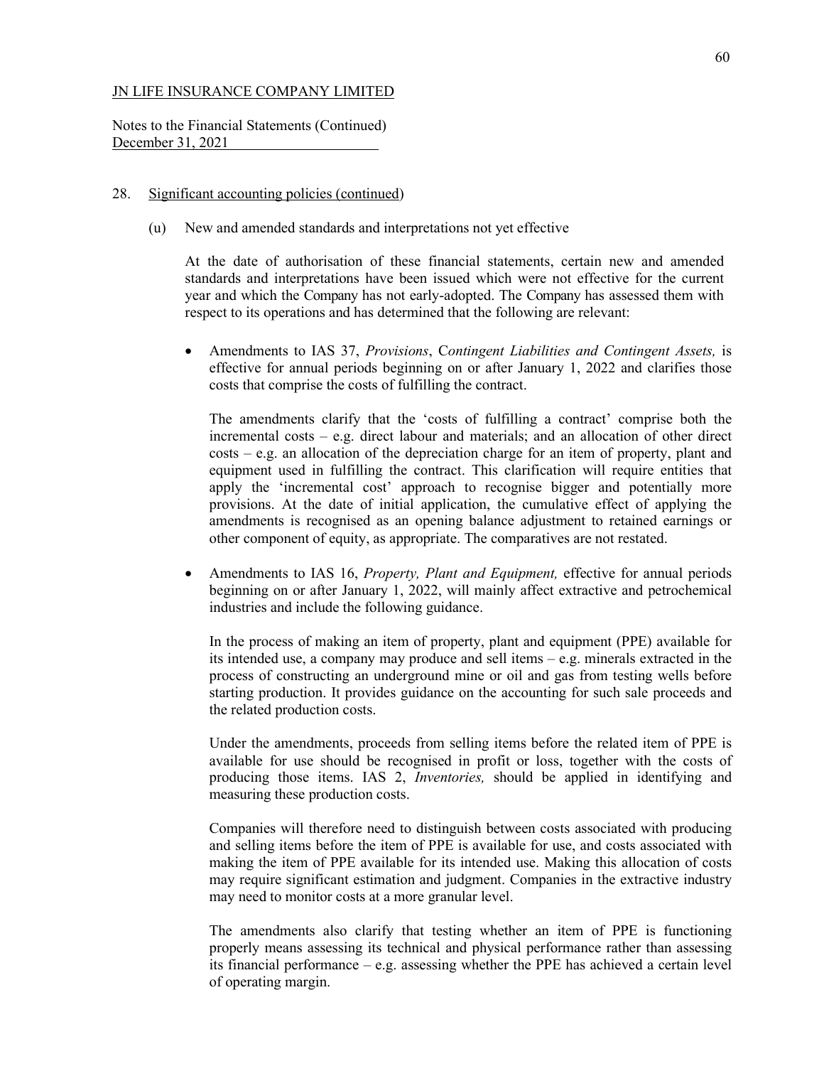JN LIFE INSURANCE COMPANY LIMITED

Notes to the Financial Statements (Continued)
December 31, 2021

28. Significant accounting policies (continued)

(u) New and amended standards and interpretations not yet effective

At the date of authorisation of these financial statements, certain new and amended standards and interpretations have been issued which were not effective for the current year and which the Company has not early-adopted. The Company has assessed them with respect to its operations and has determined that the following are relevant:

- Amendments to IAS 37, *Provisions*, C*ontingent Liabilities and Contingent Assets,* is effective for annual periods beginning on or after January 1, 2022 and clarifies those costs that comprise the costs of fulfilling the contract.

  The amendments clarify that the 'costs of fulfilling a contract' comprise both the incremental costs – e.g. direct labour and materials; and an allocation of other direct costs – e.g. an allocation of the depreciation charge for an item of property, plant and equipment used in fulfilling the contract. This clarification will require entities that apply the 'incremental cost' approach to recognise bigger and potentially more provisions. At the date of initial application, the cumulative effect of applying the amendments is recognised as an opening balance adjustment to retained earnings or other component of equity, as appropriate. The comparatives are not restated.

- Amendments to IAS 16, *Property, Plant and Equipment,* effective for annual periods beginning on or after January 1, 2022, will mainly affect extractive and petrochemical industries and include the following guidance.

  In the process of making an item of property, plant and equipment (PPE) available for its intended use, a company may produce and sell items – e.g. minerals extracted in the process of constructing an underground mine or oil and gas from testing wells before starting production. It provides guidance on the accounting for such sale proceeds and the related production costs.

  Under the amendments, proceeds from selling items before the related item of PPE is available for use should be recognised in profit or loss, together with the costs of producing those items. IAS 2, *Inventories,* should be applied in identifying and measuring these production costs.

  Companies will therefore need to distinguish between costs associated with producing and selling items before the item of PPE is available for use, and costs associated with making the item of PPE available for its intended use. Making this allocation of costs may require significant estimation and judgment. Companies in the extractive industry may need to monitor costs at a more granular level.

  The amendments also clarify that testing whether an item of PPE is functioning properly means assessing its technical and physical performance rather than assessing its financial performance – e.g. assessing whether the PPE has achieved a certain level of operating margin.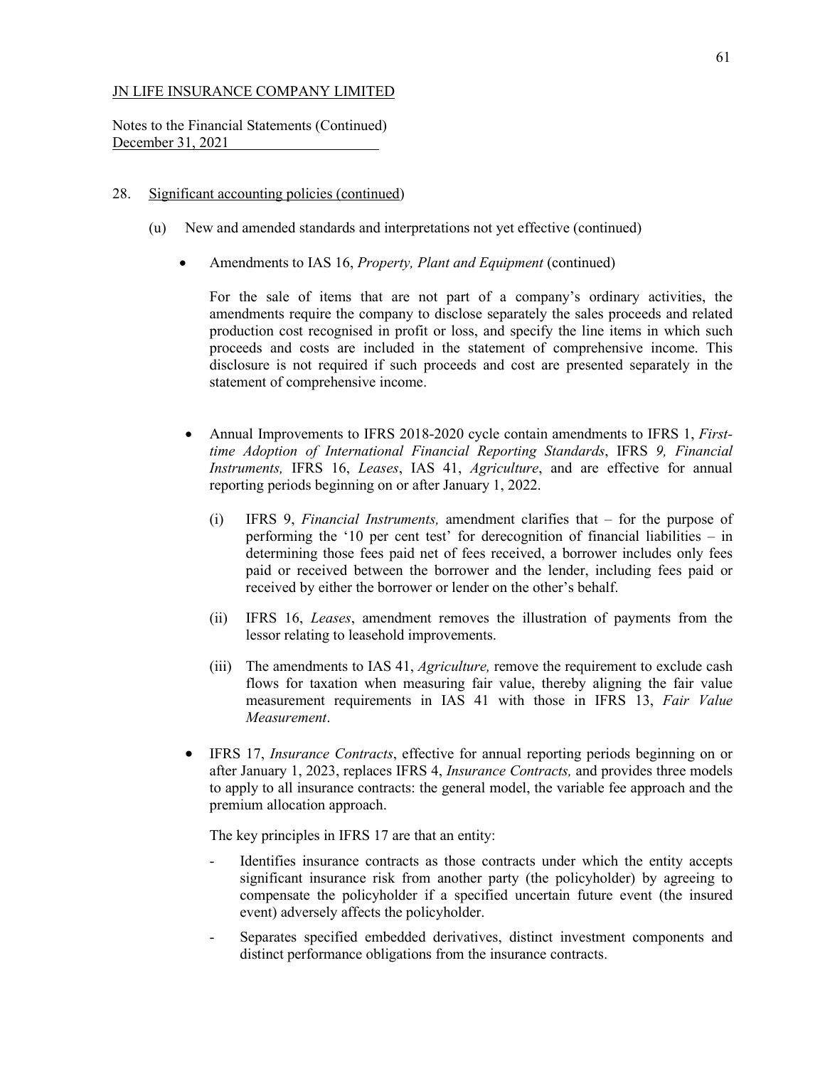JN LIFE INSURANCE COMPANY LIMITED

Notes to the Financial Statements (Continued)
December 31, 2021

28. Significant accounting policies (continued)

(u) New and amended standards and interpretations not yet effective (continued)

- Amendments to IAS 16, *Property, Plant and Equipment* (continued)

  For the sale of items that are not part of a company's ordinary activities, the amendments require the company to disclose separately the sales proceeds and related production cost recognised in profit or loss, and specify the line items in which such proceeds and costs are included in the statement of comprehensive income. This disclosure is not required if such proceeds and cost are presented separately in the statement of comprehensive income.

- Annual Improvements to IFRS 2018-2020 cycle contain amendments to IFRS 1, *First-time Adoption of International Financial Reporting Standards*, IFRS *9, Financial Instruments,* IFRS 16, *Leases*, IAS 41, *Agriculture*, and are effective for annual reporting periods beginning on or after January 1, 2022.

  (i) IFRS 9, *Financial Instruments,* amendment clarifies that – for the purpose of performing the '10 per cent test' for derecognition of financial liabilities – in determining those fees paid net of fees received, a borrower includes only fees paid or received between the borrower and the lender, including fees paid or received by either the borrower or lender on the other's behalf.

  (ii) IFRS 16, *Leases*, amendment removes the illustration of payments from the lessor relating to leasehold improvements.

  (iii) The amendments to IAS 41, *Agriculture,* remove the requirement to exclude cash flows for taxation when measuring fair value, thereby aligning the fair value measurement requirements in IAS 41 with those in IFRS 13, *Fair Value Measurement*.

- IFRS 17, *Insurance Contracts*, effective for annual reporting periods beginning on or after January 1, 2023, replaces IFRS 4, *Insurance Contracts,* and provides three models to apply to all insurance contracts: the general model, the variable fee approach and the premium allocation approach.

  The key principles in IFRS 17 are that an entity:

  - Identifies insurance contracts as those contracts under which the entity accepts significant insurance risk from another party (the policyholder) by agreeing to compensate the policyholder if a specified uncertain future event (the insured event) adversely affects the policyholder.

  - Separates specified embedded derivatives, distinct investment components and distinct performance obligations from the insurance contracts.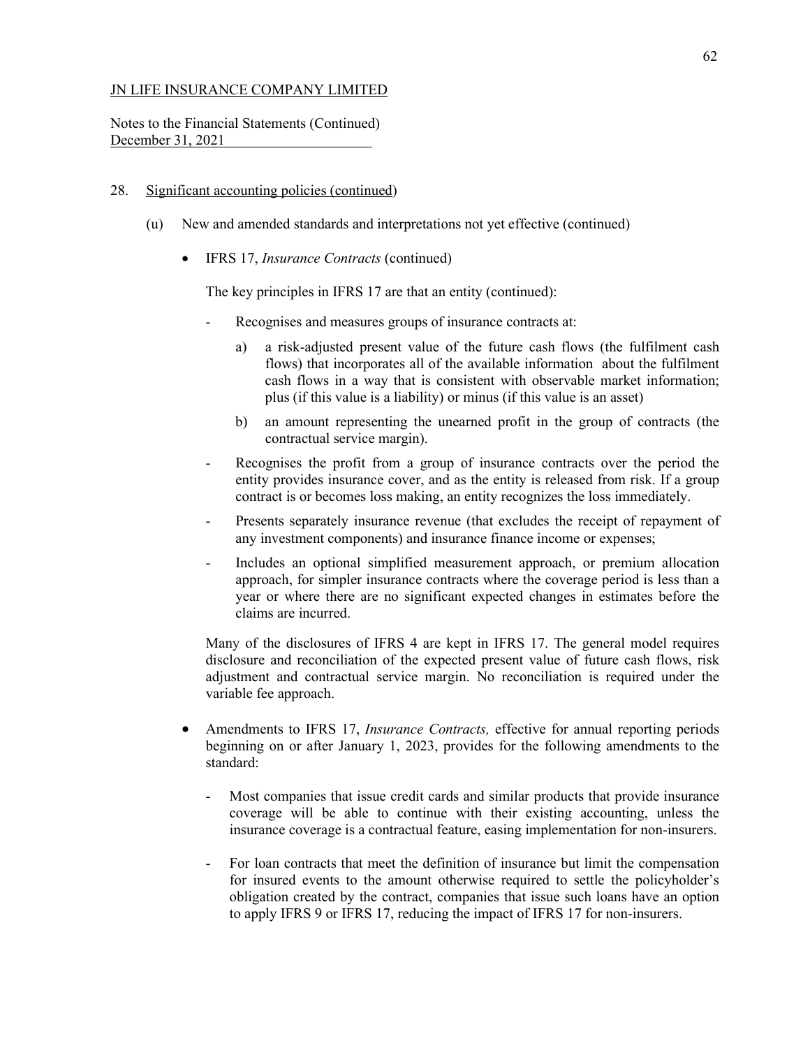JN LIFE INSURANCE COMPANY LIMITED

Notes to the Financial Statements (Continued)
December 31, 2021

28. Significant accounting policies (continued)

(u) New and amended standards and interpretations not yet effective (continued)

- IFRS 17, *Insurance Contracts* (continued)

  The key principles in IFRS 17 are that an entity (continued):

  - Recognises and measures groups of insurance contracts at:

    a) a risk-adjusted present value of the future cash flows (the fulfilment cash flows) that incorporates all of the available information about the fulfilment cash flows in a way that is consistent with observable market information; plus (if this value is a liability) or minus (if this value is an asset)

    b) an amount representing the unearned profit in the group of contracts (the contractual service margin).

  - Recognises the profit from a group of insurance contracts over the period the entity provides insurance cover, and as the entity is released from risk. If a group contract is or becomes loss making, an entity recognizes the loss immediately.

  - Presents separately insurance revenue (that excludes the receipt of repayment of any investment components) and insurance finance income or expenses;

  - Includes an optional simplified measurement approach, or premium allocation approach, for simpler insurance contracts where the coverage period is less than a year or where there are no significant expected changes in estimates before the claims are incurred.

  Many of the disclosures of IFRS 4 are kept in IFRS 17. The general model requires disclosure and reconciliation of the expected present value of future cash flows, risk adjustment and contractual service margin. No reconciliation is required under the variable fee approach.

- Amendments to IFRS 17, *Insurance Contracts,* effective for annual reporting periods beginning on or after January 1, 2023, provides for the following amendments to the standard:

  - Most companies that issue credit cards and similar products that provide insurance coverage will be able to continue with their existing accounting, unless the insurance coverage is a contractual feature, easing implementation for non-insurers.

  - For loan contracts that meet the definition of insurance but limit the compensation for insured events to the amount otherwise required to settle the policyholder's obligation created by the contract, companies that issue such loans have an option to apply IFRS 9 or IFRS 17, reducing the impact of IFRS 17 for non-insurers.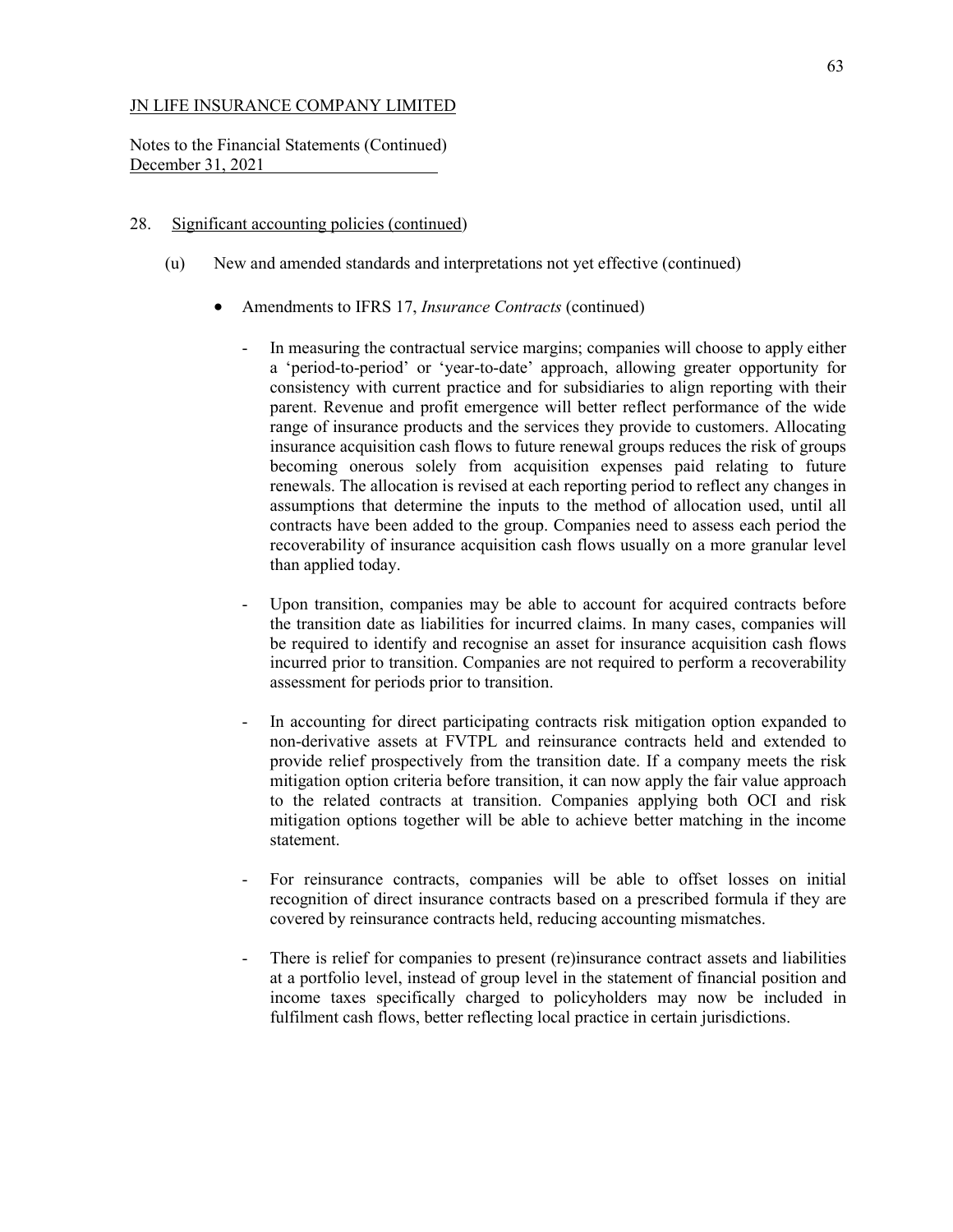JN LIFE INSURANCE COMPANY LIMITED

Notes to the Financial Statements (Continued)
December 31, 2021

28. Significant accounting policies (continued)

(u) New and amended standards and interpretations not yet effective (continued)

- Amendments to IFRS 17, *Insurance Contracts* (continued)

  - In measuring the contractual service margins; companies will choose to apply either a 'period-to-period' or 'year-to-date' approach, allowing greater opportunity for consistency with current practice and for subsidiaries to align reporting with their parent. Revenue and profit emergence will better reflect performance of the wide range of insurance products and the services they provide to customers. Allocating insurance acquisition cash flows to future renewal groups reduces the risk of groups becoming onerous solely from acquisition expenses paid relating to future renewals. The allocation is revised at each reporting period to reflect any changes in assumptions that determine the inputs to the method of allocation used, until all contracts have been added to the group. Companies need to assess each period the recoverability of insurance acquisition cash flows usually on a more granular level than applied today.

  - Upon transition, companies may be able to account for acquired contracts before the transition date as liabilities for incurred claims. In many cases, companies will be required to identify and recognise an asset for insurance acquisition cash flows incurred prior to transition. Companies are not required to perform a recoverability assessment for periods prior to transition.

  - In accounting for direct participating contracts risk mitigation option expanded to non-derivative assets at FVTPL and reinsurance contracts held and extended to provide relief prospectively from the transition date. If a company meets the risk mitigation option criteria before transition, it can now apply the fair value approach to the related contracts at transition. Companies applying both OCI and risk mitigation options together will be able to achieve better matching in the income statement.

  - For reinsurance contracts, companies will be able to offset losses on initial recognition of direct insurance contracts based on a prescribed formula if they are covered by reinsurance contracts held, reducing accounting mismatches.

  - There is relief for companies to present (re)insurance contract assets and liabilities at a portfolio level, instead of group level in the statement of financial position and income taxes specifically charged to policyholders may now be included in fulfilment cash flows, better reflecting local practice in certain jurisdictions.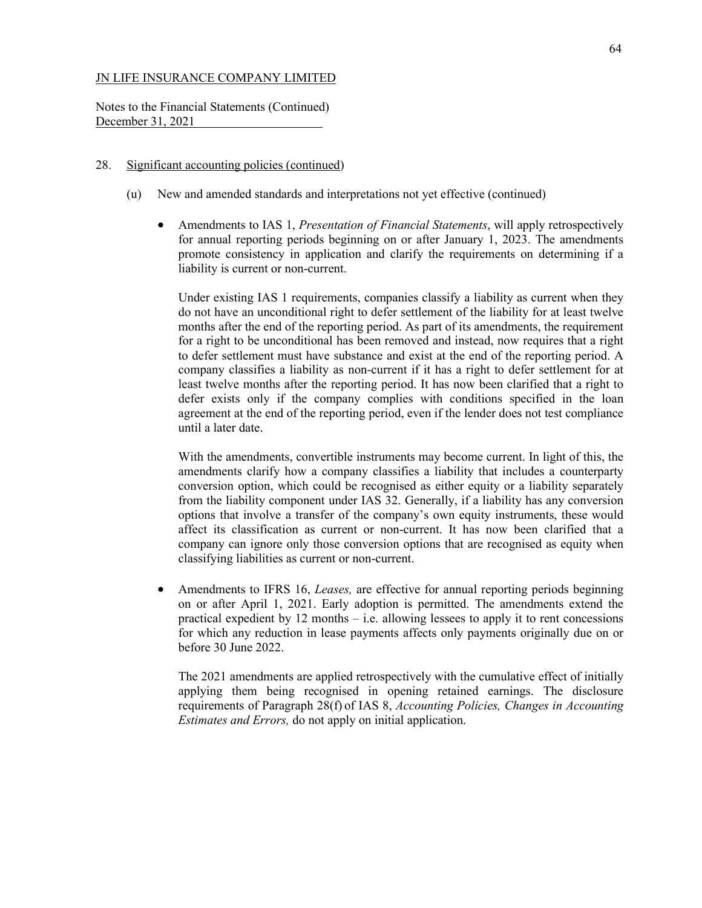JN LIFE INSURANCE COMPANY LIMITED

Notes to the Financial Statements (Continued)
December 31, 2021

28. Significant accounting policies (continued)

(u) New and amended standards and interpretations not yet effective (continued)

- Amendments to IAS 1, *Presentation of Financial Statements*, will apply retrospectively for annual reporting periods beginning on or after January 1, 2023. The amendments promote consistency in application and clarify the requirements on determining if a liability is current or non-current.

  Under existing IAS 1 requirements, companies classify a liability as current when they do not have an unconditional right to defer settlement of the liability for at least twelve months after the end of the reporting period. As part of its amendments, the requirement for a right to be unconditional has been removed and instead, now requires that a right to defer settlement must have substance and exist at the end of the reporting period. A company classifies a liability as non-current if it has a right to defer settlement for at least twelve months after the reporting period. It has now been clarified that a right to defer exists only if the company complies with conditions specified in the loan agreement at the end of the reporting period, even if the lender does not test compliance until a later date.

  With the amendments, convertible instruments may become current. In light of this, the amendments clarify how a company classifies a liability that includes a counterparty conversion option, which could be recognised as either equity or a liability separately from the liability component under IAS 32. Generally, if a liability has any conversion options that involve a transfer of the company's own equity instruments, these would affect its classification as current or non-current. It has now been clarified that a company can ignore only those conversion options that are recognised as equity when classifying liabilities as current or non-current.

- Amendments to IFRS 16, *Leases,* are effective for annual reporting periods beginning on or after April 1, 2021. Early adoption is permitted. The amendments extend the practical expedient by 12 months – i.e. allowing lessees to apply it to rent concessions for which any reduction in lease payments affects only payments originally due on or before 30 June 2022.

  The 2021 amendments are applied retrospectively with the cumulative effect of initially applying them being recognised in opening retained earnings. The disclosure requirements of Paragraph 28(f) of IAS 8, *Accounting Policies, Changes in Accounting Estimates and Errors,* do not apply on initial application.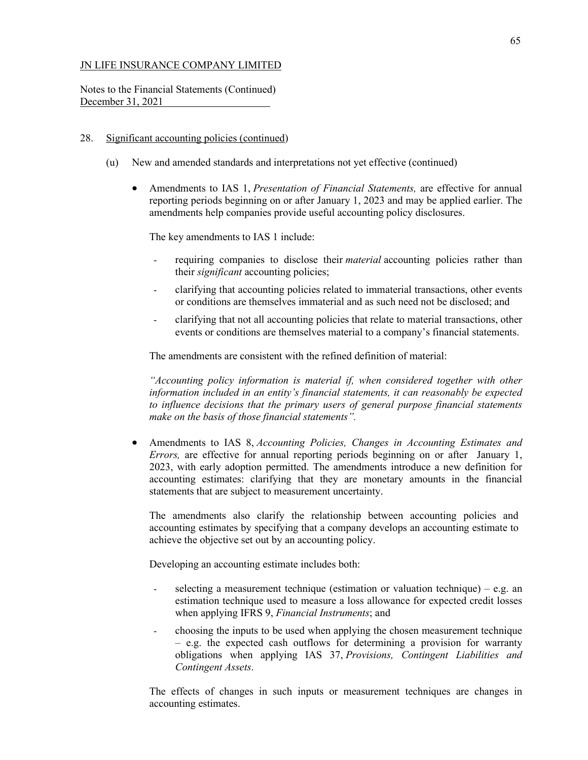JN LIFE INSURANCE COMPANY LIMITED

Notes to the Financial Statements (Continued)
December 31, 2021

28. Significant accounting policies (continued)

(u) New and amended standards and interpretations not yet effective (continued)

- Amendments to IAS 1, *Presentation of Financial Statements,* are effective for annual reporting periods beginning on or after January 1, 2023 and may be applied earlier. The amendments help companies provide useful accounting policy disclosures.

  The key amendments to IAS 1 include:

  - requiring companies to disclose their *material* accounting policies rather than their *significant* accounting policies;
  - clarifying that accounting policies related to immaterial transactions, other events or conditions are themselves immaterial and as such need not be disclosed; and
  - clarifying that not all accounting policies that relate to material transactions, other events or conditions are themselves material to a company's financial statements.

  The amendments are consistent with the refined definition of material:

  *"Accounting policy information is material if, when considered together with other information included in an entity's financial statements, it can reasonably be expected to influence decisions that the primary users of general purpose financial statements make on the basis of those financial statements".*

- Amendments to IAS 8, *Accounting Policies, Changes in Accounting Estimates and Errors,* are effective for annual reporting periods beginning on or after January 1, 2023, with early adoption permitted. The amendments introduce a new definition for accounting estimates: clarifying that they are monetary amounts in the financial statements that are subject to measurement uncertainty.

  The amendments also clarify the relationship between accounting policies and accounting estimates by specifying that a company develops an accounting estimate to achieve the objective set out by an accounting policy.

  Developing an accounting estimate includes both:

  - selecting a measurement technique (estimation or valuation technique) – e.g. an estimation technique used to measure a loss allowance for expected credit losses when applying IFRS 9, *Financial Instruments*; and
  - choosing the inputs to be used when applying the chosen measurement technique – e.g. the expected cash outflows for determining a provision for warranty obligations when applying IAS 37, *Provisions, Contingent Liabilities and Contingent Assets*.

  The effects of changes in such inputs or measurement techniques are changes in accounting estimates.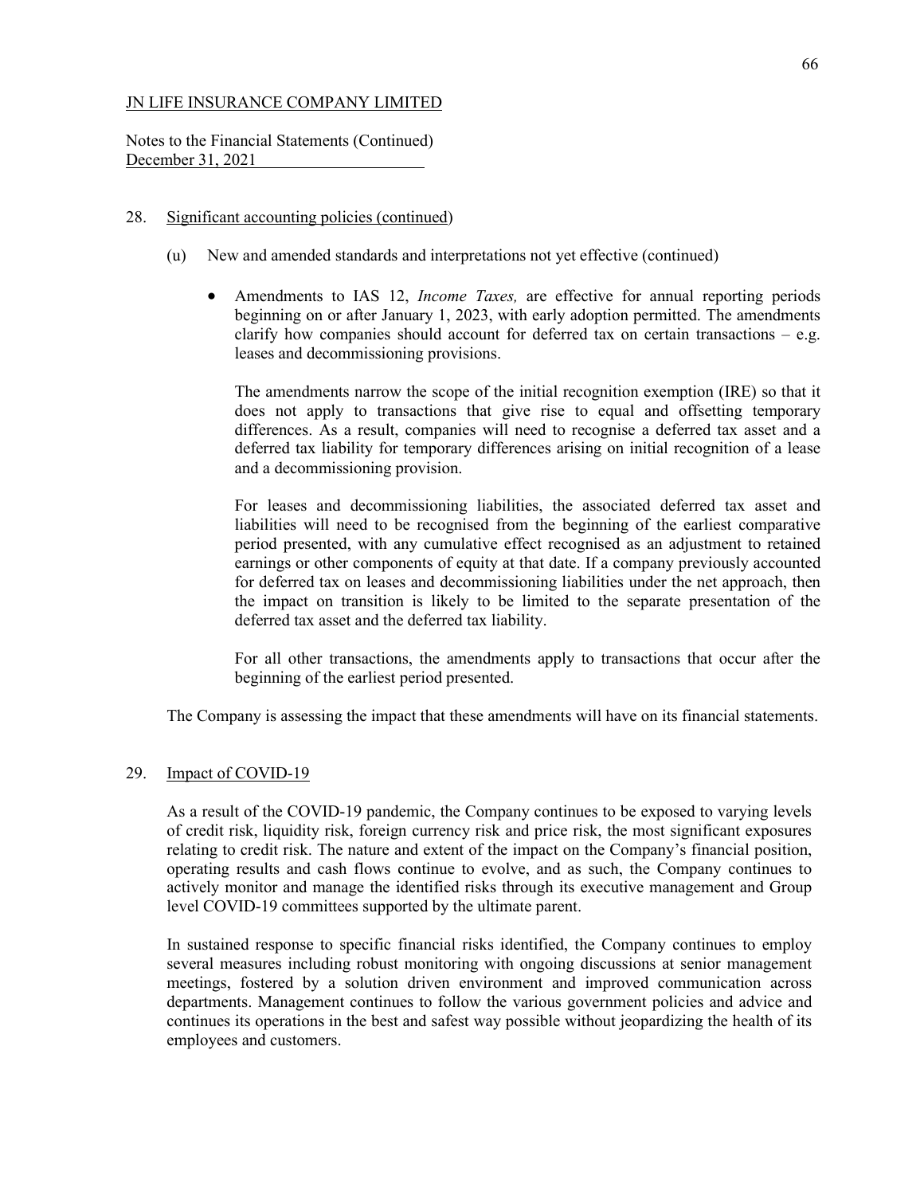JN LIFE INSURANCE COMPANY LIMITED

Notes to the Financial Statements (Continued)
December 31, 2021

## 28. Significant accounting policies (continued)

(u) New and amended standards and interpretations not yet effective (continued)

- Amendments to IAS 12, *Income Taxes,* are effective for annual reporting periods beginning on or after January 1, 2023, with early adoption permitted. The amendments clarify how companies should account for deferred tax on certain transactions – e.g. leases and decommissioning provisions.

  The amendments narrow the scope of the initial recognition exemption (IRE) so that it does not apply to transactions that give rise to equal and offsetting temporary differences. As a result, companies will need to recognise a deferred tax asset and a deferred tax liability for temporary differences arising on initial recognition of a lease and a decommissioning provision.

  For leases and decommissioning liabilities, the associated deferred tax asset and liabilities will need to be recognised from the beginning of the earliest comparative period presented, with any cumulative effect recognised as an adjustment to retained earnings or other components of equity at that date. If a company previously accounted for deferred tax on leases and decommissioning liabilities under the net approach, then the impact on transition is likely to be limited to the separate presentation of the deferred tax asset and the deferred tax liability.

  For all other transactions, the amendments apply to transactions that occur after the beginning of the earliest period presented.

The Company is assessing the impact that these amendments will have on its financial statements.

## 29. Impact of COVID-19

As a result of the COVID-19 pandemic, the Company continues to be exposed to varying levels of credit risk, liquidity risk, foreign currency risk and price risk, the most significant exposures relating to credit risk. The nature and extent of the impact on the Company's financial position, operating results and cash flows continue to evolve, and as such, the Company continues to actively monitor and manage the identified risks through its executive management and Group level COVID-19 committees supported by the ultimate parent.

In sustained response to specific financial risks identified, the Company continues to employ several measures including robust monitoring with ongoing discussions at senior management meetings, fostered by a solution driven environment and improved communication across departments. Management continues to follow the various government policies and advice and continues its operations in the best and safest way possible without jeopardizing the health of its employees and customers.